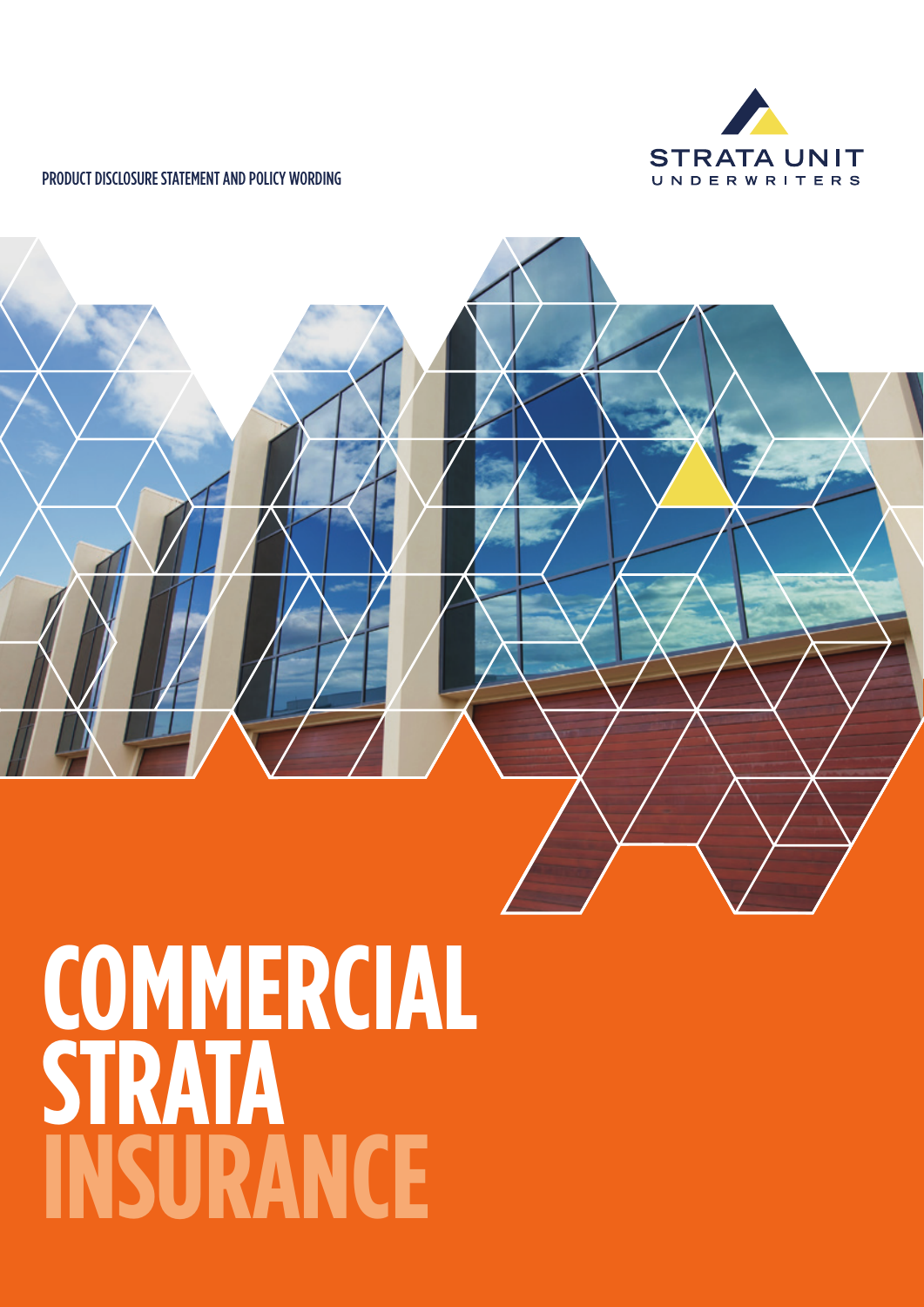STRATA UNIT UNDERWRITERS

PRODUCT DISCLOSURE STATEMENT AND POLICY WORDING

# COMMERCIAL STRATA INSURANCE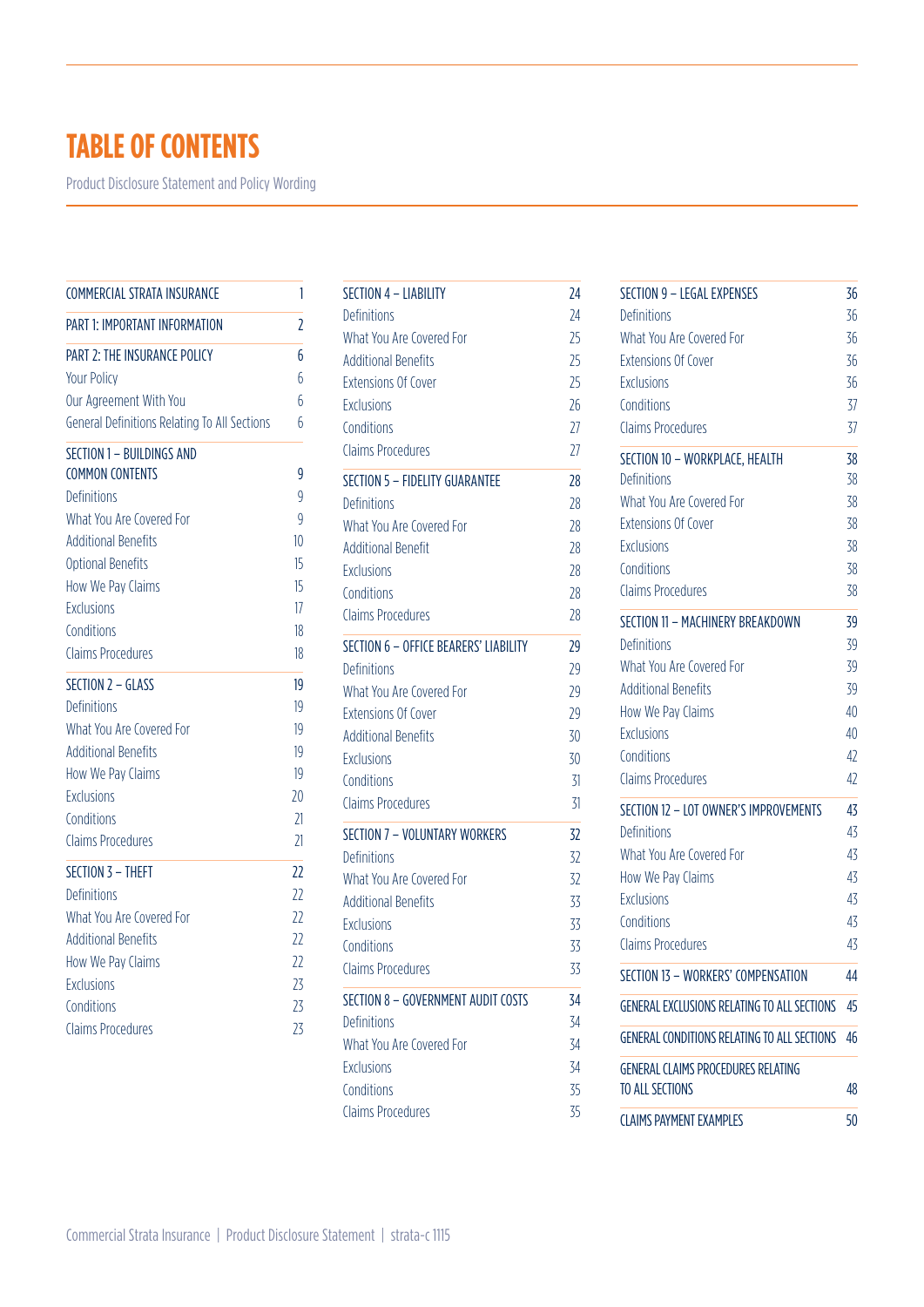# TABLE OF CONTENTS

Product Disclosure Statement and Policy Wording

| | |
|---|---|
| COMMERCIAL STRATA INSURANCE | 1 |
| PART 1: IMPORTANT INFORMATION | 2 |
| PART 2: THE INSURANCE POLICY | 6 |
| Your Policy | 6 |
| Our Agreement With You | 6 |
| General Definitions Relating To All Sections | 6 |
| SECTION 1 – BUILDINGS AND COMMON CONTENTS | 9 |
| Definitions | 9 |
| What You Are Covered For | 9 |
| Additional Benefits | 10 |
| Optional Benefits | 15 |
| How We Pay Claims | 15 |
| Exclusions | 17 |
| Conditions | 18 |
| Claims Procedures | 18 |
| SECTION 2 – GLASS | 19 |
| Definitions | 19 |
| What You Are Covered For | 19 |
| Additional Benefits | 19 |
| How We Pay Claims | 19 |
| Exclusions | 20 |
| Conditions | 21 |
| Claims Procedures | 21 |
| SECTION 3 – THEFT | 22 |
| Definitions | 22 |
| What You Are Covered For | 22 |
| Additional Benefits | 22 |
| How We Pay Claims | 22 |
| Exclusions | 23 |
| Conditions | 23 |
| Claims Procedures | 23 |
| SECTION 4 – LIABILITY | 24 |
| Definitions | 24 |
| What You Are Covered For | 25 |
| Additional Benefits | 25 |
| Extensions Of Cover | 25 |
| Exclusions | 26 |
| Conditions | 27 |
| Claims Procedures | 27 |
| SECTION 5 – FIDELITY GUARANTEE | 28 |
| Definitions | 28 |
| What You Are Covered For | 28 |
| Additional Benefit | 28 |
| Exclusions | 28 |
| Conditions | 28 |
| Claims Procedures | 28 |
| SECTION 6 – OFFICE BEARERS' LIABILITY | 29 |
| Definitions | 29 |
| What You Are Covered For | 29 |
| Extensions Of Cover | 29 |
| Additional Benefits | 30 |
| Exclusions | 30 |
| Conditions | 31 |
| Claims Procedures | 31 |
| SECTION 7 – VOLUNTARY WORKERS | 32 |
| Definitions | 32 |
| What You Are Covered For | 32 |
| Additional Benefits | 33 |
| Exclusions | 33 |
| Conditions | 33 |
| Claims Procedures | 33 |
| SECTION 8 – GOVERNMENT AUDIT COSTS | 34 |
| Definitions | 34 |
| What You Are Covered For | 34 |
| Exclusions | 34 |
| Conditions | 35 |
| Claims Procedures | 35 |
| SECTION 9 – LEGAL EXPENSES | 36 |
| Definitions | 36 |
| What You Are Covered For | 36 |
| Extensions Of Cover | 36 |
| Exclusions | 36 |
| Conditions | 37 |
| Claims Procedures | 37 |
| SECTION 10 – WORKPLACE, HEALTH | 38 |
| Definitions | 38 |
| What You Are Covered For | 38 |
| Extensions Of Cover | 38 |
| Exclusions | 38 |
| Conditions | 38 |
| Claims Procedures | 38 |
| SECTION 11 – MACHINERY BREAKDOWN | 39 |
| Definitions | 39 |
| What You Are Covered For | 39 |
| Additional Benefits | 39 |
| How We Pay Claims | 40 |
| Exclusions | 40 |
| Conditions | 42 |
| Claims Procedures | 42 |
| SECTION 12 – LOT OWNER'S IMPROVEMENTS | 43 |
| Definitions | 43 |
| What You Are Covered For | 43 |
| How We Pay Claims | 43 |
| Exclusions | 43 |
| Conditions | 43 |
| Claims Procedures | 43 |
| SECTION 13 – WORKERS' COMPENSATION | 44 |
| GENERAL EXCLUSIONS RELATING TO ALL SECTIONS | 45 |
| GENERAL CONDITIONS RELATING TO ALL SECTIONS | 46 |
| GENERAL CLAIMS PROCEDURES RELATING TO ALL SECTIONS | 48 |
| CLAIMS PAYMENT EXAMPLES | 50 |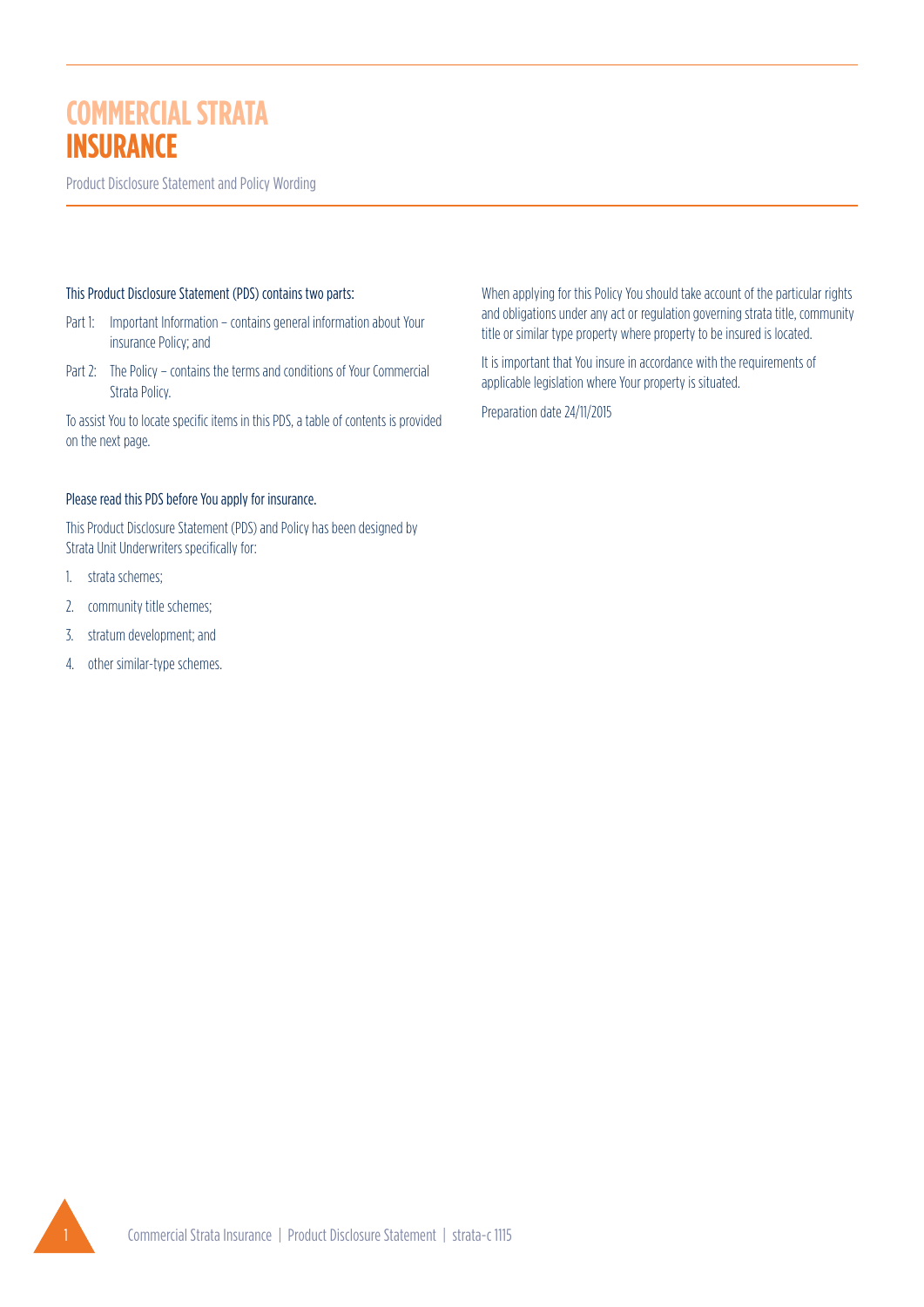# COMMERCIAL STRATA INSURANCE

Product Disclosure Statement and Policy Wording

This Product Disclosure Statement (PDS) contains two parts:

Part 1: Important Information – contains general information about Your insurance Policy; and

Part 2: The Policy – contains the terms and conditions of Your Commercial Strata Policy.

To assist You to locate specific items in this PDS, a table of contents is provided on the next page.

Please read this PDS before You apply for insurance.

This Product Disclosure Statement (PDS) and Policy has been designed by Strata Unit Underwriters specifically for:

1. strata schemes;
2. community title schemes;
3. stratum development; and
4. other similar-type schemes.

When applying for this Policy You should take account of the particular rights and obligations under any act or regulation governing strata title, community title or similar type property where property to be insured is located.

It is important that You insure in accordance with the requirements of applicable legislation where Your property is situated.

Preparation date 24/11/2015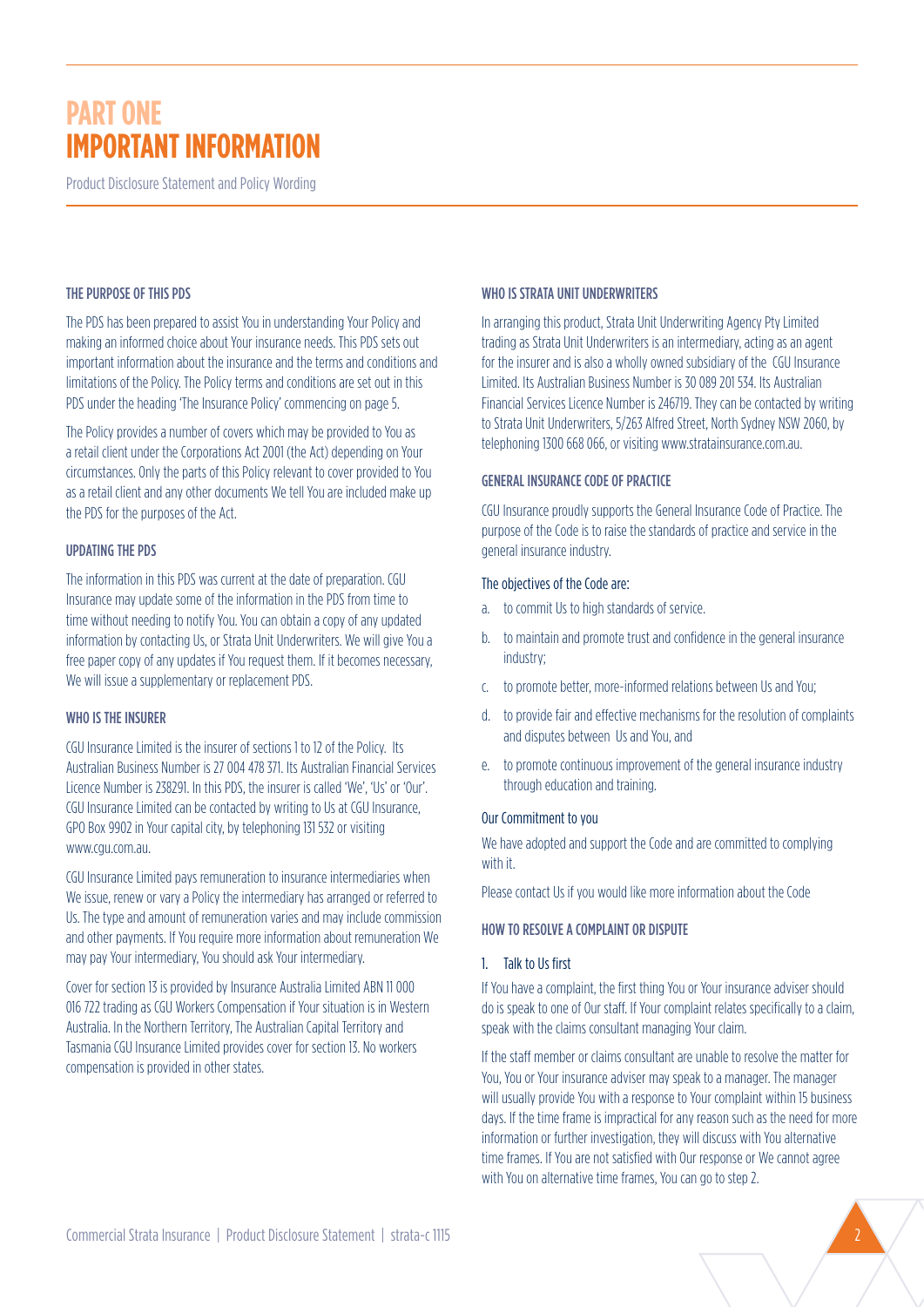# PART ONE
# IMPORTANT INFORMATION

Product Disclosure Statement and Policy Wording

### THE PURPOSE OF THIS PDS

The PDS has been prepared to assist You in understanding Your Policy and making an informed choice about Your insurance needs. This PDS sets out important information about the insurance and the terms and conditions and limitations of the Policy. The Policy terms and conditions are set out in this PDS under the heading 'The Insurance Policy' commencing on page 5.

The Policy provides a number of covers which may be provided to You as a retail client under the Corporations Act 2001 (the Act) depending on Your circumstances. Only the parts of this Policy relevant to cover provided to You as a retail client and any other documents We tell You are included make up the PDS for the purposes of the Act.

### UPDATING THE PDS

The information in this PDS was current at the date of preparation. CGU Insurance may update some of the information in the PDS from time to time without needing to notify You. You can obtain a copy of any updated information by contacting Us, or Strata Unit Underwriters. We will give You a free paper copy of any updates if You request them. If it becomes necessary, We will issue a supplementary or replacement PDS.

### WHO IS THE INSURER

CGU Insurance Limited is the insurer of sections 1 to 12 of the Policy. Its Australian Business Number is 27 004 478 371. Its Australian Financial Services Licence Number is 238291. In this PDS, the insurer is called 'We', 'Us' or 'Our'. CGU Insurance Limited can be contacted by writing to Us at CGU Insurance, GPO Box 9902 in Your capital city, by telephoning 131 532 or visiting www.cgu.com.au.

CGU Insurance Limited pays remuneration to insurance intermediaries when We issue, renew or vary a Policy the intermediary has arranged or referred to Us. The type and amount of remuneration varies and may include commission and other payments. If You require more information about remuneration We may pay Your intermediary, You should ask Your intermediary.

Cover for section 13 is provided by Insurance Australia Limited ABN 11 000 016 722 trading as CGU Workers Compensation if Your situation is in Western Australia. In the Northern Territory, The Australian Capital Territory and Tasmania CGU Insurance Limited provides cover for section 13. No workers compensation is provided in other states.

### WHO IS STRATA UNIT UNDERWRITERS

In arranging this product, Strata Unit Underwriting Agency Pty Limited trading as Strata Unit Underwriters is an intermediary, acting as an agent for the insurer and is also a wholly owned subsidiary of the CGU Insurance Limited. Its Australian Business Number is 30 089 201 534. Its Australian Financial Services Licence Number is 246719. They can be contacted by writing to Strata Unit Underwriters, 5/263 Alfred Street, North Sydney NSW 2060, by telephoning 1300 668 066, or visiting www.stratainsurance.com.au.

### GENERAL INSURANCE CODE OF PRACTICE

CGU Insurance proudly supports the General Insurance Code of Practice. The purpose of the Code is to raise the standards of practice and service in the general insurance industry.

The objectives of the Code are:

a. to commit Us to high standards of service.
b. to maintain and promote trust and confidence in the general insurance industry;
c. to promote better, more-informed relations between Us and You;
d. to provide fair and effective mechanisms for the resolution of complaints and disputes between Us and You, and
e. to promote continuous improvement of the general insurance industry through education and training.

Our Commitment to you

We have adopted and support the Code and are committed to complying with it.

Please contact Us if you would like more information about the Code

### HOW TO RESOLVE A COMPLAINT OR DISPUTE

1. Talk to Us first

If You have a complaint, the first thing You or Your insurance adviser should do is speak to one of Our staff. If Your complaint relates specifically to a claim, speak with the claims consultant managing Your claim.

If the staff member or claims consultant are unable to resolve the matter for You, You or Your insurance adviser may speak to a manager. The manager will usually provide You with a response to Your complaint within 15 business days. If the time frame is impractical for any reason such as the need for more information or further investigation, they will discuss with You alternative time frames. If You are not satisfied with Our response or We cannot agree with You on alternative time frames, You can go to step 2.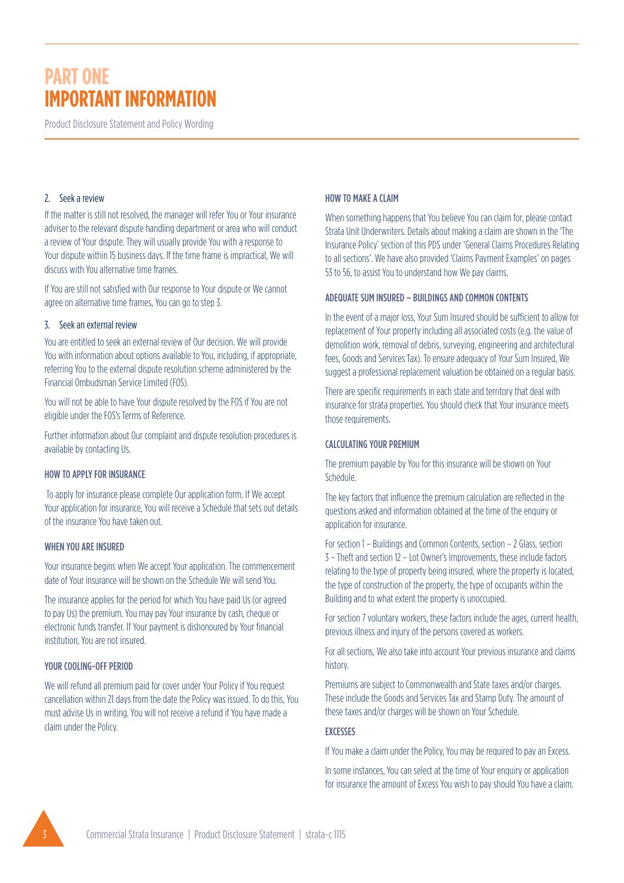# PART ONE IMPORTANT INFORMATION

Product Disclosure Statement and Policy Wording

2. Seek a review

If the matter is still not resolved, the manager will refer You or Your insurance adviser to the relevant dispute handling department or area who will conduct a review of Your dispute. They will usually provide You with a response to Your dispute within 15 business days. If the time frame is impractical, We will discuss with You alternative time frames.

If You are still not satisfied with Our response to Your dispute or We cannot agree on alternative time frames, You can go to step 3.

3. Seek an external review

You are entitled to seek an external review of Our decision. We will provide You with information about options available to You, including, if appropriate, referring You to the external dispute resolution scheme administered by the Financial Ombudsman Service Limited (FOS).

You will not be able to have Your dispute resolved by the FOS if You are not eligible under the FOS's Terms of Reference.

Further information about Our complaint and dispute resolution procedures is available by contacting Us.

### HOW TO APPLY FOR INSURANCE

To apply for insurance please complete Our application form. If We accept Your application for insurance, You will receive a Schedule that sets out details of the insurance You have taken out.

### WHEN YOU ARE INSURED

Your insurance begins when We accept Your application. The commencement date of Your insurance will be shown on the Schedule We will send You.

The insurance applies for the period for which You have paid Us (or agreed to pay Us) the premium. You may pay Your insurance by cash, cheque or electronic funds transfer. If Your payment is dishonoured by Your financial institution, You are not insured.

### YOUR COOLING-OFF PERIOD

We will refund all premium paid for cover under Your Policy if You request cancellation within 21 days from the date the Policy was issued. To do this, You must advise Us in writing. You will not receive a refund if You have made a claim under the Policy.

### HOW TO MAKE A CLAIM

When something happens that You believe You can claim for, please contact Strata Unit Underwriters. Details about making a claim are shown in the 'The Insurance Policy' section of this PDS under 'General Claims Procedures Relating to all sections'. We have also provided 'Claims Payment Examples' on pages 53 to 56, to assist You to understand how We pay claims.

### ADEQUATE SUM INSURED – BUILDINGS AND COMMON CONTENTS

In the event of a major loss, Your Sum Insured should be sufficient to allow for replacement of Your property including all associated costs (e.g. the value of demolition work, removal of debris, surveying, engineering and architectural fees, Goods and Services Tax). To ensure adequacy of Your Sum Insured, We suggest a professional replacement valuation be obtained on a regular basis.

There are specific requirements in each state and territory that deal with insurance for strata properties. You should check that Your insurance meets those requirements.

### CALCULATING YOUR PREMIUM

The premium payable by You for this insurance will be shown on Your Schedule.

The key factors that influence the premium calculation are reflected in the questions asked and information obtained at the time of the enquiry or application for insurance.

For section 1 – Buildings and Common Contents, section – 2 Glass, section 3 – Theft and section 12 – Lot Owner's Improvements, these include factors relating to the type of property being insured, where the property is located, the type of construction of the property, the type of occupants within the Building and to what extent the property is unoccupied.

For section 7 voluntary workers, these factors include the ages, current health, previous illness and injury of the persons covered as workers.

For all sections, We also take into account Your previous insurance and claims history.

Premiums are subject to Commonwealth and State taxes and/or charges. These include the Goods and Services Tax and Stamp Duty. The amount of these taxes and/or charges will be shown on Your Schedule.

### EXCESSES

If You make a claim under the Policy, You may be required to pay an Excess.

In some instances, You can select at the time of Your enquiry or application for insurance the amount of Excess You wish to pay should You have a claim.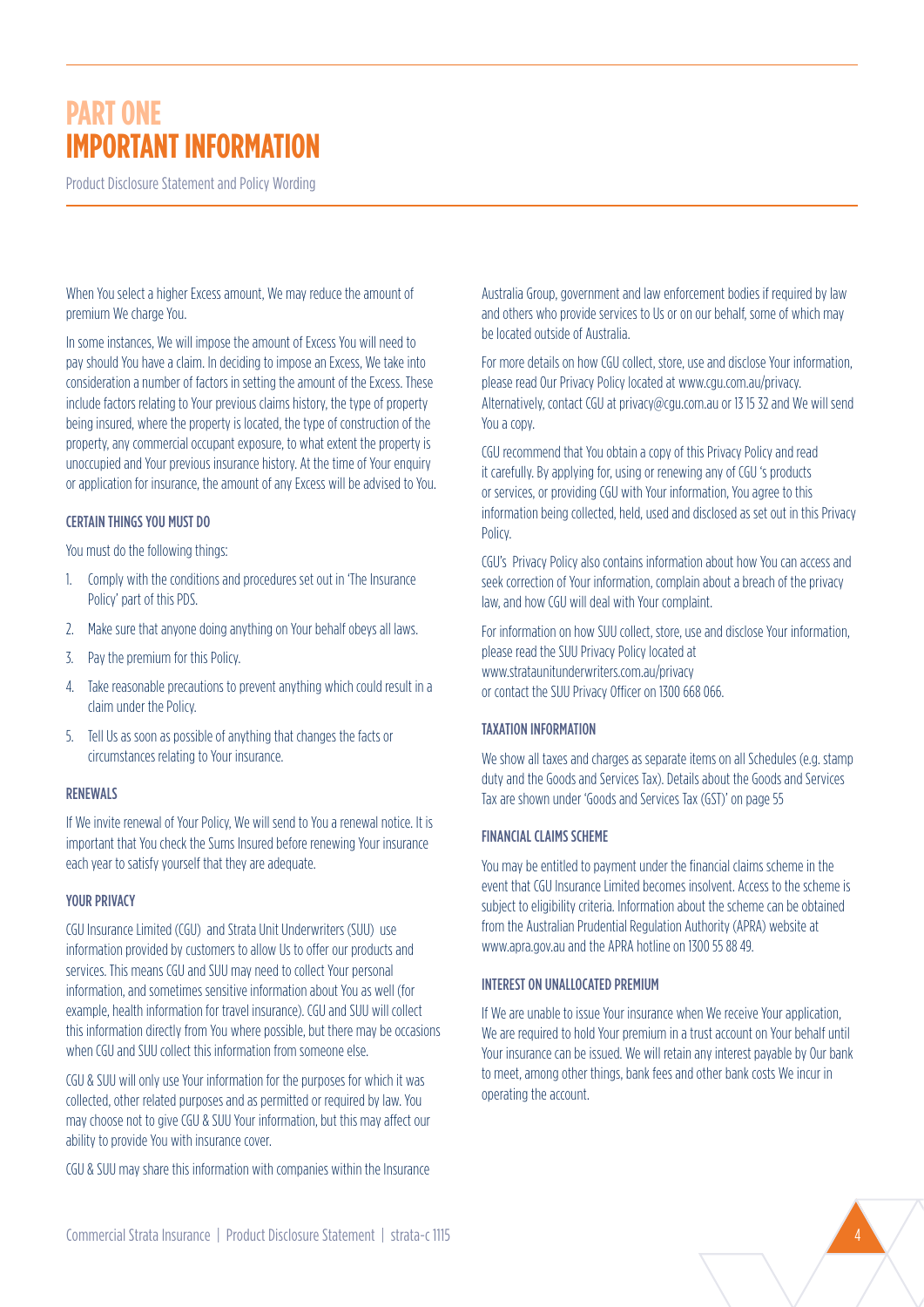# PART ONE IMPORTANT INFORMATION

Product Disclosure Statement and Policy Wording

When You select a higher Excess amount, We may reduce the amount of premium We charge You.

In some instances, We will impose the amount of Excess You will need to pay should You have a claim. In deciding to impose an Excess, We take into consideration a number of factors in setting the amount of the Excess. These include factors relating to Your previous claims history, the type of property being insured, where the property is located, the type of construction of the property, any commercial occupant exposure, to what extent the property is unoccupied and Your previous insurance history. At the time of Your enquiry or application for insurance, the amount of any Excess will be advised to You.

### CERTAIN THINGS YOU MUST DO

You must do the following things:

1. Comply with the conditions and procedures set out in 'The Insurance Policy' part of this PDS.
2. Make sure that anyone doing anything on Your behalf obeys all laws.
3. Pay the premium for this Policy.
4. Take reasonable precautions to prevent anything which could result in a claim under the Policy.
5. Tell Us as soon as possible of anything that changes the facts or circumstances relating to Your insurance.

### RENEWALS

If We invite renewal of Your Policy, We will send to You a renewal notice. It is important that You check the Sums Insured before renewing Your insurance each year to satisfy yourself that they are adequate.

### YOUR PRIVACY

CGU Insurance Limited (CGU) and Strata Unit Underwriters (SUU) use information provided by customers to allow Us to offer our products and services. This means CGU and SUU may need to collect Your personal information, and sometimes sensitive information about You as well (for example, health information for travel insurance). CGU and SUU will collect this information directly from You where possible, but there may be occasions when CGU and SUU collect this information from someone else.

CGU & SUU will only use Your information for the purposes for which it was collected, other related purposes and as permitted or required by law. You may choose not to give CGU & SUU Your information, but this may affect our ability to provide You with insurance cover.

CGU & SUU may share this information with companies within the Insurance Australia Group, government and law enforcement bodies if required by law and others who provide services to Us or on our behalf, some of which may be located outside of Australia.

For more details on how CGU collect, store, use and disclose Your information, please read Our Privacy Policy located at www.cgu.com.au/privacy. Alternatively, contact CGU at privacy@cgu.com.au or 13 15 32 and We will send You a copy.

CGU recommend that You obtain a copy of this Privacy Policy and read it carefully. By applying for, using or renewing any of CGU 's products or services, or providing CGU with Your information, You agree to this information being collected, held, used and disclosed as set out in this Privacy Policy.

CGU's Privacy Policy also contains information about how You can access and seek correction of Your information, complain about a breach of the privacy law, and how CGU will deal with Your complaint.

For information on how SUU collect, store, use and disclose Your information, please read the SUU Privacy Policy located at www.strataunitunderwriters.com.au/privacy or contact the SUU Privacy Officer on 1300 668 066.

### TAXATION INFORMATION

We show all taxes and charges as separate items on all Schedules (e.g. stamp duty and the Goods and Services Tax). Details about the Goods and Services Tax are shown under 'Goods and Services Tax (GST)' on page 55

### FINANCIAL CLAIMS SCHEME

You may be entitled to payment under the financial claims scheme in the event that CGU Insurance Limited becomes insolvent. Access to the scheme is subject to eligibility criteria. Information about the scheme can be obtained from the Australian Prudential Regulation Authority (APRA) website at www.apra.gov.au and the APRA hotline on 1300 55 88 49.

### INTEREST ON UNALLOCATED PREMIUM

If We are unable to issue Your insurance when We receive Your application, We are required to hold Your premium in a trust account on Your behalf until Your insurance can be issued. We will retain any interest payable by Our bank to meet, among other things, bank fees and other bank costs We incur in operating the account.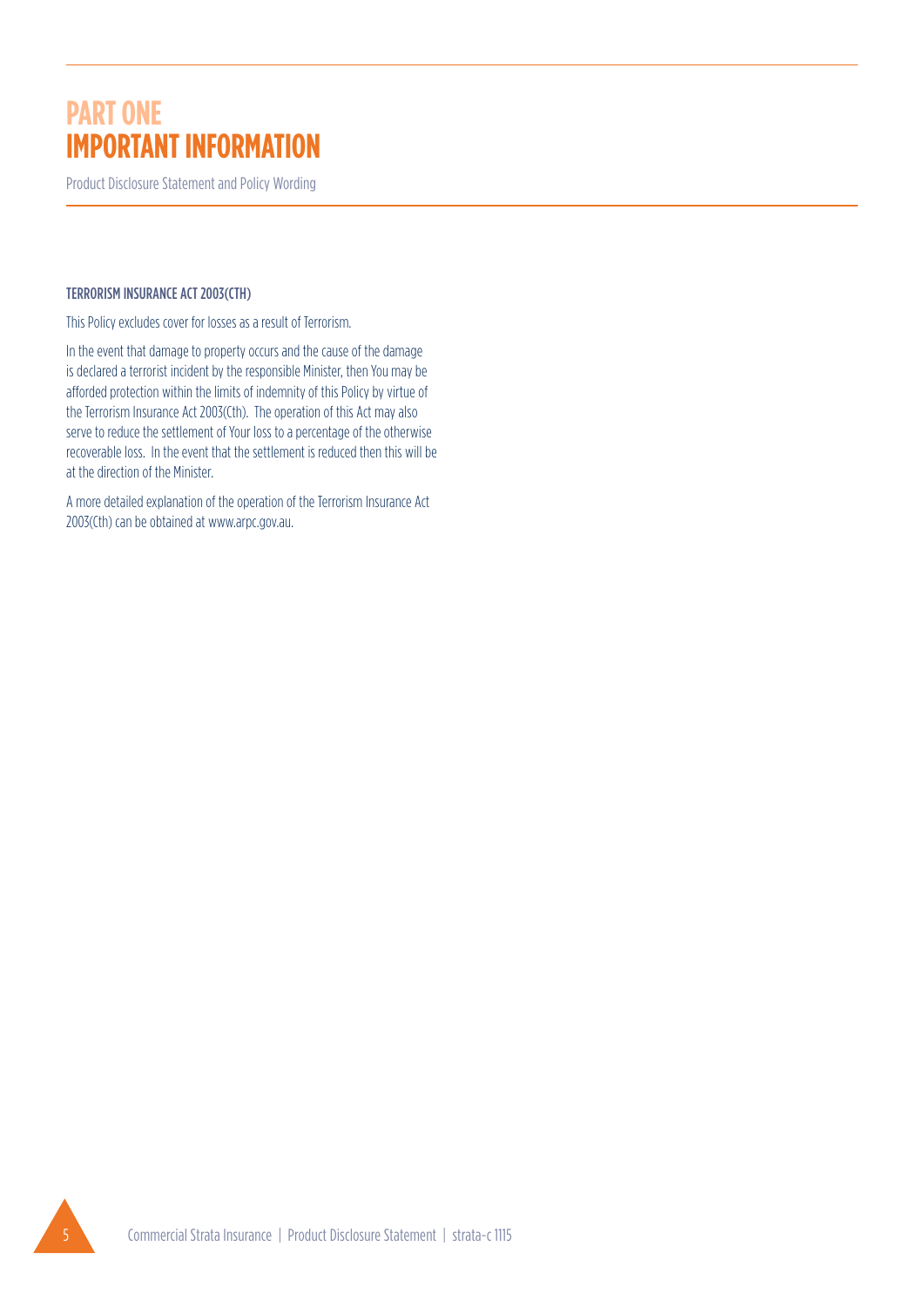# PART ONE
# IMPORTANT INFORMATION

Product Disclosure Statement and Policy Wording

### TERRORISM INSURANCE ACT 2003(CTH)

This Policy excludes cover for losses as a result of Terrorism.

In the event that damage to property occurs and the cause of the damage is declared a terrorist incident by the responsible Minister, then You may be afforded protection within the limits of indemnity of this Policy by virtue of the Terrorism Insurance Act 2003(Cth). The operation of this Act may also serve to reduce the settlement of Your loss to a percentage of the otherwise recoverable loss. In the event that the settlement is reduced then this will be at the direction of the Minister.

A more detailed explanation of the operation of the Terrorism Insurance Act 2003(Cth) can be obtained at www.arpc.gov.au.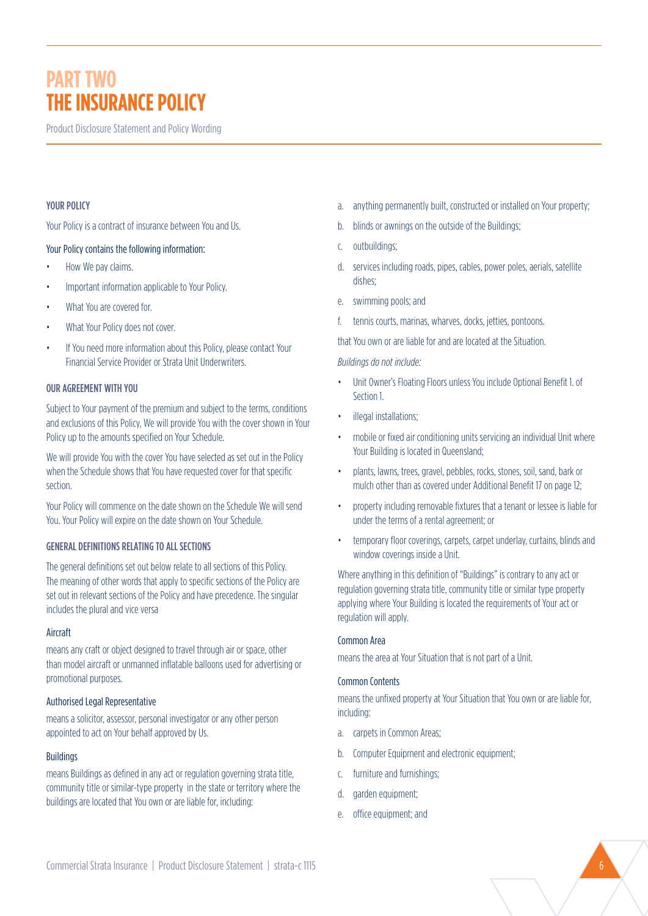# PART TWO
# THE INSURANCE POLICY

Product Disclosure Statement and Policy Wording

### YOUR POLICY

Your Policy is a contract of insurance between You and Us.

Your Policy contains the following information:

- How We pay claims.
- Important information applicable to Your Policy.
- What You are covered for.
- What Your Policy does not cover.
- If You need more information about this Policy, please contact Your Financial Service Provider or Strata Unit Underwriters.

### OUR AGREEMENT WITH YOU

Subject to Your payment of the premium and subject to the terms, conditions and exclusions of this Policy, We will provide You with the cover shown in Your Policy up to the amounts specified on Your Schedule.

We will provide You with the cover You have selected as set out in the Policy when the Schedule shows that You have requested cover for that specific section.

Your Policy will commence on the date shown on the Schedule We will send You. Your Policy will expire on the date shown on Your Schedule.

### GENERAL DEFINITIONS RELATING TO ALL SECTIONS

The general definitions set out below relate to all sections of this Policy. The meaning of other words that apply to specific sections of the Policy are set out in relevant sections of the Policy and have precedence. The singular includes the plural and vice versa

#### Aircraft

means any craft or object designed to travel through air or space, other than model aircraft or unmanned inflatable balloons used for advertising or promotional purposes.

#### Authorised Legal Representative

means a solicitor, assessor, personal investigator or any other person appointed to act on Your behalf approved by Us.

#### Buildings

means Buildings as defined in any act or regulation governing strata title, community title or similar-type property in the state or territory where the buildings are located that You own or are liable for, including:

a. anything permanently built, constructed or installed on Your property;
b. blinds or awnings on the outside of the Buildings;
c. outbuildings;
d. services including roads, pipes, cables, power poles, aerials, satellite dishes;
e. swimming pools; and
f. tennis courts, marinas, wharves, docks, jetties, pontoons.

that You own or are liable for and are located at the Situation.

*Buildings do not include:*

- Unit Owner's Floating Floors unless You include Optional Benefit 1. of Section 1.
- illegal installations;
- mobile or fixed air conditioning units servicing an individual Unit where Your Building is located in Queensland;
- plants, lawns, trees, gravel, pebbles, rocks, stones, soil, sand, bark or mulch other than as covered under Additional Benefit 17 on page 12;
- property including removable fixtures that a tenant or lessee is liable for under the terms of a rental agreement; or
- temporary floor coverings, carpets, carpet underlay, curtains, blinds and window coverings inside a Unit.

Where anything in this definition of "Buildings" is contrary to any act or regulation governing strata title, community title or similar type property applying where Your Building is located the requirements of Your act or regulation will apply.

#### Common Area

means the area at Your Situation that is not part of a Unit.

#### Common Contents

means the unfixed property at Your Situation that You own or are liable for, including:

a. carpets in Common Areas;
b. Computer Equipment and electronic equipment;
c. furniture and furnishings;
d. garden equipment;
e. office equipment; and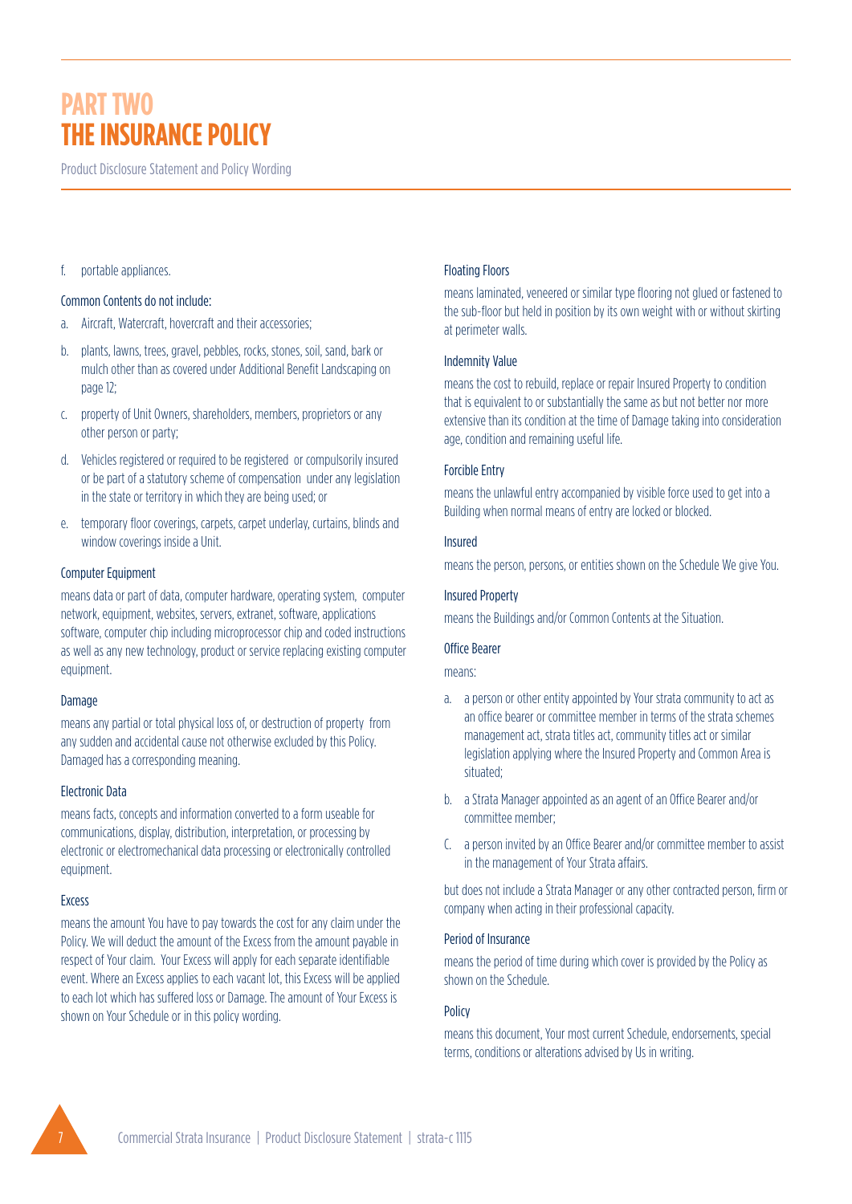# PART TWO THE INSURANCE POLICY

Product Disclosure Statement and Policy Wording

f. portable appliances.

### Common Contents do not include:

a. Aircraft, Watercraft, hovercraft and their accessories;

b. plants, lawns, trees, gravel, pebbles, rocks, stones, soil, sand, bark or mulch other than as covered under Additional Benefit Landscaping on page 12;

c. property of Unit Owners, shareholders, members, proprietors or any other person or party;

d. Vehicles registered or required to be registered or compulsorily insured or be part of a statutory scheme of compensation under any legislation in the state or territory in which they are being used; or

e. temporary floor coverings, carpets, carpet underlay, curtains, blinds and window coverings inside a Unit.

### Computer Equipment

means data or part of data, computer hardware, operating system, computer network, equipment, websites, servers, extranet, software, applications software, computer chip including microprocessor chip and coded instructions as well as any new technology, product or service replacing existing computer equipment.

### Damage

means any partial or total physical loss of, or destruction of property from any sudden and accidental cause not otherwise excluded by this Policy. Damaged has a corresponding meaning.

### Electronic Data

means facts, concepts and information converted to a form useable for communications, display, distribution, interpretation, or processing by electronic or electromechanical data processing or electronically controlled equipment.

### Excess

means the amount You have to pay towards the cost for any claim under the Policy. We will deduct the amount of the Excess from the amount payable in respect of Your claim. Your Excess will apply for each separate identifiable event. Where an Excess applies to each vacant lot, this Excess will be applied to each lot which has suffered loss or Damage. The amount of Your Excess is shown on Your Schedule or in this policy wording.

### Floating Floors

means laminated, veneered or similar type flooring not glued or fastened to the sub-floor but held in position by its own weight with or without skirting at perimeter walls.

### Indemnity Value

means the cost to rebuild, replace or repair Insured Property to condition that is equivalent to or substantially the same as but not better nor more extensive than its condition at the time of Damage taking into consideration age, condition and remaining useful life.

### Forcible Entry

means the unlawful entry accompanied by visible force used to get into a Building when normal means of entry are locked or blocked.

### Insured

means the person, persons, or entities shown on the Schedule We give You.

### Insured Property

means the Buildings and/or Common Contents at the Situation.

### Office Bearer

means:

a. a person or other entity appointed by Your strata community to act as an office bearer or committee member in terms of the strata schemes management act, strata titles act, community titles act or similar legislation applying where the Insured Property and Common Area is situated;

b. a Strata Manager appointed as an agent of an Office Bearer and/or committee member;

C. a person invited by an Office Bearer and/or committee member to assist in the management of Your Strata affairs.

but does not include a Strata Manager or any other contracted person, firm or company when acting in their professional capacity.

### Period of Insurance

means the period of time during which cover is provided by the Policy as shown on the Schedule.

### Policy

means this document, Your most current Schedule, endorsements, special terms, conditions or alterations advised by Us in writing.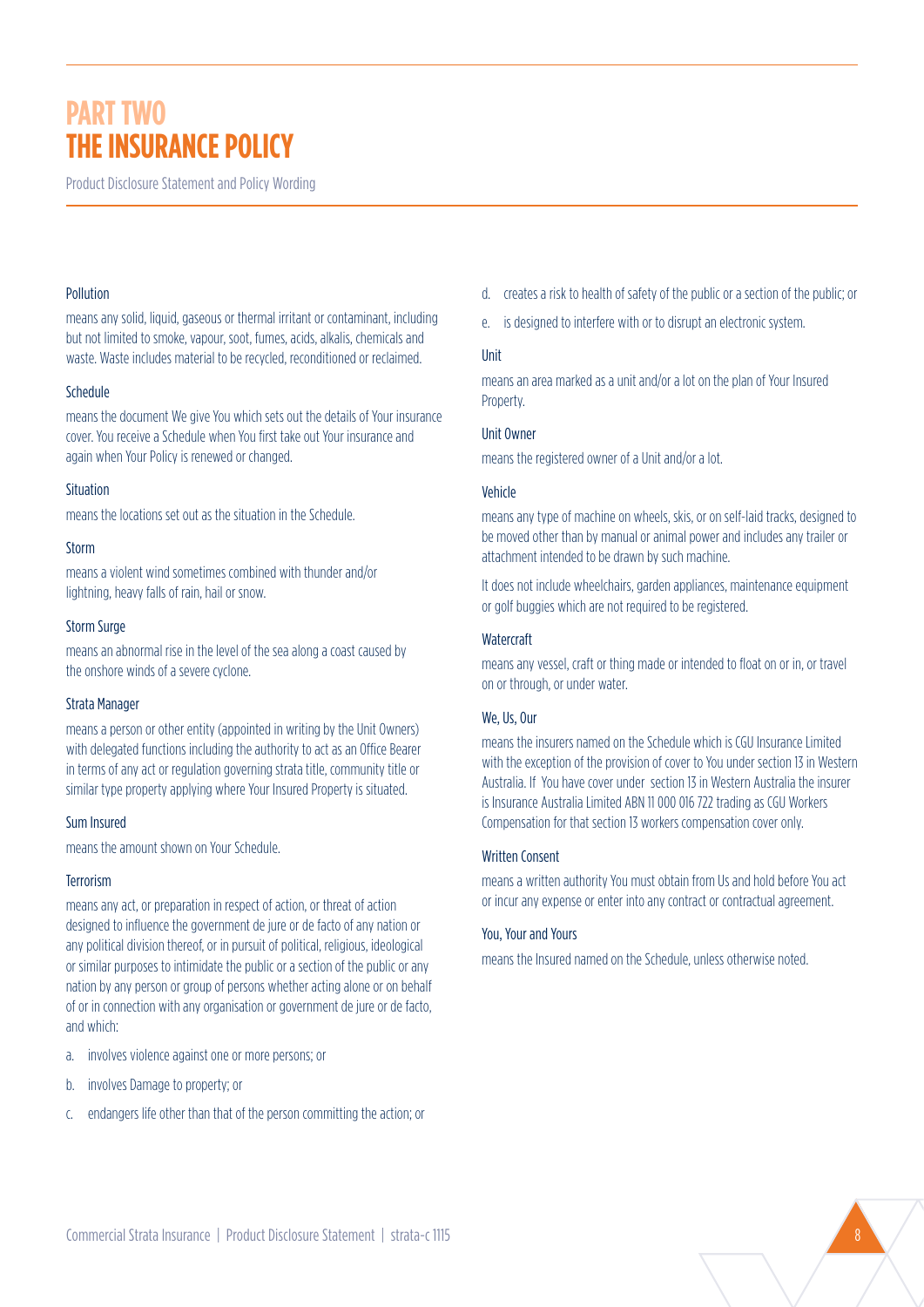# PART TWO THE INSURANCE POLICY

Product Disclosure Statement and Policy Wording

### Pollution

means any solid, liquid, gaseous or thermal irritant or contaminant, including but not limited to smoke, vapour, soot, fumes, acids, alkalis, chemicals and waste. Waste includes material to be recycled, reconditioned or reclaimed.

### Schedule

means the document We give You which sets out the details of Your insurance cover. You receive a Schedule when You first take out Your insurance and again when Your Policy is renewed or changed.

### Situation

means the locations set out as the situation in the Schedule.

### Storm

means a violent wind sometimes combined with thunder and/or lightning, heavy falls of rain, hail or snow.

### Storm Surge

means an abnormal rise in the level of the sea along a coast caused by the onshore winds of a severe cyclone.

### Strata Manager

means a person or other entity (appointed in writing by the Unit Owners) with delegated functions including the authority to act as an Office Bearer in terms of any act or regulation governing strata title, community title or similar type property applying where Your Insured Property is situated.

### Sum Insured

means the amount shown on Your Schedule.

### Terrorism

means any act, or preparation in respect of action, or threat of action designed to influence the government de jure or de facto of any nation or any political division thereof, or in pursuit of political, religious, ideological or similar purposes to intimidate the public or a section of the public or any nation by any person or group of persons whether acting alone or on behalf of or in connection with any organisation or government de jure or de facto, and which:

a. involves violence against one or more persons; or
b. involves Damage to property; or
c. endangers life other than that of the person committing the action; or
d. creates a risk to health of safety of the public or a section of the public; or
e. is designed to interfere with or to disrupt an electronic system.

### Unit

means an area marked as a unit and/or a lot on the plan of Your Insured Property.

### Unit Owner

means the registered owner of a Unit and/or a lot.

### Vehicle

means any type of machine on wheels, skis, or on self-laid tracks, designed to be moved other than by manual or animal power and includes any trailer or attachment intended to be drawn by such machine.

It does not include wheelchairs, garden appliances, maintenance equipment or golf buggies which are not required to be registered.

### Watercraft

means any vessel, craft or thing made or intended to float on or in, or travel on or through, or under water.

### We, Us, Our

means the insurers named on the Schedule which is CGU Insurance Limited with the exception of the provision of cover to You under section 13 in Western Australia. If You have cover under section 13 in Western Australia the insurer is Insurance Australia Limited ABN 11 000 016 722 trading as CGU Workers Compensation for that section 13 workers compensation cover only.

### Written Consent

means a written authority You must obtain from Us and hold before You act or incur any expense or enter into any contract or contractual agreement.

### You, Your and Yours

means the Insured named on the Schedule, unless otherwise noted.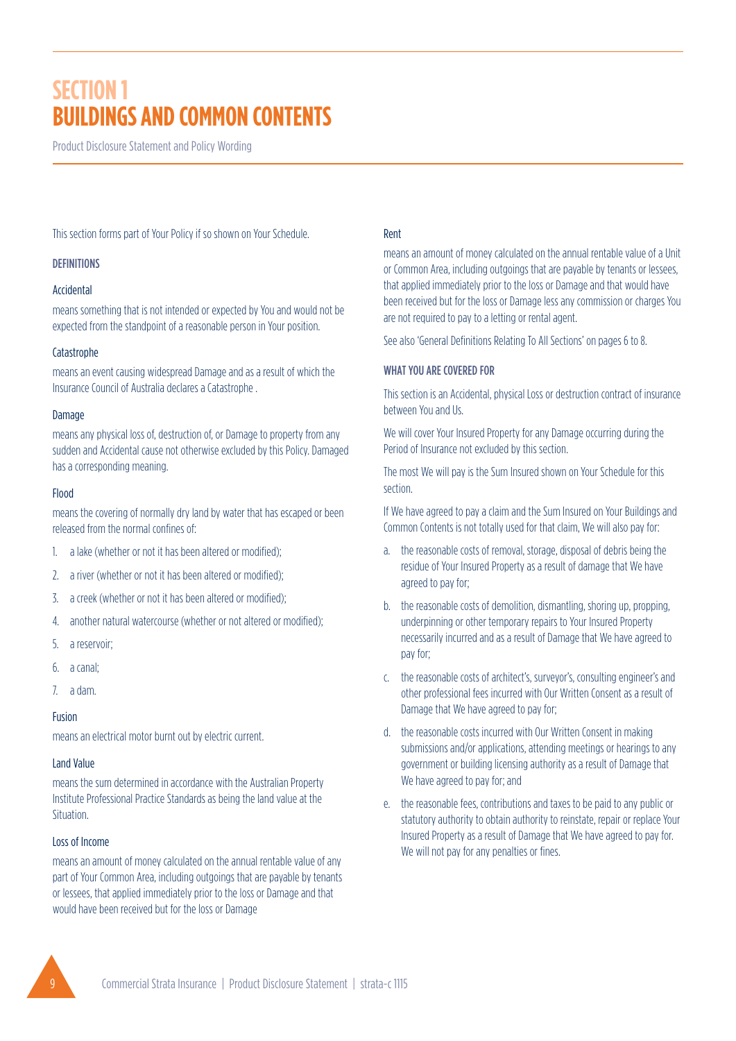# SECTION 1
# BUILDINGS AND COMMON CONTENTS

Product Disclosure Statement and Policy Wording

This section forms part of Your Policy if so shown on Your Schedule.

### DEFINITIONS

#### Accidental

means something that is not intended or expected by You and would not be expected from the standpoint of a reasonable person in Your position.

#### Catastrophe

means an event causing widespread Damage and as a result of which the Insurance Council of Australia declares a Catastrophe .

#### Damage

means any physical loss of, destruction of, or Damage to property from any sudden and Accidental cause not otherwise excluded by this Policy. Damaged has a corresponding meaning.

#### Flood

means the covering of normally dry land by water that has escaped or been released from the normal confines of:

1. a lake (whether or not it has been altered or modified);
2. a river (whether or not it has been altered or modified);
3. a creek (whether or not it has been altered or modified);
4. another natural watercourse (whether or not altered or modified);
5. a reservoir;
6. a canal;
7. a dam.

#### Fusion

means an electrical motor burnt out by electric current.

#### Land Value

means the sum determined in accordance with the Australian Property Institute Professional Practice Standards as being the land value at the Situation.

#### Loss of Income

means an amount of money calculated on the annual rentable value of any part of Your Common Area, including outgoings that are payable by tenants or lessees, that applied immediately prior to the loss or Damage and that would have been received but for the loss or Damage

#### Rent

means an amount of money calculated on the annual rentable value of a Unit or Common Area, including outgoings that are payable by tenants or lessees, that applied immediately prior to the loss or Damage and that would have been received but for the loss or Damage less any commission or charges You are not required to pay to a letting or rental agent.

See also 'General Definitions Relating To All Sections' on pages 6 to 8.

### WHAT YOU ARE COVERED FOR

This section is an Accidental, physical Loss or destruction contract of insurance between You and Us.

We will cover Your Insured Property for any Damage occurring during the Period of Insurance not excluded by this section.

The most We will pay is the Sum Insured shown on Your Schedule for this section.

If We have agreed to pay a claim and the Sum Insured on Your Buildings and Common Contents is not totally used for that claim, We will also pay for:

a. the reasonable costs of removal, storage, disposal of debris being the residue of Your Insured Property as a result of damage that We have agreed to pay for;

b. the reasonable costs of demolition, dismantling, shoring up, propping, underpinning or other temporary repairs to Your Insured Property necessarily incurred and as a result of Damage that We have agreed to pay for;

c. the reasonable costs of architect's, surveyor's, consulting engineer's and other professional fees incurred with Our Written Consent as a result of Damage that We have agreed to pay for;

d. the reasonable costs incurred with Our Written Consent in making submissions and/or applications, attending meetings or hearings to any government or building licensing authority as a result of Damage that We have agreed to pay for; and

e. the reasonable fees, contributions and taxes to be paid to any public or statutory authority to obtain authority to reinstate, repair or replace Your Insured Property as a result of Damage that We have agreed to pay for. We will not pay for any penalties or fines.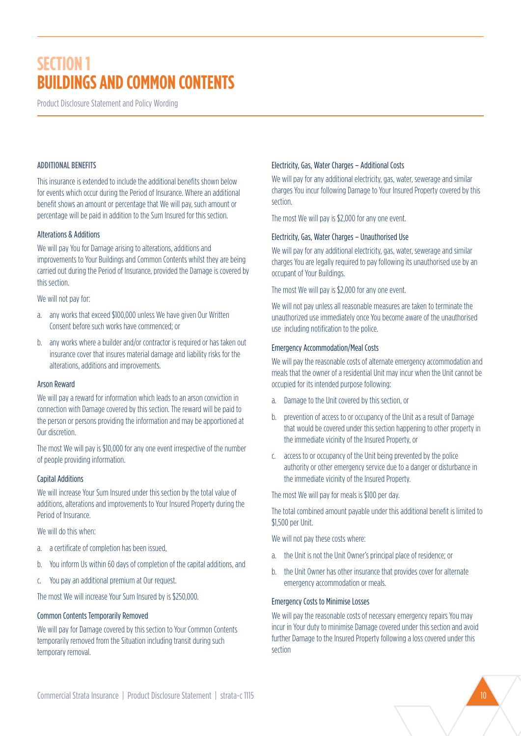# SECTION 1
# BUILDINGS AND COMMON CONTENTS

Product Disclosure Statement and Policy Wording

### ADDITIONAL BENEFITS

This insurance is extended to include the additional benefits shown below for events which occur during the Period of Insurance. Where an additional benefit shows an amount or percentage that We will pay, such amount or percentage will be paid in addition to the Sum Insured for this section.

#### Alterations & Additions

We will pay You for Damage arising to alterations, additions and improvements to Your Buildings and Common Contents whilst they are being carried out during the Period of Insurance, provided the Damage is covered by this section.

We will not pay for:

a. any works that exceed $100,000 unless We have given Our Written Consent before such works have commenced; or
b. any works where a builder and/or contractor is required or has taken out insurance cover that insures material damage and liability risks for the alterations, additions and improvements.

#### Arson Reward

We will pay a reward for information which leads to an arson conviction in connection with Damage covered by this section. The reward will be paid to the person or persons providing the information and may be apportioned at Our discretion.

The most We will pay is $10,000 for any one event irrespective of the number of people providing information.

#### Capital Additions

We will increase Your Sum Insured under this section by the total value of additions, alterations and improvements to Your Insured Property during the Period of Insurance.

We will do this when:

a. a certificate of completion has been issued,
b. You inform Us within 60 days of completion of the capital additions, and
c. You pay an additional premium at Our request.

The most We will increase Your Sum Insured by is $250,000.

#### Common Contents Temporarily Removed

We will pay for Damage covered by this section to Your Common Contents temporarily removed from the Situation including transit during such temporary removal.

#### Electricity, Gas, Water Charges – Additional Costs

We will pay for any additional electricity, gas, water, sewerage and similar charges You incur following Damage to Your Insured Property covered by this section.

The most We will pay is $2,000 for any one event.

#### Electricity, Gas, Water Charges – Unauthorised Use

We will pay for any additional electricity, gas, water, sewerage and similar charges You are legally required to pay following its unauthorised use by an occupant of Your Buildings.

The most We will pay is $2,000 for any one event.

We will not pay unless all reasonable measures are taken to terminate the unauthorized use immediately once You become aware of the unauthorised use including notification to the police.

#### Emergency Accommodation/Meal Costs

We will pay the reasonable costs of alternate emergency accommodation and meals that the owner of a residential Unit may incur when the Unit cannot be occupied for its intended purpose following:

a. Damage to the Unit covered by this section, or
b. prevention of access to or occupancy of the Unit as a result of Damage that would be covered under this section happening to other property in the immediate vicinity of the Insured Property, or
c. access to or occupancy of the Unit being prevented by the police authority or other emergency service due to a danger or disturbance in the immediate vicinity of the Insured Property.

The most We will pay for meals is $100 per day.

The total combined amount payable under this additional benefit is limited to $1,500 per Unit.

We will not pay these costs where:

a. the Unit is not the Unit Owner's principal place of residence; or
b. the Unit Owner has other insurance that provides cover for alternate emergency accommodation or meals.

#### Emergency Costs to Minimise Losses

We will pay the reasonable costs of necessary emergency repairs You may incur in Your duty to minimise Damage covered under this section and avoid further Damage to the Insured Property following a loss covered under this section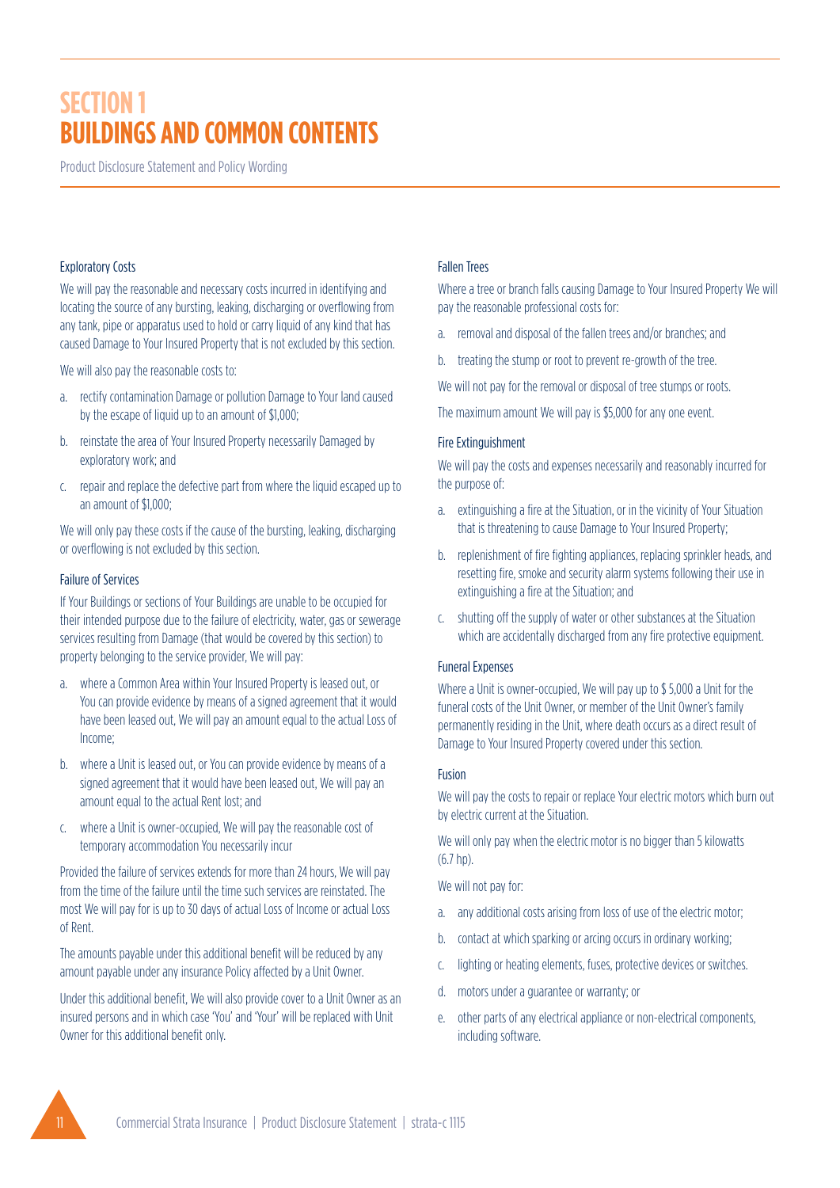# SECTION 1
# BUILDINGS AND COMMON CONTENTS

Product Disclosure Statement and Policy Wording

### Exploratory Costs

We will pay the reasonable and necessary costs incurred in identifying and locating the source of any bursting, leaking, discharging or overflowing from any tank, pipe or apparatus used to hold or carry liquid of any kind that has caused Damage to Your Insured Property that is not excluded by this section.

We will also pay the reasonable costs to:

a. rectify contamination Damage or pollution Damage to Your land caused by the escape of liquid up to an amount of $1,000;

b. reinstate the area of Your Insured Property necessarily Damaged by exploratory work; and

c. repair and replace the defective part from where the liquid escaped up to an amount of $1,000;

We will only pay these costs if the cause of the bursting, leaking, discharging or overflowing is not excluded by this section.

### Failure of Services

If Your Buildings or sections of Your Buildings are unable to be occupied for their intended purpose due to the failure of electricity, water, gas or sewerage services resulting from Damage (that would be covered by this section) to property belonging to the service provider, We will pay:

a. where a Common Area within Your Insured Property is leased out, or You can provide evidence by means of a signed agreement that it would have been leased out, We will pay an amount equal to the actual Loss of Income;

b. where a Unit is leased out, or You can provide evidence by means of a signed agreement that it would have been leased out, We will pay an amount equal to the actual Rent lost; and

c. where a Unit is owner-occupied, We will pay the reasonable cost of temporary accommodation You necessarily incur

Provided the failure of services extends for more than 24 hours, We will pay from the time of the failure until the time such services are reinstated. The most We will pay for is up to 30 days of actual Loss of Income or actual Loss of Rent.

The amounts payable under this additional benefit will be reduced by any amount payable under any insurance Policy affected by a Unit Owner.

Under this additional benefit, We will also provide cover to a Unit Owner as an insured persons and in which case 'You' and 'Your' will be replaced with Unit Owner for this additional benefit only.

### Fallen Trees

Where a tree or branch falls causing Damage to Your Insured Property We will pay the reasonable professional costs for:

a. removal and disposal of the fallen trees and/or branches; and

b. treating the stump or root to prevent re-growth of the tree.

We will not pay for the removal or disposal of tree stumps or roots.

The maximum amount We will pay is $5,000 for any one event.

### Fire Extinguishment

We will pay the costs and expenses necessarily and reasonably incurred for the purpose of:

a. extinguishing a fire at the Situation, or in the vicinity of Your Situation that is threatening to cause Damage to Your Insured Property;

b. replenishment of fire fighting appliances, replacing sprinkler heads, and resetting fire, smoke and security alarm systems following their use in extinguishing a fire at the Situation; and

c. shutting off the supply of water or other substances at the Situation which are accidentally discharged from any fire protective equipment.

### Funeral Expenses

Where a Unit is owner-occupied, We will pay up to $ 5,000 a Unit for the funeral costs of the Unit Owner, or member of the Unit Owner's family permanently residing in the Unit, where death occurs as a direct result of Damage to Your Insured Property covered under this section.

### Fusion

We will pay the costs to repair or replace Your electric motors which burn out by electric current at the Situation.

We will only pay when the electric motor is no bigger than 5 kilowatts (6.7 hp).

We will not pay for:

a. any additional costs arising from loss of use of the electric motor;

b. contact at which sparking or arcing occurs in ordinary working;

c. lighting or heating elements, fuses, protective devices or switches.

d. motors under a guarantee or warranty; or

e. other parts of any electrical appliance or non-electrical components, including software.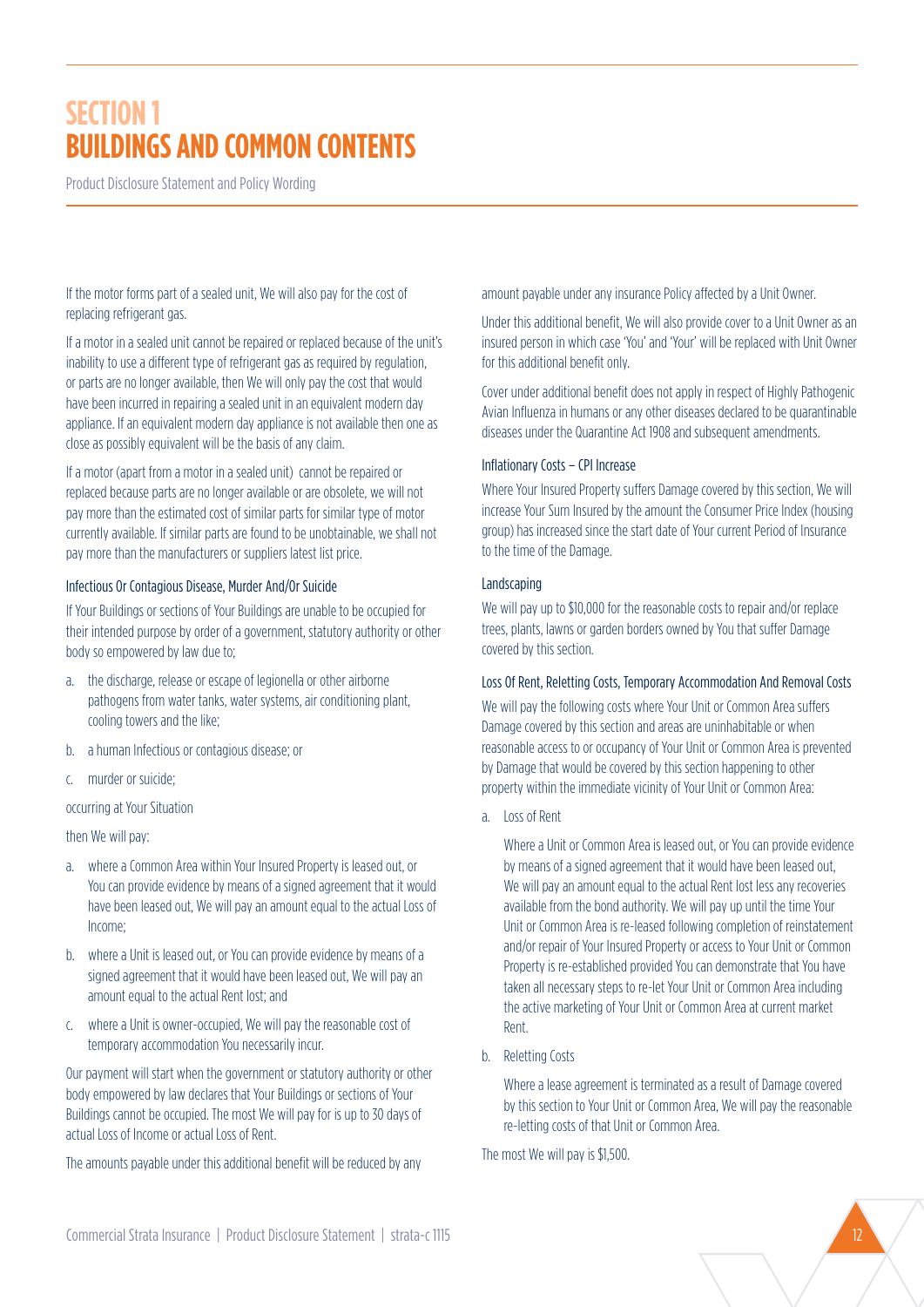# SECTION 1
# BUILDINGS AND COMMON CONTENTS

Product Disclosure Statement and Policy Wording

If the motor forms part of a sealed unit, We will also pay for the cost of replacing refrigerant gas.

If a motor in a sealed unit cannot be repaired or replaced because of the unit's inability to use a different type of refrigerant gas as required by regulation, or parts are no longer available, then We will only pay the cost that would have been incurred in repairing a sealed unit in an equivalent modern day appliance. If an equivalent modern day appliance is not available then one as close as possibly equivalent will be the basis of any claim.

If a motor (apart from a motor in a sealed unit) cannot be repaired or replaced because parts are no longer available or are obsolete, we will not pay more than the estimated cost of similar parts for similar type of motor currently available. If similar parts are found to be unobtainable, we shall not pay more than the manufacturers or suppliers latest list price.

### Infectious Or Contagious Disease, Murder And/Or Suicide

If Your Buildings or sections of Your Buildings are unable to be occupied for their intended purpose by order of a government, statutory authority or other body so empowered by law due to;

a. the discharge, release or escape of legionella or other airborne pathogens from water tanks, water systems, air conditioning plant, cooling towers and the like;

b. a human Infectious or contagious disease; or

c. murder or suicide;

occurring at Your Situation

then We will pay:

a. where a Common Area within Your Insured Property is leased out, or You can provide evidence by means of a signed agreement that it would have been leased out, We will pay an amount equal to the actual Loss of Income;

b. where a Unit is leased out, or You can provide evidence by means of a signed agreement that it would have been leased out, We will pay an amount equal to the actual Rent lost; and

c. where a Unit is owner-occupied, We will pay the reasonable cost of temporary accommodation You necessarily incur.

Our payment will start when the government or statutory authority or other body empowered by law declares that Your Buildings or sections of Your Buildings cannot be occupied. The most We will pay for is up to 30 days of actual Loss of Income or actual Loss of Rent.

The amounts payable under this additional benefit will be reduced by any amount payable under any insurance Policy affected by a Unit Owner.

Under this additional benefit, We will also provide cover to a Unit Owner as an insured person in which case 'You' and 'Your' will be replaced with Unit Owner for this additional benefit only.

Cover under additional benefit does not apply in respect of Highly Pathogenic Avian Influenza in humans or any other diseases declared to be quarantinable diseases under the Quarantine Act 1908 and subsequent amendments.

### Inflationary Costs – CPI Increase

Where Your Insured Property suffers Damage covered by this section, We will increase Your Sum Insured by the amount the Consumer Price Index (housing group) has increased since the start date of Your current Period of Insurance to the time of the Damage.

### Landscaping

We will pay up to $10,000 for the reasonable costs to repair and/or replace trees, plants, lawns or garden borders owned by You that suffer Damage covered by this section.

### Loss Of Rent, Reletting Costs, Temporary Accommodation And Removal Costs

We will pay the following costs where Your Unit or Common Area suffers Damage covered by this section and areas are uninhabitable or when reasonable access to or occupancy of Your Unit or Common Area is prevented by Damage that would be covered by this section happening to other property within the immediate vicinity of Your Unit or Common Area:

a. Loss of Rent

   Where a Unit or Common Area is leased out, or You can provide evidence by means of a signed agreement that it would have been leased out, We will pay an amount equal to the actual Rent lost less any recoveries available from the bond authority. We will pay up until the time Your Unit or Common Area is re-leased following completion of reinstatement and/or repair of Your Insured Property or access to Your Unit or Common Property is re-established provided You can demonstrate that You have taken all necessary steps to re-let Your Unit or Common Area including the active marketing of Your Unit or Common Area at current market Rent.

b. Reletting Costs

   Where a lease agreement is terminated as a result of Damage covered by this section to Your Unit or Common Area, We will pay the reasonable re-letting costs of that Unit or Common Area.

The most We will pay is $1,500.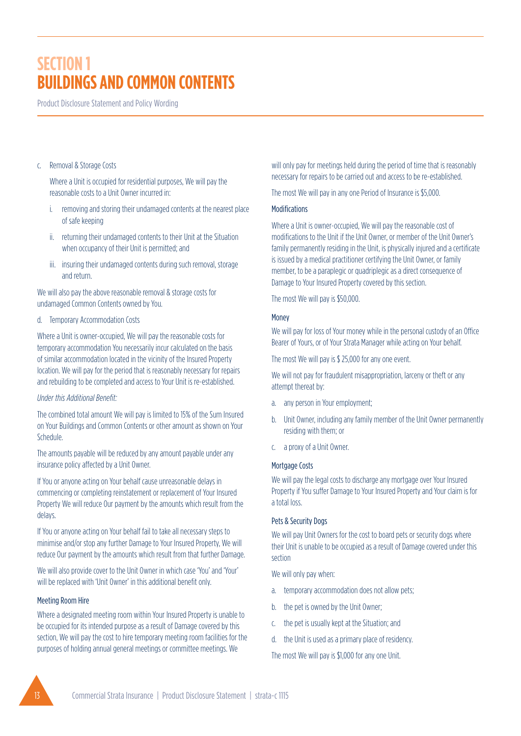# SECTION 1 BUILDINGS AND COMMON CONTENTS

Product Disclosure Statement and Policy Wording

c. Removal & Storage Costs

Where a Unit is occupied for residential purposes, We will pay the reasonable costs to a Unit Owner incurred in:

i. removing and storing their undamaged contents at the nearest place of safe keeping

ii. returning their undamaged contents to their Unit at the Situation when occupancy of their Unit is permitted; and

iii. insuring their undamaged contents during such removal, storage and return.

We will also pay the above reasonable removal & storage costs for undamaged Common Contents owned by You.

d. Temporary Accommodation Costs

Where a Unit is owner-occupied, We will pay the reasonable costs for temporary accommodation You necessarily incur calculated on the basis of similar accommodation located in the vicinity of the Insured Property location. We will pay for the period that is reasonably necessary for repairs and rebuilding to be completed and access to Your Unit is re-established.

*Under this Additional Benefit:*

The combined total amount We will pay is limited to 15% of the Sum Insured on Your Buildings and Common Contents or other amount as shown on Your Schedule.

The amounts payable will be reduced by any amount payable under any insurance policy affected by a Unit Owner.

If You or anyone acting on Your behalf cause unreasonable delays in commencing or completing reinstatement or replacement of Your Insured Property We will reduce Our payment by the amounts which result from the delays.

If You or anyone acting on Your behalf fail to take all necessary steps to minimise and/or stop any further Damage to Your Insured Property, We will reduce Our payment by the amounts which result from that further Damage.

We will also provide cover to the Unit Owner in which case 'You' and 'Your' will be replaced with 'Unit Owner' in this additional benefit only.

### Meeting Room Hire

Where a designated meeting room within Your Insured Property is unable to be occupied for its intended purpose as a result of Damage covered by this section, We will pay the cost to hire temporary meeting room facilities for the purposes of holding annual general meetings or committee meetings. We will only pay for meetings held during the period of time that is reasonably necessary for repairs to be carried out and access to be re-established.

The most We will pay in any one Period of Insurance is $5,000.

### Modifications

Where a Unit is owner-occupied, We will pay the reasonable cost of modifications to the Unit if the Unit Owner, or member of the Unit Owner's family permanently residing in the Unit, is physically injured and a certificate is issued by a medical practitioner certifying the Unit Owner, or family member, to be a paraplegic or quadriplegic as a direct consequence of Damage to Your Insured Property covered by this section.

The most We will pay is $50,000.

### Money

We will pay for loss of Your money while in the personal custody of an Office Bearer of Yours, or of Your Strata Manager while acting on Your behalf.

The most We will pay is $ 25,000 for any one event.

We will not pay for fraudulent misappropriation, larceny or theft or any attempt thereat by:

a. any person in Your employment;

b. Unit Owner, including any family member of the Unit Owner permanently residing with them; or

c. a proxy of a Unit Owner.

### Mortgage Costs

We will pay the legal costs to discharge any mortgage over Your Insured Property if You suffer Damage to Your Insured Property and Your claim is for a total loss.

### Pets & Security Dogs

We will pay Unit Owners for the cost to board pets or security dogs where their Unit is unable to be occupied as a result of Damage covered under this section

We will only pay when:

a. temporary accommodation does not allow pets;

b. the pet is owned by the Unit Owner;

c. the pet is usually kept at the Situation; and

d. the Unit is used as a primary place of residency.

The most We will pay is $1,000 for any one Unit.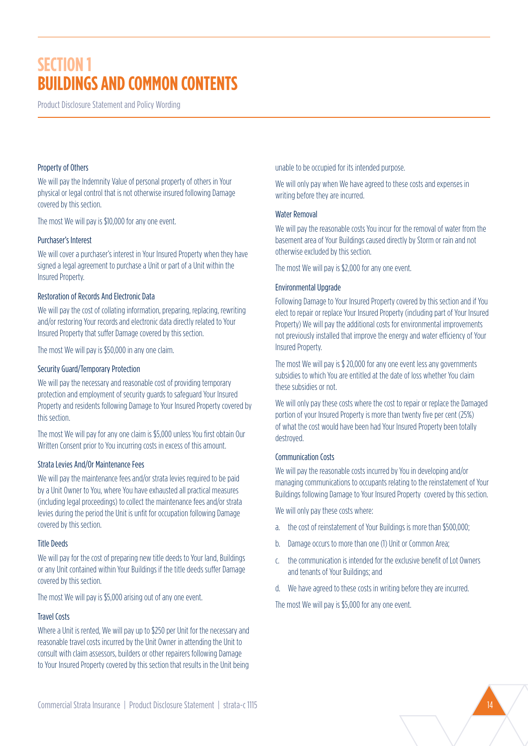# SECTION 1
# BUILDINGS AND COMMON CONTENTS

Product Disclosure Statement and Policy Wording

### Property of Others

We will pay the Indemnity Value of personal property of others in Your physical or legal control that is not otherwise insured following Damage covered by this section.

The most We will pay is $10,000 for any one event.

### Purchaser's Interest

We will cover a purchaser's interest in Your Insured Property when they have signed a legal agreement to purchase a Unit or part of a Unit within the Insured Property.

### Restoration of Records And Electronic Data

We will pay the cost of collating information, preparing, replacing, rewriting and/or restoring Your records and electronic data directly related to Your Insured Property that suffer Damage covered by this section.

The most We will pay is $50,000 in any one claim.

### Security Guard/Temporary Protection

We will pay the necessary and reasonable cost of providing temporary protection and employment of security guards to safeguard Your Insured Property and residents following Damage to Your Insured Property covered by this section.

The most We will pay for any one claim is $5,000 unless You first obtain Our Written Consent prior to You incurring costs in excess of this amount.

### Strata Levies And/Or Maintenance Fees

We will pay the maintenance fees and/or strata levies required to be paid by a Unit Owner to You, where You have exhausted all practical measures (including legal proceedings) to collect the maintenance fees and/or strata levies during the period the Unit is unfit for occupation following Damage covered by this section.

### Title Deeds

We will pay for the cost of preparing new title deeds to Your land, Buildings or any Unit contained within Your Buildings if the title deeds suffer Damage covered by this section.

The most We will pay is $5,000 arising out of any one event.

### Travel Costs

Where a Unit is rented, We will pay up to $250 per Unit for the necessary and reasonable travel costs incurred by the Unit Owner in attending the Unit to consult with claim assessors, builders or other repairers following Damage to Your Insured Property covered by this section that results in the Unit being unable to be occupied for its intended purpose.

We will only pay when We have agreed to these costs and expenses in writing before they are incurred.

### Water Removal

We will pay the reasonable costs You incur for the removal of water from the basement area of Your Buildings caused directly by Storm or rain and not otherwise excluded by this section.

The most We will pay is $2,000 for any one event.

### Environmental Upgrade

Following Damage to Your Insured Property covered by this section and if You elect to repair or replace Your Insured Property (including part of Your Insured Property) We will pay the additional costs for environmental improvements not previously installed that improve the energy and water efficiency of Your Insured Property.

The most We will pay is $ 20,000 for any one event less any governments subsidies to which You are entitled at the date of loss whether You claim these subsidies or not.

We will only pay these costs where the cost to repair or replace the Damaged portion of your Insured Property is more than twenty five per cent (25%) of what the cost would have been had Your Insured Property been totally destroyed.

### Communication Costs

We will pay the reasonable costs incurred by You in developing and/or managing communications to occupants relating to the reinstatement of Your Buildings following Damage to Your Insured Property covered by this section.

We will only pay these costs where:

a. the cost of reinstatement of Your Buildings is more than $500,000;
b. Damage occurs to more than one (1) Unit or Common Area;
c. the communication is intended for the exclusive benefit of Lot Owners and tenants of Your Buildings; and
d. We have agreed to these costs in writing before they are incurred.

The most We will pay is $5,000 for any one event.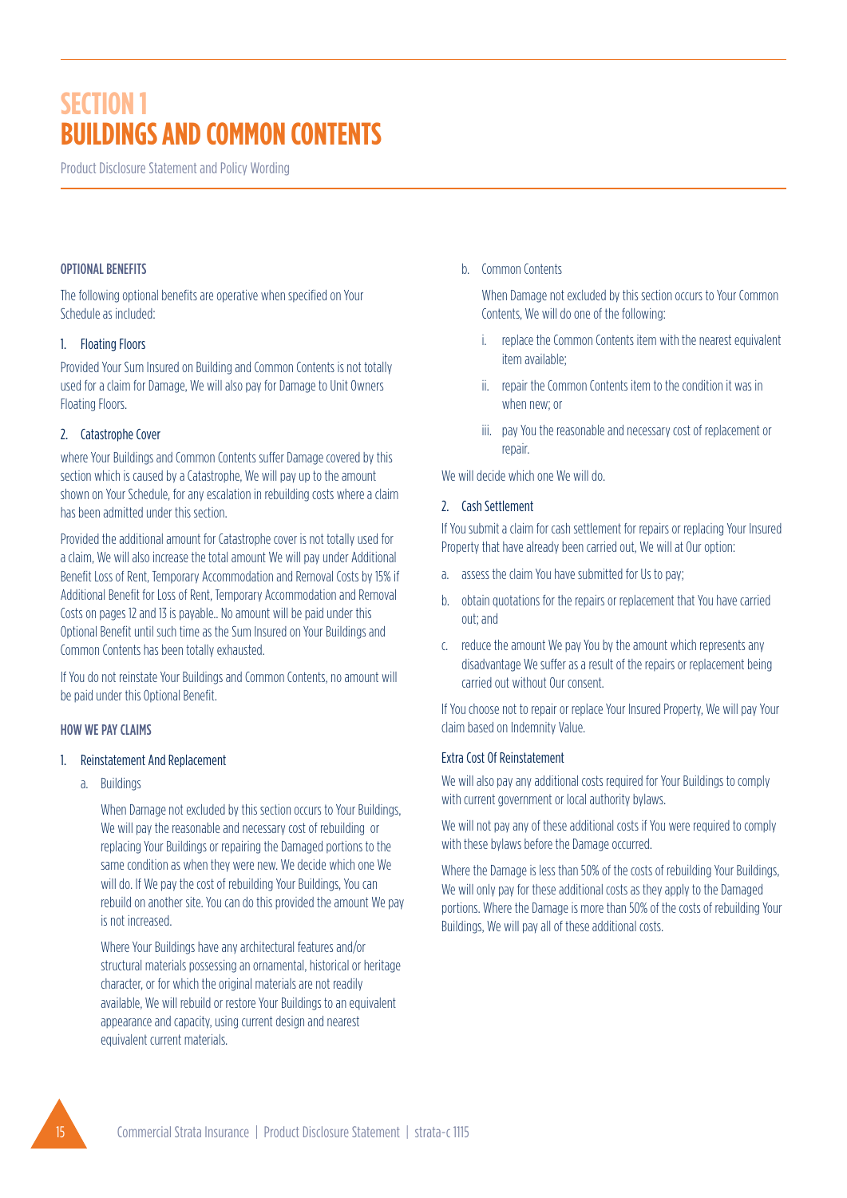# SECTION 1
# BUILDINGS AND COMMON CONTENTS

Product Disclosure Statement and Policy Wording

### OPTIONAL BENEFITS

The following optional benefits are operative when specified on Your Schedule as included:

#### 1. Floating Floors

Provided Your Sum Insured on Building and Common Contents is not totally used for a claim for Damage, We will also pay for Damage to Unit Owners Floating Floors.

#### 2. Catastrophe Cover

where Your Buildings and Common Contents suffer Damage covered by this section which is caused by a Catastrophe, We will pay up to the amount shown on Your Schedule, for any escalation in rebuilding costs where a claim has been admitted under this section.

Provided the additional amount for Catastrophe cover is not totally used for a claim, We will also increase the total amount We will pay under Additional Benefit Loss of Rent, Temporary Accommodation and Removal Costs by 15% if Additional Benefit for Loss of Rent, Temporary Accommodation and Removal Costs on pages 12 and 13 is payable.. No amount will be paid under this Optional Benefit until such time as the Sum Insured on Your Buildings and Common Contents has been totally exhausted.

If You do not reinstate Your Buildings and Common Contents, no amount will be paid under this Optional Benefit.

### HOW WE PAY CLAIMS

#### 1. Reinstatement And Replacement

a. Buildings

When Damage not excluded by this section occurs to Your Buildings, We will pay the reasonable and necessary cost of rebuilding or replacing Your Buildings or repairing the Damaged portions to the same condition as when they were new. We decide which one We will do. If We pay the cost of rebuilding Your Buildings, You can rebuild on another site. You can do this provided the amount We pay is not increased.

Where Your Buildings have any architectural features and/or structural materials possessing an ornamental, historical or heritage character, or for which the original materials are not readily available, We will rebuild or restore Your Buildings to an equivalent appearance and capacity, using current design and nearest equivalent current materials.

b. Common Contents

When Damage not excluded by this section occurs to Your Common Contents, We will do one of the following:

i. replace the Common Contents item with the nearest equivalent item available;

ii. repair the Common Contents item to the condition it was in when new; or

iii. pay You the reasonable and necessary cost of replacement or repair.

We will decide which one We will do.

#### 2. Cash Settlement

If You submit a claim for cash settlement for repairs or replacing Your Insured Property that have already been carried out, We will at Our option:

a. assess the claim You have submitted for Us to pay;

b. obtain quotations for the repairs or replacement that You have carried out; and

c. reduce the amount We pay You by the amount which represents any disadvantage We suffer as a result of the repairs or replacement being carried out without Our consent.

If You choose not to repair or replace Your Insured Property, We will pay Your claim based on Indemnity Value.

#### Extra Cost Of Reinstatement

We will also pay any additional costs required for Your Buildings to comply with current government or local authority bylaws.

We will not pay any of these additional costs if You were required to comply with these bylaws before the Damage occurred.

Where the Damage is less than 50% of the costs of rebuilding Your Buildings, We will only pay for these additional costs as they apply to the Damaged portions. Where the Damage is more than 50% of the costs of rebuilding Your Buildings, We will pay all of these additional costs.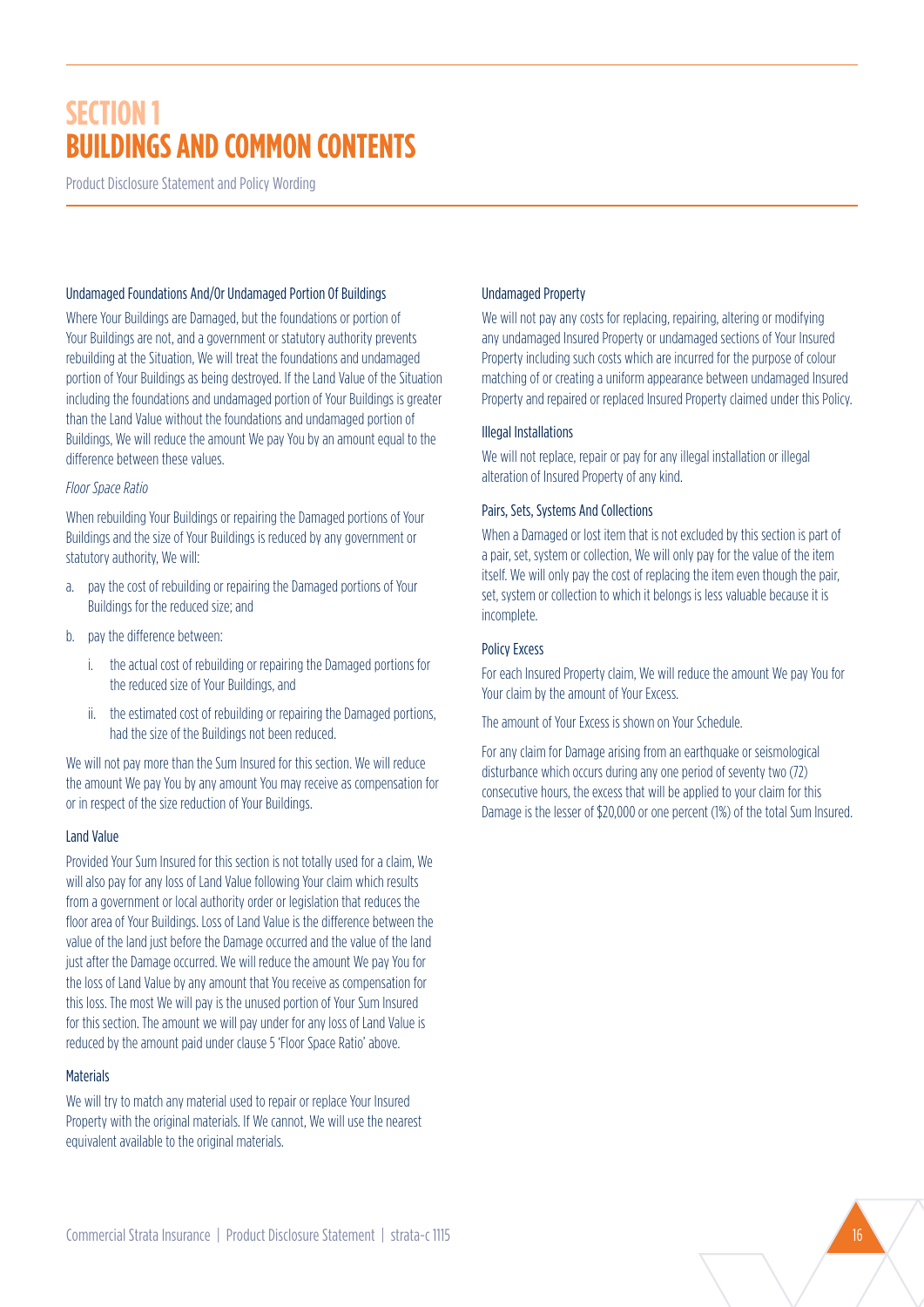# SECTION 1 BUILDINGS AND COMMON CONTENTS

Product Disclosure Statement and Policy Wording

### Undamaged Foundations And/Or Undamaged Portion Of Buildings

Where Your Buildings are Damaged, but the foundations or portion of Your Buildings are not, and a government or statutory authority prevents rebuilding at the Situation, We will treat the foundations and undamaged portion of Your Buildings as being destroyed. If the Land Value of the Situation including the foundations and undamaged portion of Your Buildings is greater than the Land Value without the foundations and undamaged portion of Buildings, We will reduce the amount We pay You by an amount equal to the difference between these values.

*Floor Space Ratio*

When rebuilding Your Buildings or repairing the Damaged portions of Your Buildings and the size of Your Buildings is reduced by any government or statutory authority, We will:

a. pay the cost of rebuilding or repairing the Damaged portions of Your Buildings for the reduced size; and
b. pay the difference between:
   i. the actual cost of rebuilding or repairing the Damaged portions for the reduced size of Your Buildings, and
   ii. the estimated cost of rebuilding or repairing the Damaged portions, had the size of the Buildings not been reduced.

We will not pay more than the Sum Insured for this section. We will reduce the amount We pay You by any amount You may receive as compensation for or in respect of the size reduction of Your Buildings.

### Land Value

Provided Your Sum Insured for this section is not totally used for a claim, We will also pay for any loss of Land Value following Your claim which results from a government or local authority order or legislation that reduces the floor area of Your Buildings. Loss of Land Value is the difference between the value of the land just before the Damage occurred and the value of the land just after the Damage occurred. We will reduce the amount We pay You for the loss of Land Value by any amount that You receive as compensation for this loss. The most We will pay is the unused portion of Your Sum Insured for this section. The amount we will pay under for any loss of Land Value is reduced by the amount paid under clause 5 'Floor Space Ratio' above.

### Materials

We will try to match any material used to repair or replace Your Insured Property with the original materials. If We cannot, We will use the nearest equivalent available to the original materials.

### Undamaged Property

We will not pay any costs for replacing, repairing, altering or modifying any undamaged Insured Property or undamaged sections of Your Insured Property including such costs which are incurred for the purpose of colour matching of or creating a uniform appearance between undamaged Insured Property and repaired or replaced Insured Property claimed under this Policy.

### Illegal Installations

We will not replace, repair or pay for any illegal installation or illegal alteration of Insured Property of any kind.

### Pairs, Sets, Systems And Collections

When a Damaged or lost item that is not excluded by this section is part of a pair, set, system or collection, We will only pay for the value of the item itself. We will only pay the cost of replacing the item even though the pair, set, system or collection to which it belongs is less valuable because it is incomplete.

### Policy Excess

For each Insured Property claim, We will reduce the amount We pay You for Your claim by the amount of Your Excess.

The amount of Your Excess is shown on Your Schedule.

For any claim for Damage arising from an earthquake or seismological disturbance which occurs during any one period of seventy two (72) consecutive hours, the excess that will be applied to your claim for this Damage is the lesser of $20,000 or one percent (1%) of the total Sum Insured.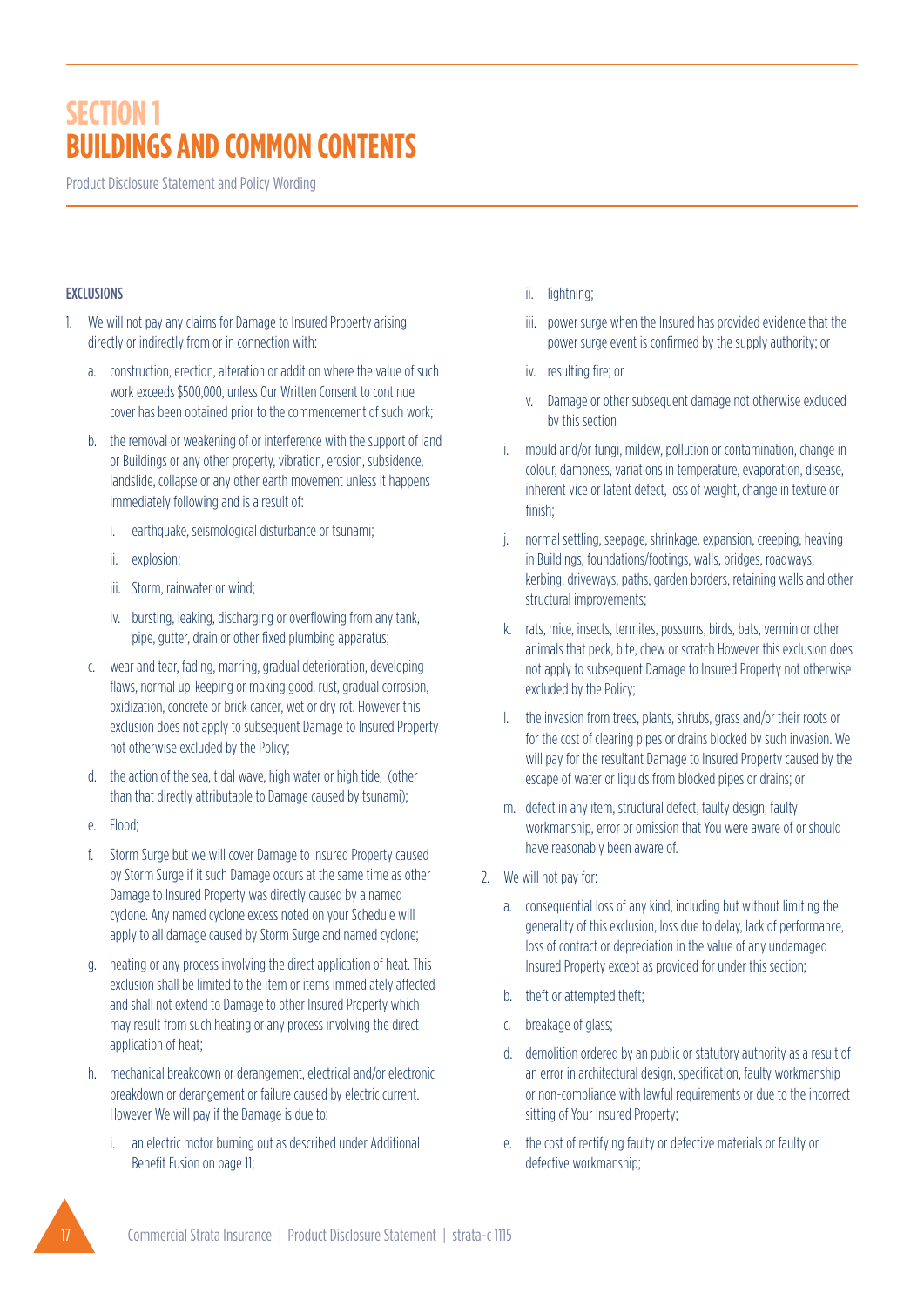# SECTION 1
# BUILDINGS AND COMMON CONTENTS

Product Disclosure Statement and Policy Wording

#### EXCLUSIONS

1. We will not pay any claims for Damage to Insured Property arising directly or indirectly from or in connection with:
   a. construction, erection, alteration or addition where the value of such work exceeds $500,000, unless Our Written Consent to continue cover has been obtained prior to the commencement of such work;
   b. the removal or weakening of or interference with the support of land or Buildings or any other property, vibration, erosion, subsidence, landslide, collapse or any other earth movement unless it happens immediately following and is a result of:
      i. earthquake, seismological disturbance or tsunami;
      ii. explosion;
      iii. Storm, rainwater or wind;
      iv. bursting, leaking, discharging or overflowing from any tank, pipe, gutter, drain or other fixed plumbing apparatus;
   c. wear and tear, fading, marring, gradual deterioration, developing flaws, normal up-keeping or making good, rust, gradual corrosion, oxidization, concrete or brick cancer, wet or dry rot. However this exclusion does not apply to subsequent Damage to Insured Property not otherwise excluded by the Policy;
   d. the action of the sea, tidal wave, high water or high tide, (other than that directly attributable to Damage caused by tsunami);
   e. Flood;
   f. Storm Surge but we will cover Damage to Insured Property caused by Storm Surge if it such Damage occurs at the same time as other Damage to Insured Property was directly caused by a named cyclone. Any named cyclone excess noted on your Schedule will apply to all damage caused by Storm Surge and named cyclone;
   g. heating or any process involving the direct application of heat. This exclusion shall be limited to the item or items immediately affected and shall not extend to Damage to other Insured Property which may result from such heating or any process involving the direct application of heat;
   h. mechanical breakdown or derangement, electrical and/or electronic breakdown or derangement or failure caused by electric current. However We will pay if the Damage is due to:
      i. an electric motor burning out as described under Additional Benefit Fusion on page 11;
      ii. lightning;
      iii. power surge when the Insured has provided evidence that the power surge event is confirmed by the supply authority; or
      iv. resulting fire; or
      v. Damage or other subsequent damage not otherwise excluded by this section
   i. mould and/or fungi, mildew, pollution or contamination, change in colour, dampness, variations in temperature, evaporation, disease, inherent vice or latent defect, loss of weight, change in texture or finish;
   j. normal settling, seepage, shrinkage, expansion, creeping, heaving in Buildings, foundations/footings, walls, bridges, roadways, kerbing, driveways, paths, garden borders, retaining walls and other structural improvements;
   k. rats, mice, insects, termites, possums, birds, bats, vermin or other animals that peck, bite, chew or scratch However this exclusion does not apply to subsequent Damage to Insured Property not otherwise excluded by the Policy;
   l. the invasion from trees, plants, shrubs, grass and/or their roots or for the cost of clearing pipes or drains blocked by such invasion. We will pay for the resultant Damage to Insured Property caused by the escape of water or liquids from blocked pipes or drains; or
   m. defect in any item, structural defect, faulty design, faulty workmanship, error or omission that You were aware of or should have reasonably been aware of.
2. We will not pay for:
   a. consequential loss of any kind, including but without limiting the generality of this exclusion, loss due to delay, lack of performance, loss of contract or depreciation in the value of any undamaged Insured Property except as provided for under this section;
   b. theft or attempted theft;
   c. breakage of glass;
   d. demolition ordered by an public or statutory authority as a result of an error in architectural design, specification, faulty workmanship or non-compliance with lawful requirements or due to the incorrect sitting of Your Insured Property;
   e. the cost of rectifying faulty or defective materials or faulty or defective workmanship;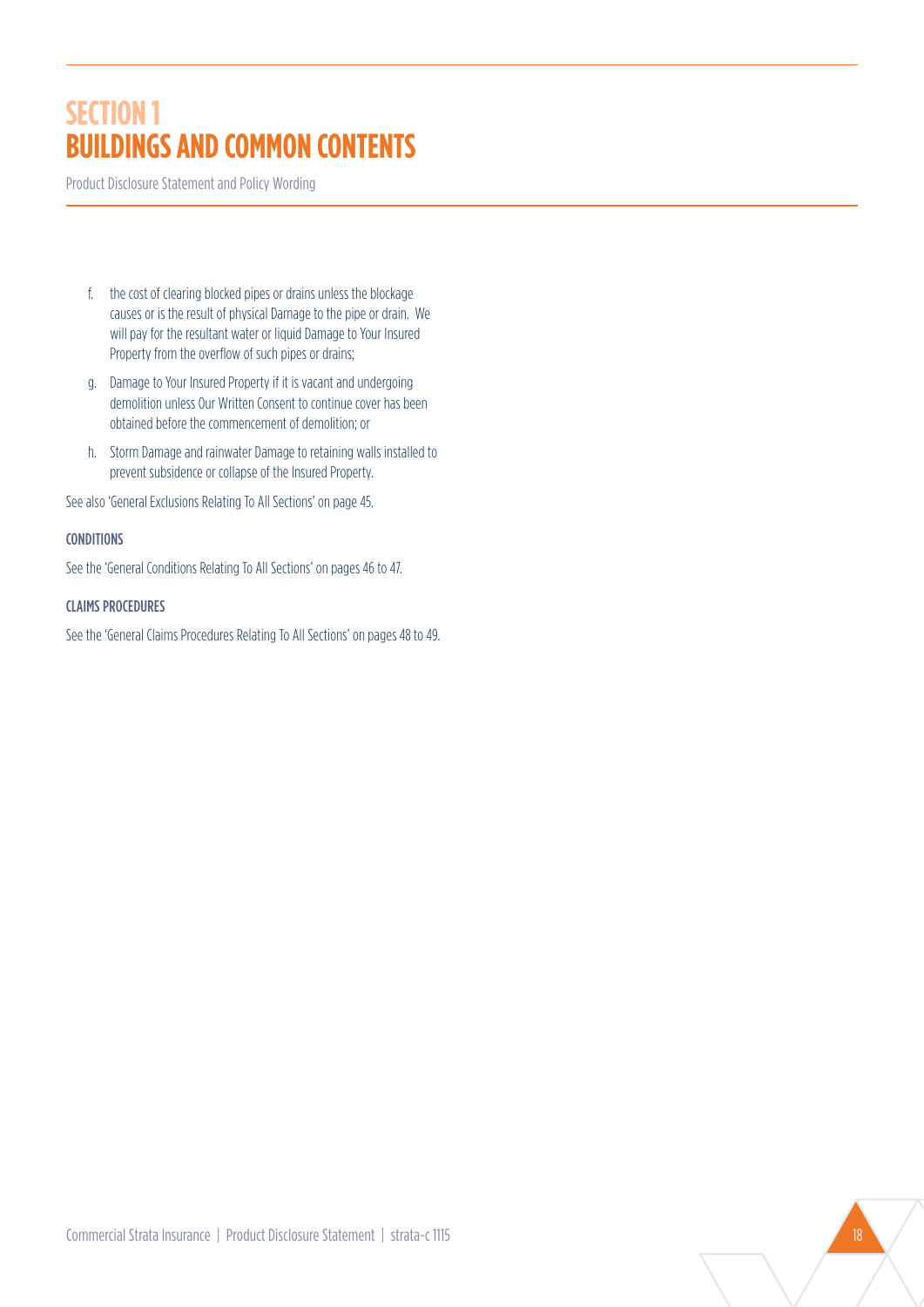# SECTION 1
# BUILDINGS AND COMMON CONTENTS

Product Disclosure Statement and Policy Wording

f. the cost of clearing blocked pipes or drains unless the blockage causes or is the result of physical Damage to the pipe or drain. We will pay for the resultant water or liquid Damage to Your Insured Property from the overflow of such pipes or drains;

g. Damage to Your Insured Property if it is vacant and undergoing demolition unless Our Written Consent to continue cover has been obtained before the commencement of demolition; or

h. Storm Damage and rainwater Damage to retaining walls installed to prevent subsidence or collapse of the Insured Property.

See also 'General Exclusions Relating To All Sections' on page 45.

### CONDITIONS

See the 'General Conditions Relating To All Sections' on pages 46 to 47.

### CLAIMS PROCEDURES

See the 'General Claims Procedures Relating To All Sections' on pages 48 to 49.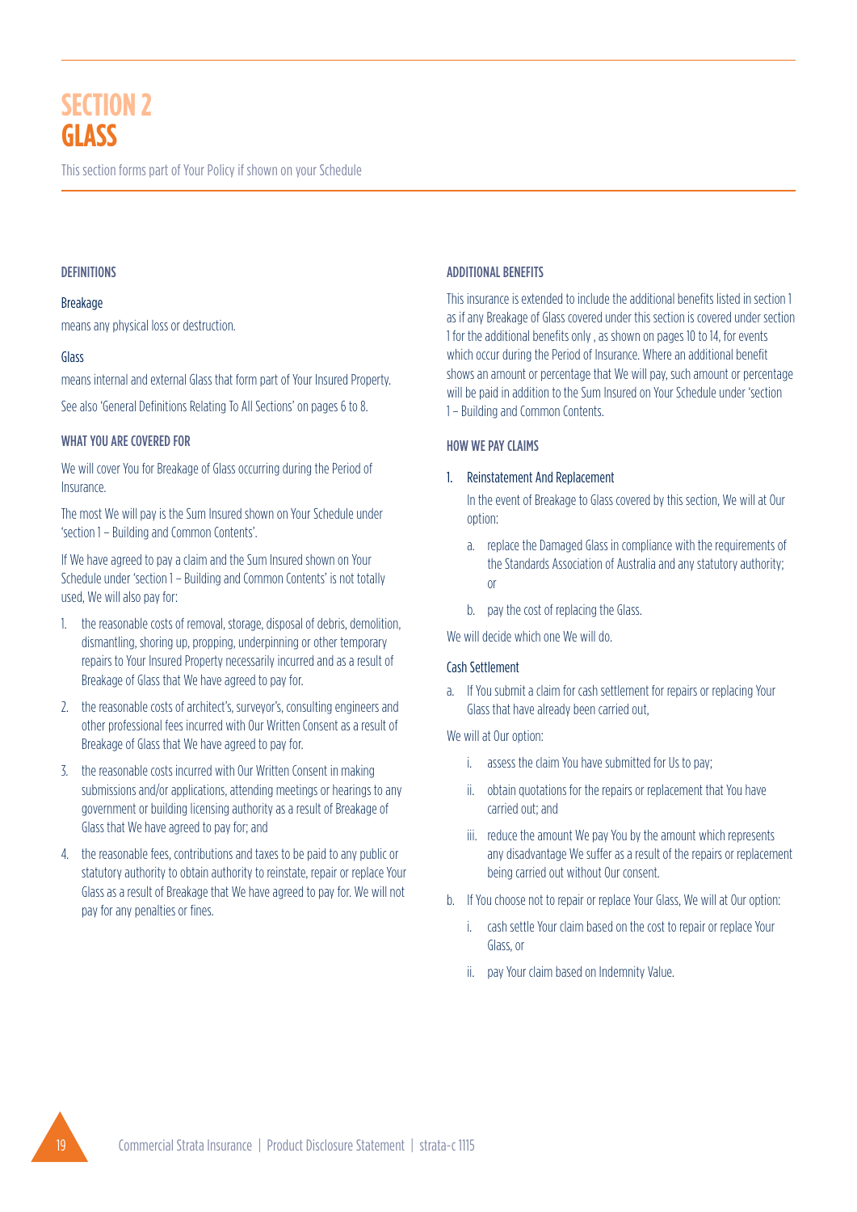# SECTION 2
# GLASS

This section forms part of Your Policy if shown on your Schedule

### DEFINITIONS

**Breakage**

means any physical loss or destruction.

**Glass**

means internal and external Glass that form part of Your Insured Property.

See also 'General Definitions Relating To All Sections' on pages 6 to 8.

### WHAT YOU ARE COVERED FOR

We will cover You for Breakage of Glass occurring during the Period of Insurance.

The most We will pay is the Sum Insured shown on Your Schedule under 'section 1 – Building and Common Contents'.

If We have agreed to pay a claim and the Sum Insured shown on Your Schedule under 'section 1 – Building and Common Contents' is not totally used, We will also pay for:

1. the reasonable costs of removal, storage, disposal of debris, demolition, dismantling, shoring up, propping, underpinning or other temporary repairs to Your Insured Property necessarily incurred and as a result of Breakage of Glass that We have agreed to pay for.
2. the reasonable costs of architect's, surveyor's, consulting engineers and other professional fees incurred with Our Written Consent as a result of Breakage of Glass that We have agreed to pay for.
3. the reasonable costs incurred with Our Written Consent in making submissions and/or applications, attending meetings or hearings to any government or building licensing authority as a result of Breakage of Glass that We have agreed to pay for; and
4. the reasonable fees, contributions and taxes to be paid to any public or statutory authority to obtain authority to reinstate, repair or replace Your Glass as a result of Breakage that We have agreed to pay for. We will not pay for any penalties or fines.

### ADDITIONAL BENEFITS

This insurance is extended to include the additional benefits listed in section 1 as if any Breakage of Glass covered under this section is covered under section 1 for the additional benefits only , as shown on pages 10 to 14, for events which occur during the Period of Insurance. Where an additional benefit shows an amount or percentage that We will pay, such amount or percentage will be paid in addition to the Sum Insured on Your Schedule under 'section 1 – Building and Common Contents.

### HOW WE PAY CLAIMS

1. **Reinstatement And Replacement**

   In the event of Breakage to Glass covered by this section, We will at Our option:

   a. replace the Damaged Glass in compliance with the requirements of the Standards Association of Australia and any statutory authority; or

   b. pay the cost of replacing the Glass.

We will decide which one We will do.

**Cash Settlement**

a. If You submit a claim for cash settlement for repairs or replacing Your Glass that have already been carried out,

We will at Our option:

   i. assess the claim You have submitted for Us to pay;

   ii. obtain quotations for the repairs or replacement that You have carried out; and

   iii. reduce the amount We pay You by the amount which represents any disadvantage We suffer as a result of the repairs or replacement being carried out without Our consent.

b. If You choose not to repair or replace Your Glass, We will at Our option:

   i. cash settle Your claim based on the cost to repair or replace Your Glass, or

   ii. pay Your claim based on Indemnity Value.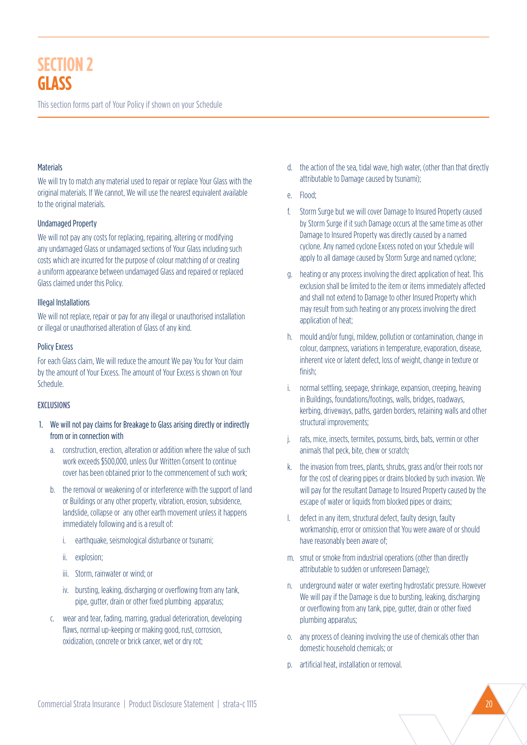# SECTION 2 GLASS

This section forms part of Your Policy if shown on your Schedule

### Materials

We will try to match any material used to repair or replace Your Glass with the original materials. If We cannot, We will use the nearest equivalent available to the original materials.

### Undamaged Property

We will not pay any costs for replacing, repairing, altering or modifying any undamaged Glass or undamaged sections of Your Glass including such costs which are incurred for the purpose of colour matching of or creating a uniform appearance between undamaged Glass and repaired or replaced Glass claimed under this Policy.

### Illegal Installations

We will not replace, repair or pay for any illegal or unauthorised installation or illegal or unauthorised alteration of Glass of any kind.

### Policy Excess

For each Glass claim, We will reduce the amount We pay You for Your claim by the amount of Your Excess. The amount of Your Excess is shown on Your Schedule.

### EXCLUSIONS

1. We will not pay claims for Breakage to Glass arising directly or indirectly from or in connection with
   a. construction, erection, alteration or addition where the value of such work exceeds $500,000, unless Our Written Consent to continue cover has been obtained prior to the commencement of such work;
   b. the removal or weakening of or interference with the support of land or Buildings or any other property, vibration, erosion, subsidence, landslide, collapse or any other earth movement unless it happens immediately following and is a result of:
      i. earthquake, seismological disturbance or tsunami;
      ii. explosion;
      iii. Storm, rainwater or wind; or
      iv. bursting, leaking, discharging or overflowing from any tank, pipe, gutter, drain or other fixed plumbing apparatus;
   c. wear and tear, fading, marring, gradual deterioration, developing flaws, normal up-keeping or making good, rust, corrosion, oxidization, concrete or brick cancer, wet or dry rot;
   d. the action of the sea, tidal wave, high water, (other than that directly attributable to Damage caused by tsunami);
   e. Flood;
   f. Storm Surge but we will cover Damage to Insured Property caused by Storm Surge if it such Damage occurs at the same time as other Damage to Insured Property was directly caused by a named cyclone. Any named cyclone Excess noted on your Schedule will apply to all damage caused by Storm Surge and named cyclone;
   g. heating or any process involving the direct application of heat. This exclusion shall be limited to the item or items immediately affected and shall not extend to Damage to other Insured Property which may result from such heating or any process involving the direct application of heat;
   h. mould and/or fungi, mildew, pollution or contamination, change in colour, dampness, variations in temperature, evaporation, disease, inherent vice or latent defect, loss of weight, change in texture or finish;
   i. normal settling, seepage, shrinkage, expansion, creeping, heaving in Buildings, foundations/footings, walls, bridges, roadways, kerbing, driveways, paths, garden borders, retaining walls and other structural improvements;
   j. rats, mice, insects, termites, possums, birds, bats, vermin or other animals that peck, bite, chew or scratch;
   k. the invasion from trees, plants, shrubs, grass and/or their roots nor for the cost of clearing pipes or drains blocked by such invasion. We will pay for the resultant Damage to Insured Property caused by the escape of water or liquids from blocked pipes or drains;
   l. defect in any item, structural defect, faulty design, faulty workmanship, error or omission that You were aware of or should have reasonably been aware of;
   m. smut or smoke from industrial operations (other than directly attributable to sudden or unforeseen Damage);
   n. underground water or water exerting hydrostatic pressure. However We will pay if the Damage is due to bursting, leaking, discharging or overflowing from any tank, pipe, gutter, drain or other fixed plumbing apparatus;
   o. any process of cleaning involving the use of chemicals other than domestic household chemicals; or
   p. artificial heat, installation or removal.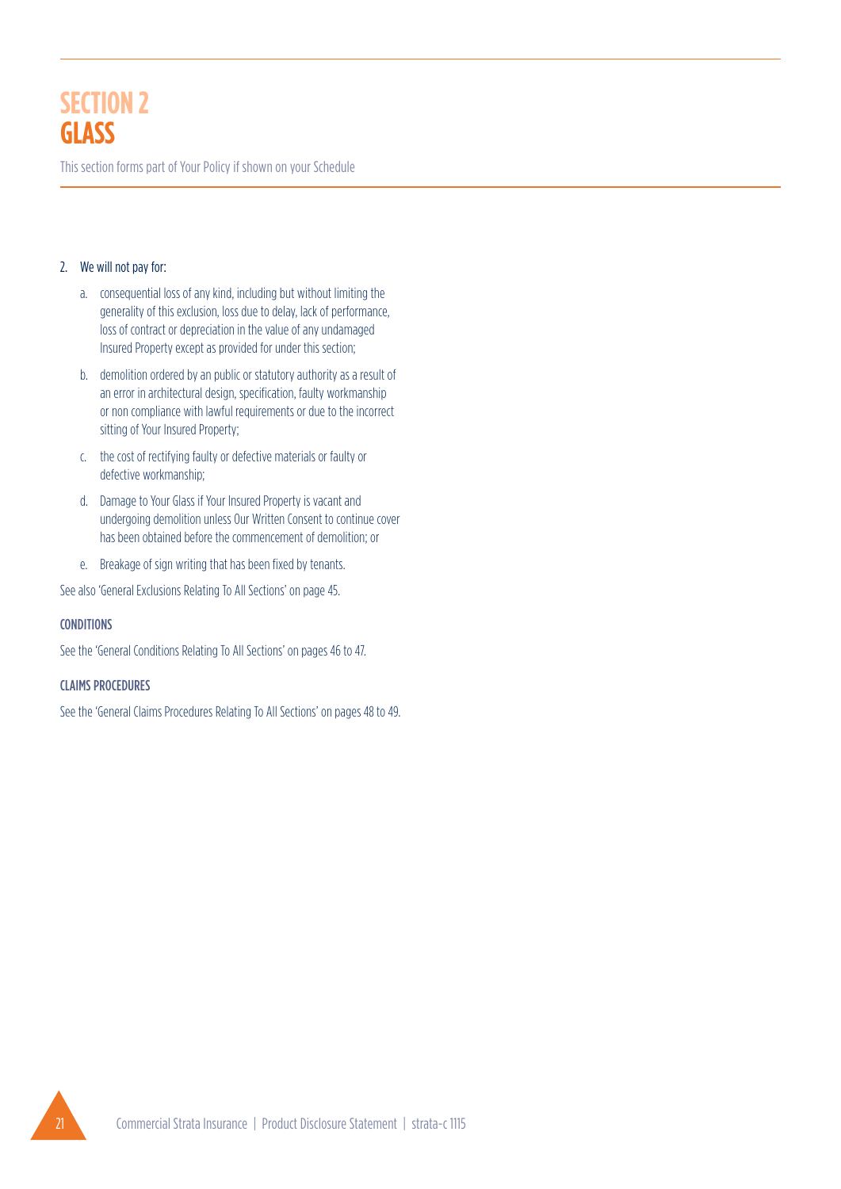# SECTION 2
# GLASS

This section forms part of Your Policy if shown on your Schedule

2. We will not pay for:

   a. consequential loss of any kind, including but without limiting the generality of this exclusion, loss due to delay, lack of performance, loss of contract or depreciation in the value of any undamaged Insured Property except as provided for under this section;

   b. demolition ordered by an public or statutory authority as a result of an error in architectural design, specification, faulty workmanship or non compliance with lawful requirements or due to the incorrect sitting of Your Insured Property;

   c. the cost of rectifying faulty or defective materials or faulty or defective workmanship;

   d. Damage to Your Glass if Your Insured Property is vacant and undergoing demolition unless Our Written Consent to continue cover has been obtained before the commencement of demolition; or

   e. Breakage of sign writing that has been fixed by tenants.

See also 'General Exclusions Relating To All Sections' on page 45.

### CONDITIONS

See the 'General Conditions Relating To All Sections' on pages 46 to 47.

### CLAIMS PROCEDURES

See the 'General Claims Procedures Relating To All Sections' on pages 48 to 49.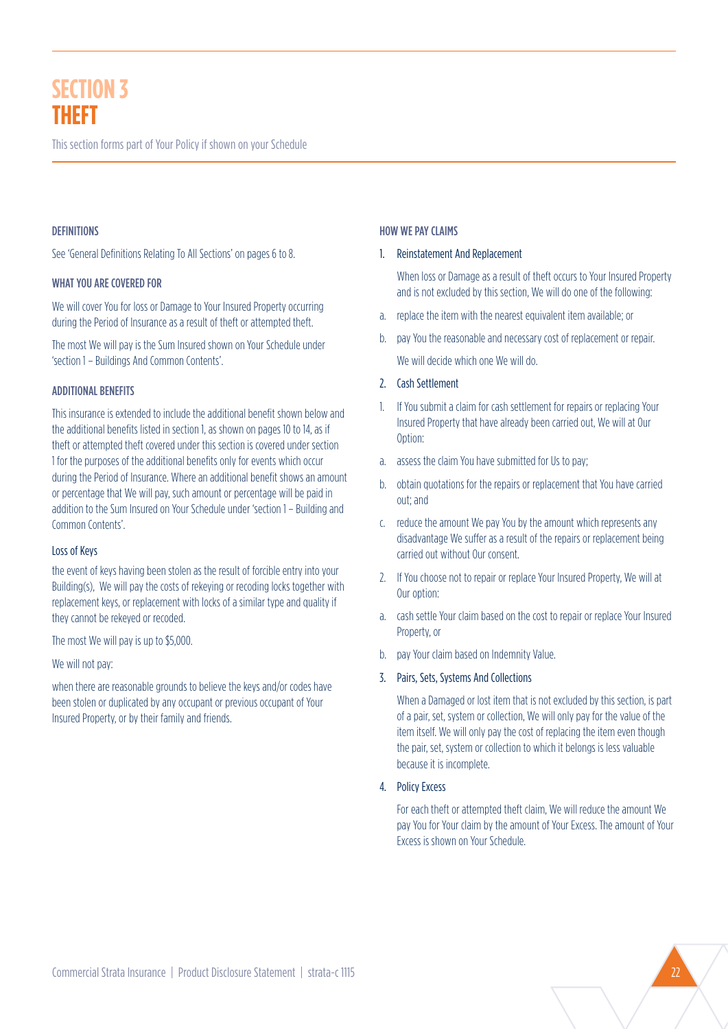# SECTION 3
# THEFT

This section forms part of Your Policy if shown on your Schedule

## DEFINITIONS

See 'General Definitions Relating To All Sections' on pages 6 to 8.

## WHAT YOU ARE COVERED FOR

We will cover You for loss or Damage to Your Insured Property occurring during the Period of Insurance as a result of theft or attempted theft.

The most We will pay is the Sum Insured shown on Your Schedule under 'section 1 – Buildings And Common Contents'.

## ADDITIONAL BENEFITS

This insurance is extended to include the additional benefit shown below and the additional benefits listed in section 1, as shown on pages 10 to 14, as if theft or attempted theft covered under this section is covered under section 1 for the purposes of the additional benefits only for events which occur during the Period of Insurance. Where an additional benefit shows an amount or percentage that We will pay, such amount or percentage will be paid in addition to the Sum Insured on Your Schedule under 'section 1 – Building and Common Contents'.

### Loss of Keys

the event of keys having been stolen as the result of forcible entry into your Building(s), We will pay the costs of rekeying or recoding locks together with replacement keys, or replacement with locks of a similar type and quality if they cannot be rekeyed or recoded.

The most We will pay is up to $5,000.

We will not pay:

when there are reasonable grounds to believe the keys and/or codes have been stolen or duplicated by any occupant or previous occupant of Your Insured Property, or by their family and friends.

## HOW WE PAY CLAIMS

1. Reinstatement And Replacement

   When loss or Damage as a result of theft occurs to Your Insured Property and is not excluded by this section, We will do one of the following:

   a. replace the item with the nearest equivalent item available; or

   b. pay You the reasonable and necessary cost of replacement or repair.

   We will decide which one We will do.

2. Cash Settlement

   1. If You submit a claim for cash settlement for repairs or replacing Your Insured Property that have already been carried out, We will at Our Option:

      a. assess the claim You have submitted for Us to pay;

      b. obtain quotations for the repairs or replacement that You have carried out; and

      c. reduce the amount We pay You by the amount which represents any disadvantage We suffer as a result of the repairs or replacement being carried out without Our consent.

   2. If You choose not to repair or replace Your Insured Property, We will at Our option:

      a. cash settle Your claim based on the cost to repair or replace Your Insured Property, or

      b. pay Your claim based on Indemnity Value.

3. Pairs, Sets, Systems And Collections

   When a Damaged or lost item that is not excluded by this section, is part of a pair, set, system or collection, We will only pay for the value of the item itself. We will only pay the cost of replacing the item even though the pair, set, system or collection to which it belongs is less valuable because it is incomplete.

4. Policy Excess

   For each theft or attempted theft claim, We will reduce the amount We pay You for Your claim by the amount of Your Excess. The amount of Your Excess is shown on Your Schedule.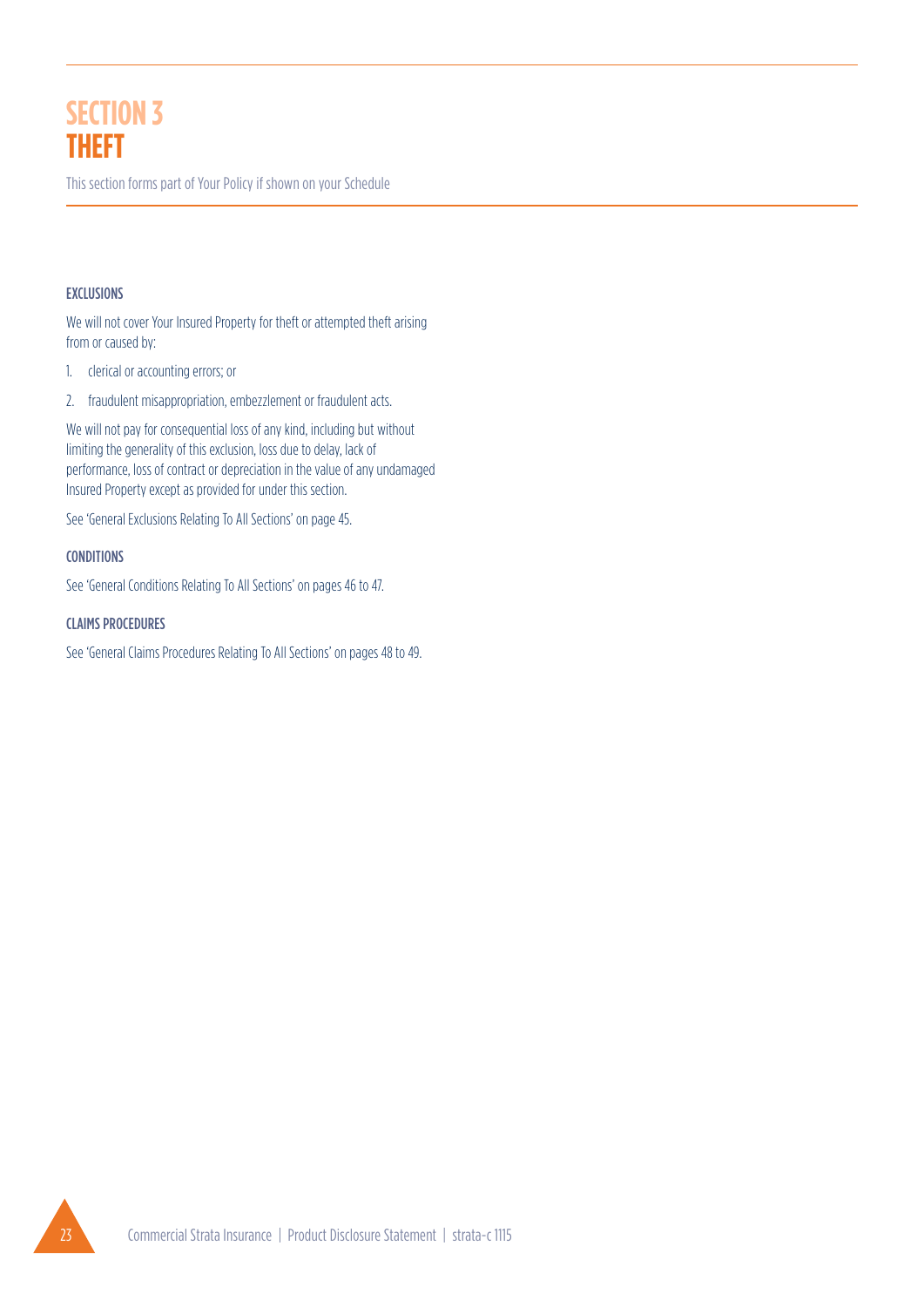# SECTION 3
# THEFT

This section forms part of Your Policy if shown on your Schedule

### EXCLUSIONS

We will not cover Your Insured Property for theft or attempted theft arising from or caused by:

1. clerical or accounting errors; or
2. fraudulent misappropriation, embezzlement or fraudulent acts.

We will not pay for consequential loss of any kind, including but without limiting the generality of this exclusion, loss due to delay, lack of performance, loss of contract or depreciation in the value of any undamaged Insured Property except as provided for under this section.

See 'General Exclusions Relating To All Sections' on page 45.

### CONDITIONS

See 'General Conditions Relating To All Sections' on pages 46 to 47.

### CLAIMS PROCEDURES

See 'General Claims Procedures Relating To All Sections' on pages 48 to 49.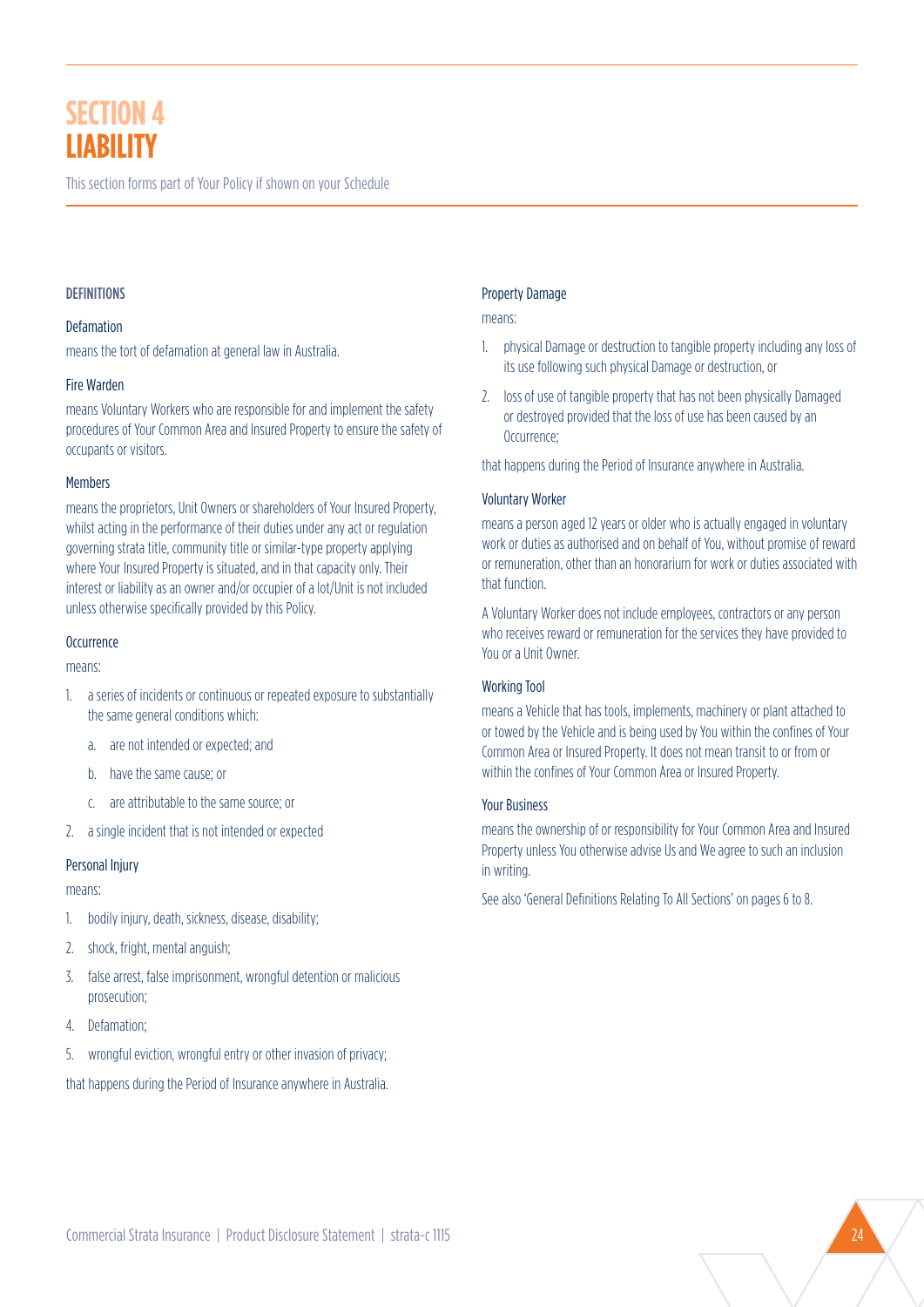# SECTION 4
# LIABILITY

This section forms part of Your Policy if shown on your Schedule

### DEFINITIONS

#### Defamation

means the tort of defamation at general law in Australia.

#### Fire Warden

means Voluntary Workers who are responsible for and implement the safety procedures of Your Common Area and Insured Property to ensure the safety of occupants or visitors.

#### Members

means the proprietors, Unit Owners or shareholders of Your Insured Property, whilst acting in the performance of their duties under any act or regulation governing strata title, community title or similar-type property applying where Your Insured Property is situated, and in that capacity only. Their interest or liability as an owner and/or occupier of a lot/Unit is not included unless otherwise specifically provided by this Policy.

#### Occurrence

means:

1. a series of incidents or continuous or repeated exposure to substantially the same general conditions which:
   a. are not intended or expected; and
   b. have the same cause; or
   c. are attributable to the same source; or
2. a single incident that is not intended or expected

#### Personal Injury

means:

1. bodily injury, death, sickness, disease, disability;
2. shock, fright, mental anguish;
3. false arrest, false imprisonment, wrongful detention or malicious prosecution;
4. Defamation;
5. wrongful eviction, wrongful entry or other invasion of privacy;

that happens during the Period of Insurance anywhere in Australia.

#### Property Damage

means:

1. physical Damage or destruction to tangible property including any loss of its use following such physical Damage or destruction, or
2. loss of use of tangible property that has not been physically Damaged or destroyed provided that the loss of use has been caused by an Occurrence;

that happens during the Period of Insurance anywhere in Australia.

#### Voluntary Worker

means a person aged 12 years or older who is actually engaged in voluntary work or duties as authorised and on behalf of You, without promise of reward or remuneration, other than an honorarium for work or duties associated with that function.

A Voluntary Worker does not include employees, contractors or any person who receives reward or remuneration for the services they have provided to You or a Unit Owner.

#### Working Tool

means a Vehicle that has tools, implements, machinery or plant attached to or towed by the Vehicle and is being used by You within the confines of Your Common Area or Insured Property. It does not mean transit to or from or within the confines of Your Common Area or Insured Property.

#### Your Business

means the ownership of or responsibility for Your Common Area and Insured Property unless You otherwise advise Us and We agree to such an inclusion in writing.

See also 'General Definitions Relating To All Sections' on pages 6 to 8.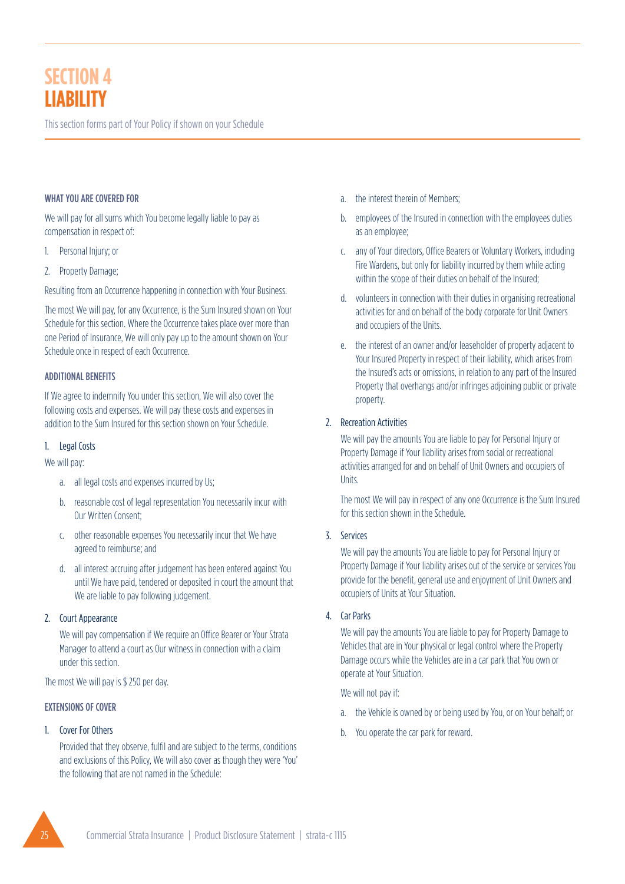# SECTION 4 LIABILITY

This section forms part of Your Policy if shown on your Schedule

### WHAT YOU ARE COVERED FOR

We will pay for all sums which You become legally liable to pay as compensation in respect of:

1. Personal Injury; or
2. Property Damage;

Resulting from an Occurrence happening in connection with Your Business.

The most We will pay, for any Occurrence, is the Sum Insured shown on Your Schedule for this section. Where the Occurrence takes place over more than one Period of Insurance, We will only pay up to the amount shown on Your Schedule once in respect of each Occurrence.

### ADDITIONAL BENEFITS

If We agree to indemnify You under this section, We will also cover the following costs and expenses. We will pay these costs and expenses in addition to the Sum Insured for this section shown on Your Schedule.

1. Legal Costs

We will pay:

a. all legal costs and expenses incurred by Us;

b. reasonable cost of legal representation You necessarily incur with Our Written Consent;

c. other reasonable expenses You necessarily incur that We have agreed to reimburse; and

d. all interest accruing after judgement has been entered against You until We have paid, tendered or deposited in court the amount that We are liable to pay following judgement.

2. Court Appearance

We will pay compensation if We require an Office Bearer or Your Strata Manager to attend a court as Our witness in connection with a claim under this section.

The most We will pay is $ 250 per day.

### EXTENSIONS OF COVER

1. Cover For Others

Provided that they observe, fulfil and are subject to the terms, conditions and exclusions of this Policy, We will also cover as though they were 'You' the following that are not named in the Schedule:

a. the interest therein of Members;

b. employees of the Insured in connection with the employees duties as an employee;

c. any of Your directors, Office Bearers or Voluntary Workers, including Fire Wardens, but only for liability incurred by them while acting within the scope of their duties on behalf of the Insured;

d. volunteers in connection with their duties in organising recreational activities for and on behalf of the body corporate for Unit Owners and occupiers of the Units.

e. the interest of an owner and/or leaseholder of property adjacent to Your Insured Property in respect of their liability, which arises from the Insured's acts or omissions, in relation to any part of the Insured Property that overhangs and/or infringes adjoining public or private property.

2. Recreation Activities

We will pay the amounts You are liable to pay for Personal Injury or Property Damage if Your liability arises from social or recreational activities arranged for and on behalf of Unit Owners and occupiers of Units.

The most We will pay in respect of any one Occurrence is the Sum Insured for this section shown in the Schedule.

3. Services

We will pay the amounts You are liable to pay for Personal Injury or Property Damage if Your liability arises out of the service or services You provide for the benefit, general use and enjoyment of Unit Owners and occupiers of Units at Your Situation.

4. Car Parks

We will pay the amounts You are liable to pay for Property Damage to Vehicles that are in Your physical or legal control where the Property Damage occurs while the Vehicles are in a car park that You own or operate at Your Situation.

We will not pay if:

a. the Vehicle is owned by or being used by You, or on Your behalf; or

b. You operate the car park for reward.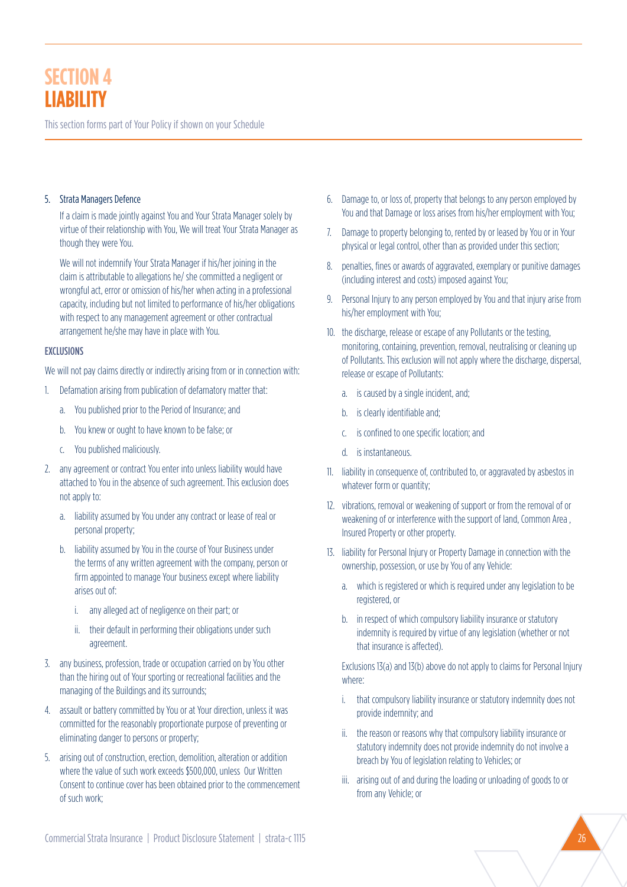# SECTION 4
# LIABILITY

This section forms part of Your Policy if shown on your Schedule

5. Strata Managers Defence

   If a claim is made jointly against You and Your Strata Manager solely by virtue of their relationship with You, We will treat Your Strata Manager as though they were You.

   We will not indemnify Your Strata Manager if his/her joining in the claim is attributable to allegations he/ she committed a negligent or wrongful act, error or omission of his/her when acting in a professional capacity, including but not limited to performance of his/her obligations with respect to any management agreement or other contractual arrangement he/she may have in place with You.

### EXCLUSIONS

We will not pay claims directly or indirectly arising from or in connection with:

1. Defamation arising from publication of defamatory matter that:
   a. You published prior to the Period of Insurance; and
   b. You knew or ought to have known to be false; or
   c. You published maliciously.
2. any agreement or contract You enter into unless liability would have attached to You in the absence of such agreement. This exclusion does not apply to:
   a. liability assumed by You under any contract or lease of real or personal property;
   b. liability assumed by You in the course of Your Business under the terms of any written agreement with the company, person or firm appointed to manage Your business except where liability arises out of:
      i. any alleged act of negligence on their part; or
      ii. their default in performing their obligations under such agreement.
3. any business, profession, trade or occupation carried on by You other than the hiring out of Your sporting or recreational facilities and the managing of the Buildings and its surrounds;
4. assault or battery committed by You or at Your direction, unless it was committed for the reasonably proportionate purpose of preventing or eliminating danger to persons or property;
5. arising out of construction, erection, demolition, alteration or addition where the value of such work exceeds $500,000, unless Our Written Consent to continue cover has been obtained prior to the commencement of such work;
6. Damage to, or loss of, property that belongs to any person employed by You and that Damage or loss arises from his/her employment with You;
7. Damage to property belonging to, rented by or leased by You or in Your physical or legal control, other than as provided under this section;
8. penalties, fines or awards of aggravated, exemplary or punitive damages (including interest and costs) imposed against You;
9. Personal Injury to any person employed by You and that injury arise from his/her employment with You;
10. the discharge, release or escape of any Pollutants or the testing, monitoring, containing, prevention, removal, neutralising or cleaning up of Pollutants. This exclusion will not apply where the discharge, dispersal, release or escape of Pollutants:
    a. is caused by a single incident, and;
    b. is clearly identifiable and;
    c. is confined to one specific location; and
    d. is instantaneous.
11. liability in consequence of, contributed to, or aggravated by asbestos in whatever form or quantity;
12. vibrations, removal or weakening of support or from the removal of or weakening of or interference with the support of land, Common Area , Insured Property or other property.
13. liability for Personal Injury or Property Damage in connection with the ownership, possession, or use by You of any Vehicle:
    a. which is registered or which is required under any legislation to be registered, or
    b. in respect of which compulsory liability insurance or statutory indemnity is required by virtue of any legislation (whether or not that insurance is affected).

    Exclusions 13(a) and 13(b) above do not apply to claims for Personal Injury where:

    i. that compulsory liability insurance or statutory indemnity does not provide indemnity; and
    ii. the reason or reasons why that compulsory liability insurance or statutory indemnity does not provide indemnity do not involve a breach by You of legislation relating to Vehicles; or
    iii. arising out of and during the loading or unloading of goods to or from any Vehicle; or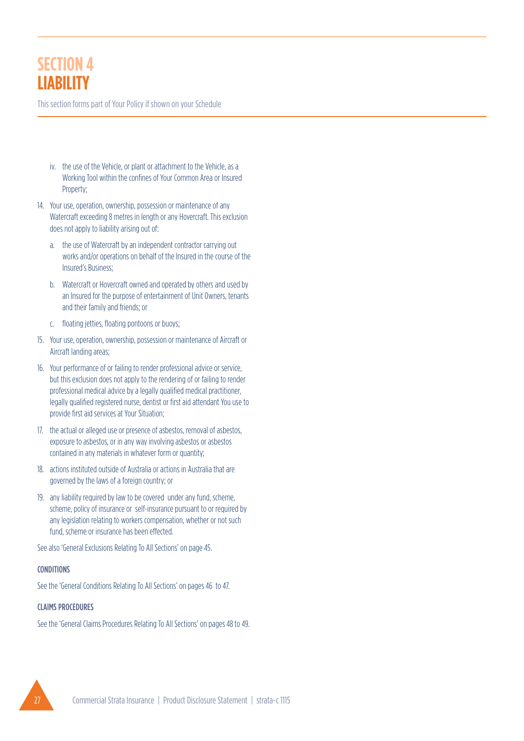# SECTION 4
# LIABILITY

This section forms part of Your Policy if shown on your Schedule

  - iv. the use of the Vehicle, or plant or attachment to the Vehicle, as a Working Tool within the confines of Your Common Area or Insured Property;

14. Your use, operation, ownership, possession or maintenance of any Watercraft exceeding 8 metres in length or any Hovercraft. This exclusion does not apply to liability arising out of:
    - a. the use of Watercraft by an independent contractor carrying out works and/or operations on behalf of the Insured in the course of the Insured's Business;
    - b. Watercraft or Hovercraft owned and operated by others and used by an Insured for the purpose of entertainment of Unit Owners, tenants and their family and friends; or
    - c. floating jetties, floating pontoons or buoys;
15. Your use, operation, ownership, possession or maintenance of Aircraft or Aircraft landing areas;
16. Your performance of or failing to render professional advice or service, but this exclusion does not apply to the rendering of or failing to render professional medical advice by a legally qualified medical practitioner, legally qualified registered nurse, dentist or first aid attendant You use to provide first aid services at Your Situation;
17. the actual or alleged use or presence of asbestos, removal of asbestos, exposure to asbestos, or in any way involving asbestos or asbestos contained in any materials in whatever form or quantity;
18. actions instituted outside of Australia or actions in Australia that are governed by the laws of a foreign country; or
19. any liability required by law to be covered under any fund, scheme, scheme, policy of insurance or self-insurance pursuant to or required by any legislation relating to workers compensation, whether or not such fund, scheme or insurance has been effected.

See also 'General Exclusions Relating To All Sections' on page 45.

### CONDITIONS

See the 'General Conditions Relating To All Sections' on pages 46 to 47.

### CLAIMS PROCEDURES

See the 'General Claims Procedures Relating To All Sections' on pages 48 to 49.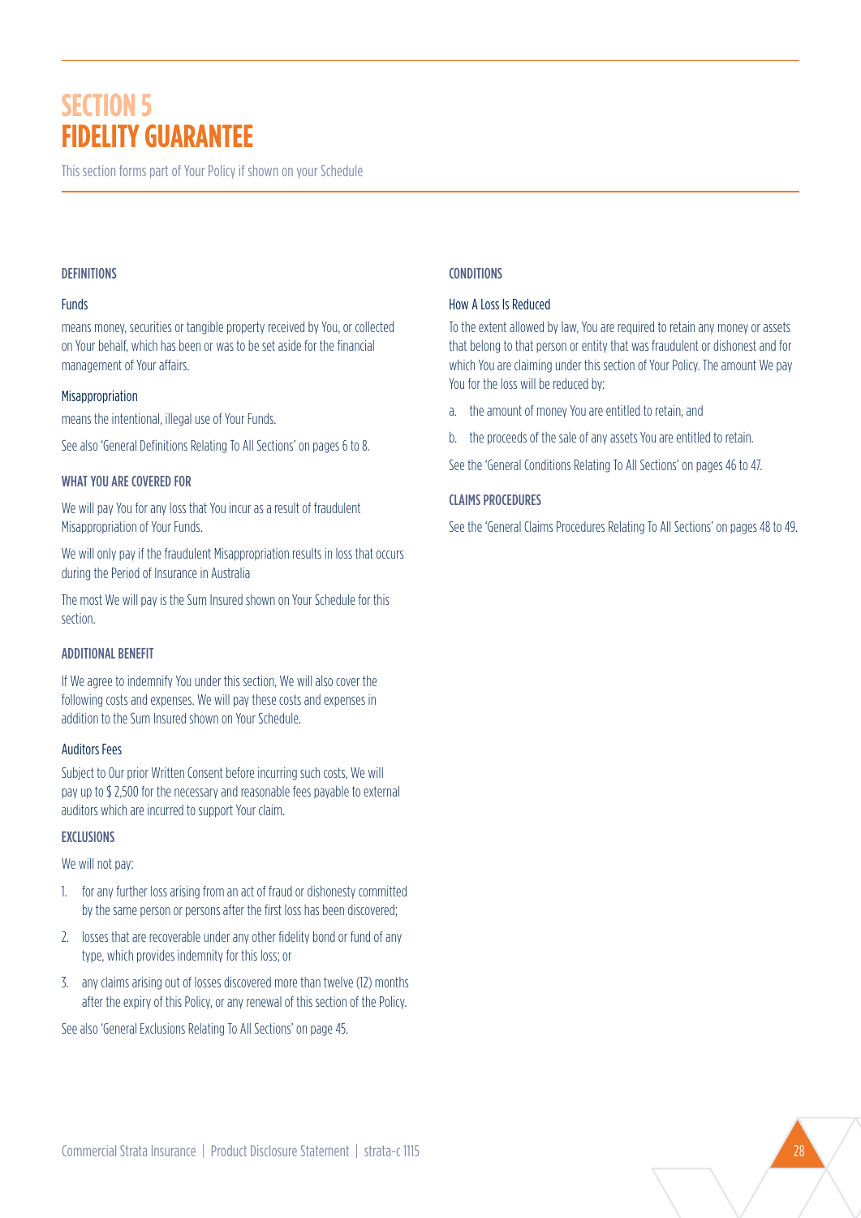# SECTION 5
# FIDELITY GUARANTEE

This section forms part of Your Policy if shown on your Schedule

## DEFINITIONS

### Funds

means money, securities or tangible property received by You, or collected on Your behalf, which has been or was to be set aside for the financial management of Your affairs.

### Misappropriation

means the intentional, illegal use of Your Funds.

See also 'General Definitions Relating To All Sections' on pages 6 to 8.

## WHAT YOU ARE COVERED FOR

We will pay You for any loss that You incur as a result of fraudulent Misappropriation of Your Funds.

We will only pay if the fraudulent Misappropriation results in loss that occurs during the Period of Insurance in Australia

The most We will pay is the Sum Insured shown on Your Schedule for this section.

## ADDITIONAL BENEFIT

If We agree to indemnify You under this section, We will also cover the following costs and expenses. We will pay these costs and expenses in addition to the Sum Insured shown on Your Schedule.

### Auditors Fees

Subject to Our prior Written Consent before incurring such costs, We will pay up to $ 2,500 for the necessary and reasonable fees payable to external auditors which are incurred to support Your claim.

## EXCLUSIONS

We will not pay:

1. for any further loss arising from an act of fraud or dishonesty committed by the same person or persons after the first loss has been discovered;
2. losses that are recoverable under any other fidelity bond or fund of any type, which provides indemnity for this loss; or
3. any claims arising out of losses discovered more than twelve (12) months after the expiry of this Policy, or any renewal of this section of the Policy.

See also 'General Exclusions Relating To All Sections' on page 45.

## CONDITIONS

### How A Loss Is Reduced

To the extent allowed by law, You are required to retain any money or assets that belong to that person or entity that was fraudulent or dishonest and for which You are claiming under this section of Your Policy. The amount We pay You for the loss will be reduced by:

a. the amount of money You are entitled to retain, and

b. the proceeds of the sale of any assets You are entitled to retain.

See the 'General Conditions Relating To All Sections' on pages 46 to 47.

## CLAIMS PROCEDURES

See the 'General Claims Procedures Relating To All Sections' on pages 48 to 49.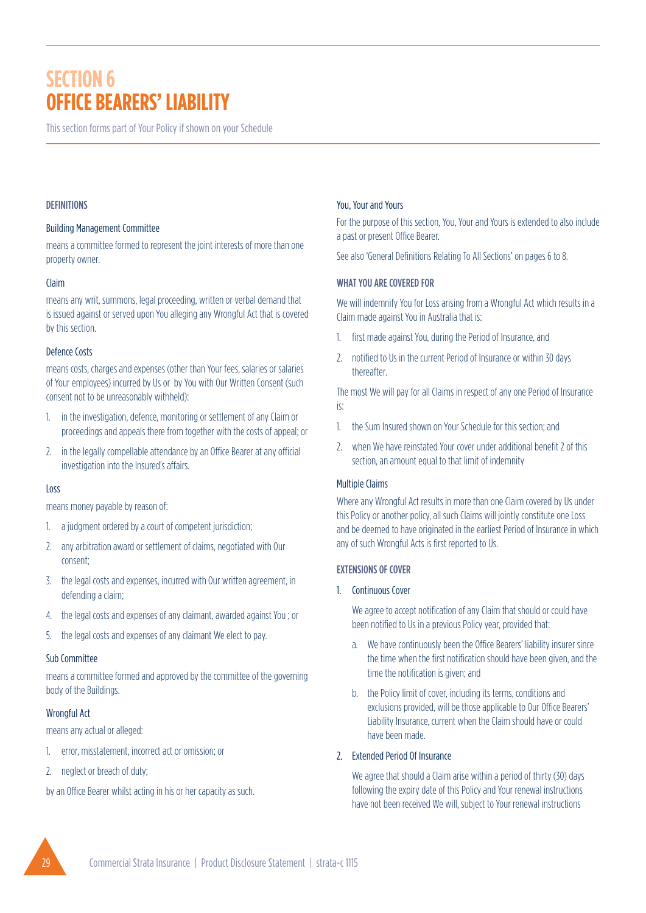# SECTION 6
# OFFICE BEARERS' LIABILITY

This section forms part of Your Policy if shown on your Schedule

### DEFINITIONS

**Building Management Committee**

means a committee formed to represent the joint interests of more than one property owner.

**Claim**

means any writ, summons, legal proceeding, written or verbal demand that is issued against or served upon You alleging any Wrongful Act that is covered by this section.

**Defence Costs**

means costs, charges and expenses (other than Your fees, salaries or salaries of Your employees) incurred by Us or by You with Our Written Consent (such consent not to be unreasonably withheld):

1. in the investigation, defence, monitoring or settlement of any Claim or proceedings and appeals there from together with the costs of appeal; or
2. in the legally compellable attendance by an Office Bearer at any official investigation into the Insured's affairs.

**Loss**

means money payable by reason of:

1. a judgment ordered by a court of competent jurisdiction;
2. any arbitration award or settlement of claims, negotiated with Our consent;
3. the legal costs and expenses, incurred with Our written agreement, in defending a claim;
4. the legal costs and expenses of any claimant, awarded against You ; or
5. the legal costs and expenses of any claimant We elect to pay.

**Sub Committee**

means a committee formed and approved by the committee of the governing body of the Buildings.

**Wrongful Act**

means any actual or alleged:

1. error, misstatement, incorrect act or omission; or
2. neglect or breach of duty;

by an Office Bearer whilst acting in his or her capacity as such.

**You, Your and Yours**

For the purpose of this section, You, Your and Yours is extended to also include a past or present Office Bearer.

See also 'General Definitions Relating To All Sections' on pages 6 to 8.

### WHAT YOU ARE COVERED FOR

We will indemnify You for Loss arising from a Wrongful Act which results in a Claim made against You in Australia that is:

1. first made against You, during the Period of Insurance, and
2. notified to Us in the current Period of Insurance or within 30 days thereafter.

The most We will pay for all Claims in respect of any one Period of Insurance is:

1. the Sum Insured shown on Your Schedule for this section; and
2. when We have reinstated Your cover under additional benefit 2 of this section, an amount equal to that limit of indemnity

**Multiple Claims**

Where any Wrongful Act results in more than one Claim covered by Us under this Policy or another policy, all such Claims will jointly constitute one Loss and be deemed to have originated in the earliest Period of Insurance in which any of such Wrongful Acts is first reported to Us.

### EXTENSIONS OF COVER

1. **Continuous Cover**

   We agree to accept notification of any Claim that should or could have been notified to Us in a previous Policy year, provided that:

   a. We have continuously been the Office Bearers' liability insurer since the time when the first notification should have been given, and the time the notification is given; and

   b. the Policy limit of cover, including its terms, conditions and exclusions provided, will be those applicable to Our Office Bearers' Liability Insurance, current when the Claim should have or could have been made.

2. **Extended Period Of Insurance**

   We agree that should a Claim arise within a period of thirty (30) days following the expiry date of this Policy and Your renewal instructions have not been received We will, subject to Your renewal instructions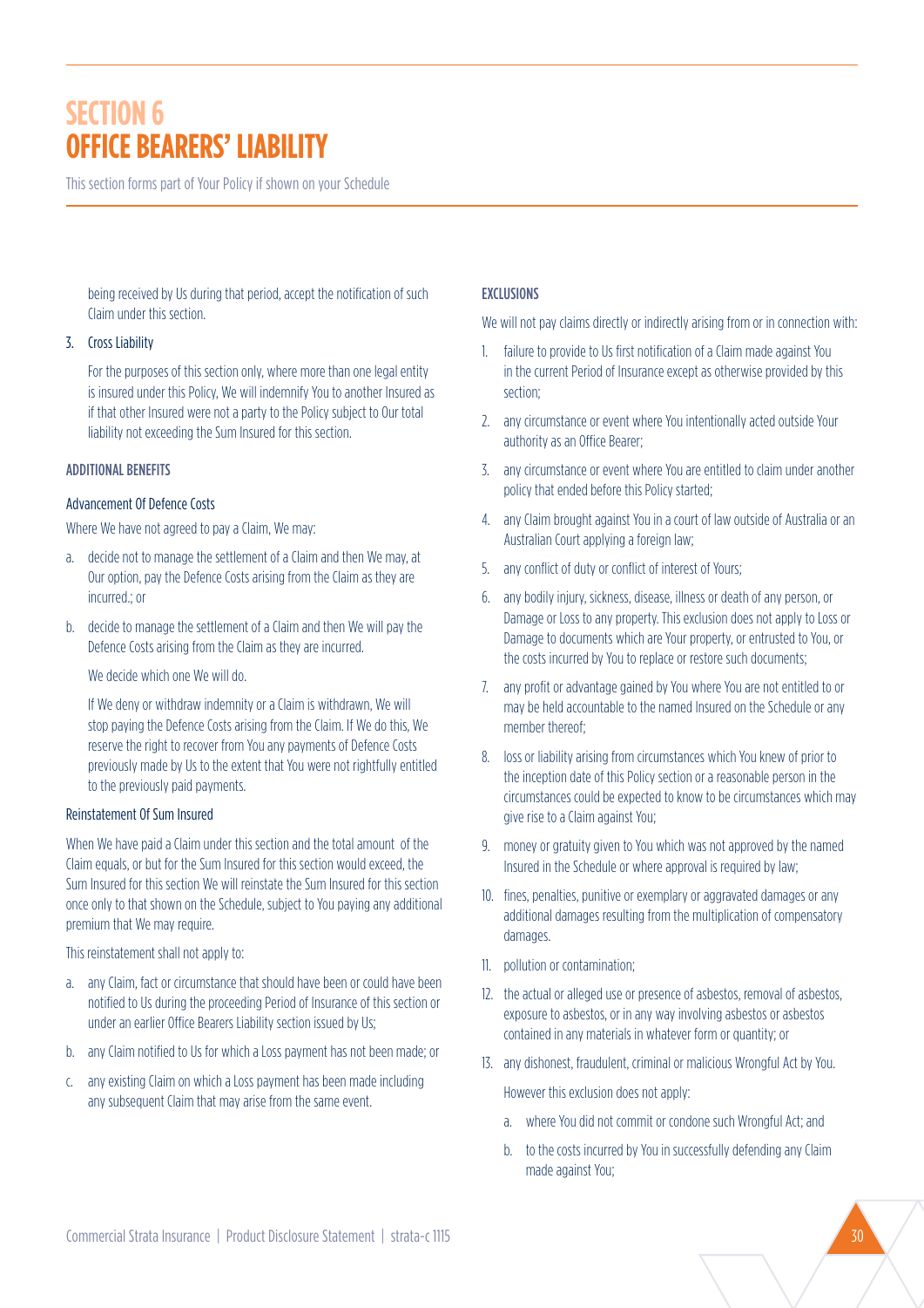# SECTION 6 OFFICE BEARERS' LIABILITY

This section forms part of Your Policy if shown on your Schedule

being received by Us during that period, accept the notification of such Claim under this section.

3. Cross Liability

   For the purposes of this section only, where more than one legal entity is insured under this Policy, We will indemnify You to another Insured as if that other Insured were not a party to the Policy subject to Our total liability not exceeding the Sum Insured for this section.

### ADDITIONAL BENEFITS

#### Advancement Of Defence Costs

Where We have not agreed to pay a Claim, We may:

a. decide not to manage the settlement of a Claim and then We may, at Our option, pay the Defence Costs arising from the Claim as they are incurred.; or

b. decide to manage the settlement of a Claim and then We will pay the Defence Costs arising from the Claim as they are incurred.

   We decide which one We will do.

   If We deny or withdraw indemnity or a Claim is withdrawn, We will stop paying the Defence Costs arising from the Claim. If We do this, We reserve the right to recover from You any payments of Defence Costs previously made by Us to the extent that You were not rightfully entitled to the previously paid payments.

#### Reinstatement Of Sum Insured

When We have paid a Claim under this section and the total amount of the Claim equals, or but for the Sum Insured for this section would exceed, the Sum Insured for this section We will reinstate the Sum Insured for this section once only to that shown on the Schedule, subject to You paying any additional premium that We may require.

This reinstatement shall not apply to:

a. any Claim, fact or circumstance that should have been or could have been notified to Us during the proceeding Period of Insurance of this section or under an earlier Office Bearers Liability section issued by Us;

b. any Claim notified to Us for which a Loss payment has not been made; or

c. any existing Claim on which a Loss payment has been made including any subsequent Claim that may arise from the same event.

### EXCLUSIONS

We will not pay claims directly or indirectly arising from or in connection with:

1. failure to provide to Us first notification of a Claim made against You in the current Period of Insurance except as otherwise provided by this section;
2. any circumstance or event where You intentionally acted outside Your authority as an Office Bearer;
3. any circumstance or event where You are entitled to claim under another policy that ended before this Policy started;
4. any Claim brought against You in a court of law outside of Australia or an Australian Court applying a foreign law;
5. any conflict of duty or conflict of interest of Yours;
6. any bodily injury, sickness, disease, illness or death of any person, or Damage or Loss to any property. This exclusion does not apply to Loss or Damage to documents which are Your property, or entrusted to You, or the costs incurred by You to replace or restore such documents;
7. any profit or advantage gained by You where You are not entitled to or may be held accountable to the named Insured on the Schedule or any member thereof;
8. loss or liability arising from circumstances which You knew of prior to the inception date of this Policy section or a reasonable person in the circumstances could be expected to know to be circumstances which may give rise to a Claim against You;
9. money or gratuity given to You which was not approved by the named Insured in the Schedule or where approval is required by law;
10. fines, penalties, punitive or exemplary or aggravated damages or any additional damages resulting from the multiplication of compensatory damages.
11. pollution or contamination;
12. the actual or alleged use or presence of asbestos, removal of asbestos, exposure to asbestos, or in any way involving asbestos or asbestos contained in any materials in whatever form or quantity; or
13. any dishonest, fraudulent, criminal or malicious Wrongful Act by You.

    However this exclusion does not apply:

    a. where You did not commit or condone such Wrongful Act; and

    b. to the costs incurred by You in successfully defending any Claim made against You;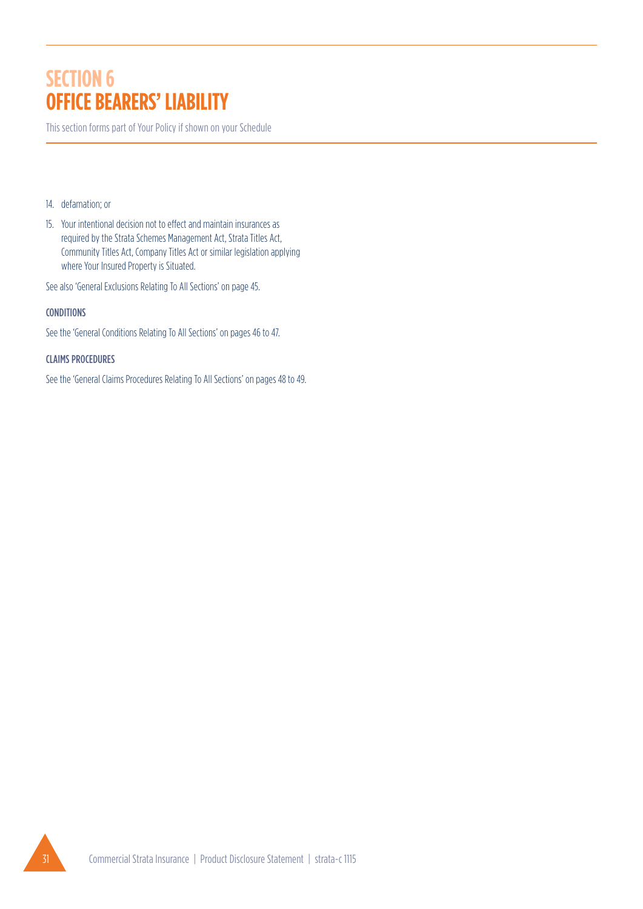# SECTION 6
# OFFICE BEARERS' LIABILITY

This section forms part of Your Policy if shown on your Schedule

14. defamation; or
15. Your intentional decision not to effect and maintain insurances as required by the Strata Schemes Management Act, Strata Titles Act, Community Titles Act, Company Titles Act or similar legislation applying where Your Insured Property is Situated.

See also 'General Exclusions Relating To All Sections' on page 45.

### CONDITIONS

See the 'General Conditions Relating To All Sections' on pages 46 to 47.

### CLAIMS PROCEDURES

See the 'General Claims Procedures Relating To All Sections' on pages 48 to 49.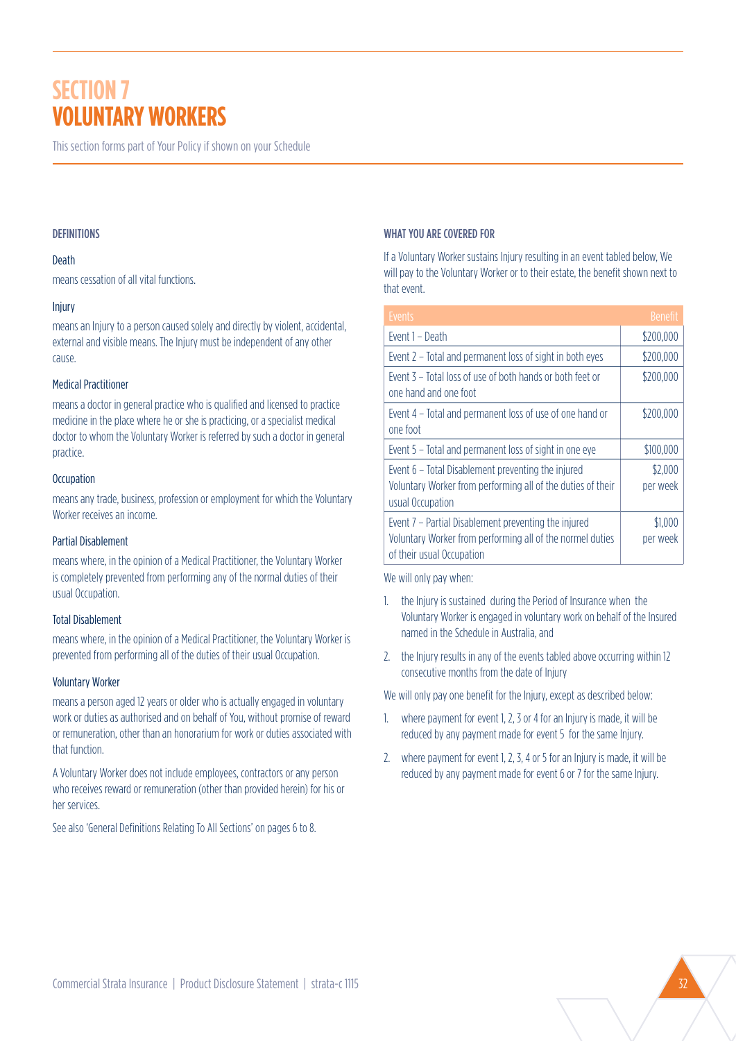# SECTION 7
# VOLUNTARY WORKERS

This section forms part of Your Policy if shown on your Schedule

### DEFINITIONS

**Death**

means cessation of all vital functions.

**Injury**

means an Injury to a person caused solely and directly by violent, accidental, external and visible means. The Injury must be independent of any other cause.

**Medical Practitioner**

means a doctor in general practice who is qualified and licensed to practice medicine in the place where he or she is practicing, or a specialist medical doctor to whom the Voluntary Worker is referred by such a doctor in general practice.

**Occupation**

means any trade, business, profession or employment for which the Voluntary Worker receives an income.

**Partial Disablement**

means where, in the opinion of a Medical Practitioner, the Voluntary Worker is completely prevented from performing any of the normal duties of their usual Occupation.

**Total Disablement**

means where, in the opinion of a Medical Practitioner, the Voluntary Worker is prevented from performing all of the duties of their usual Occupation.

**Voluntary Worker**

means a person aged 12 years or older who is actually engaged in voluntary work or duties as authorised and on behalf of You, without promise of reward or remuneration, other than an honorarium for work or duties associated with that function.

A Voluntary Worker does not include employees, contractors or any person who receives reward or remuneration (other than provided herein) for his or her services.

See also 'General Definitions Relating To All Sections' on pages 6 to 8.

### WHAT YOU ARE COVERED FOR

If a Voluntary Worker sustains Injury resulting in an event tabled below, We will pay to the Voluntary Worker or to their estate, the benefit shown next to that event.

| Events | Benefit |
| --- | --- |
| Event 1 – Death | $200,000 |
| Event 2 – Total and permanent loss of sight in both eyes | $200,000 |
| Event 3 – Total loss of use of both hands or both feet or one hand and one foot | $200,000 |
| Event 4 – Total and permanent loss of use of one hand or one foot | $200,000 |
| Event 5 – Total and permanent loss of sight in one eye | $100,000 |
| Event 6 – Total Disablement preventing the injured Voluntary Worker from performing all of the duties of their usual Occupation | $2,000 per week |
| Event 7 – Partial Disablement preventing the injured Voluntary Worker from performing all of the normel duties of their usual Occupation | $1,000 per week |

We will only pay when:

1. the Injury is sustained during the Period of Insurance when the Voluntary Worker is engaged in voluntary work on behalf of the Insured named in the Schedule in Australia, and
2. the Injury results in any of the events tabled above occurring within 12 consecutive months from the date of Injury

We will only pay one benefit for the Injury, except as described below:

1. where payment for event 1, 2, 3 or 4 for an Injury is made, it will be reduced by any payment made for event 5 for the same Injury.
2. where payment for event 1, 2, 3, 4 or 5 for an Injury is made, it will be reduced by any payment made for event 6 or 7 for the same Injury.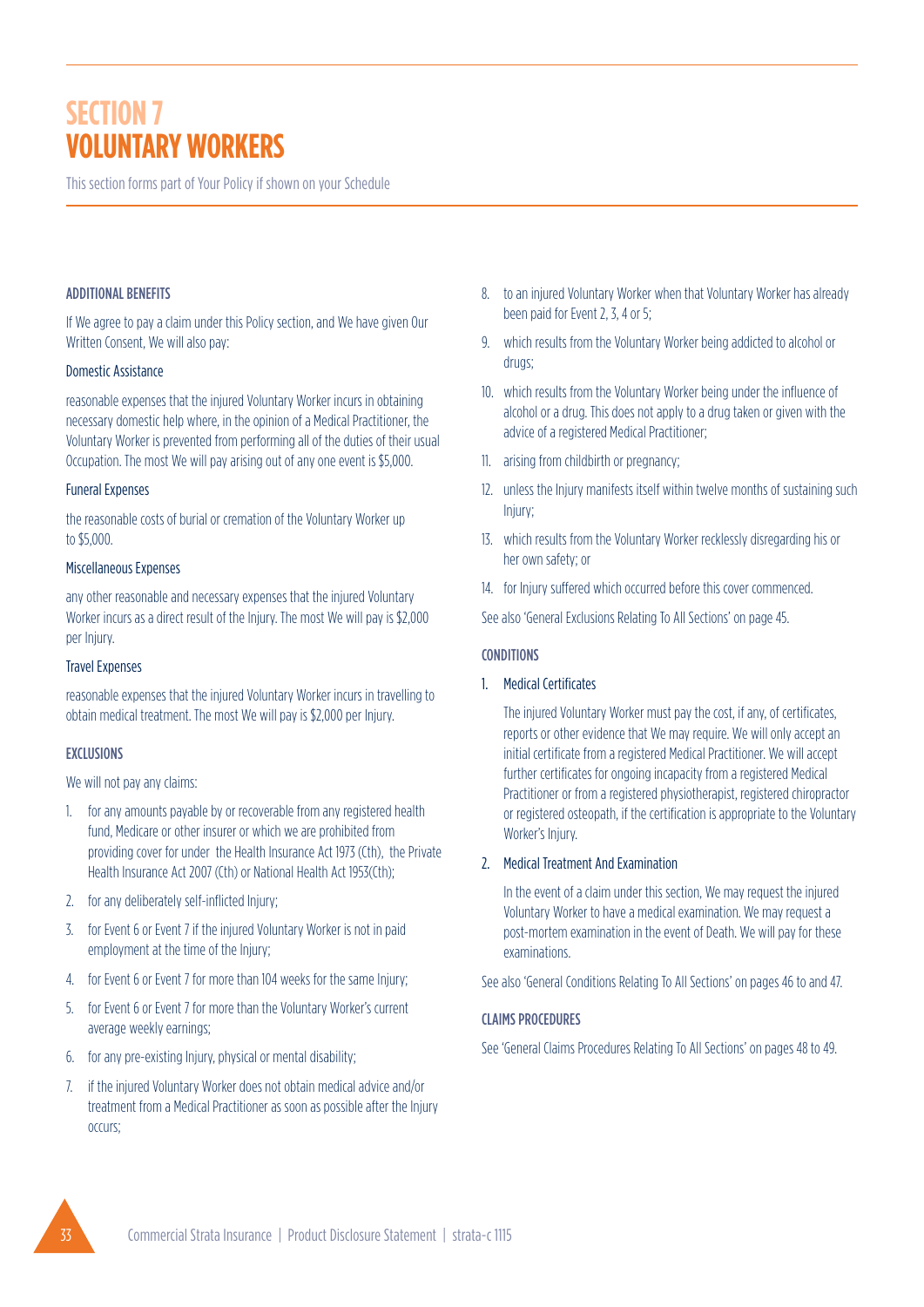# SECTION 7
# VOLUNTARY WORKERS

This section forms part of Your Policy if shown on your Schedule

### ADDITIONAL BENEFITS

If We agree to pay a claim under this Policy section, and We have given Our Written Consent, We will also pay:

#### Domestic Assistance

reasonable expenses that the injured Voluntary Worker incurs in obtaining necessary domestic help where, in the opinion of a Medical Practitioner, the Voluntary Worker is prevented from performing all of the duties of their usual Occupation. The most We will pay arising out of any one event is $5,000.

#### Funeral Expenses

the reasonable costs of burial or cremation of the Voluntary Worker up to $5,000.

#### Miscellaneous Expenses

any other reasonable and necessary expenses that the injured Voluntary Worker incurs as a direct result of the Injury. The most We will pay is $2,000 per Injury.

#### Travel Expenses

reasonable expenses that the injured Voluntary Worker incurs in travelling to obtain medical treatment. The most We will pay is $2,000 per Injury.

### EXCLUSIONS

We will not pay any claims:

1. for any amounts payable by or recoverable from any registered health fund, Medicare or other insurer or which we are prohibited from providing cover for under the Health Insurance Act 1973 (Cth), the Private Health Insurance Act 2007 (Cth) or National Health Act 1953(Cth);
2. for any deliberately self-inflicted Injury;
3. for Event 6 or Event 7 if the injured Voluntary Worker is not in paid employment at the time of the Injury;
4. for Event 6 or Event 7 for more than 104 weeks for the same Injury;
5. for Event 6 or Event 7 for more than the Voluntary Worker's current average weekly earnings;
6. for any pre-existing Injury, physical or mental disability;
7. if the injured Voluntary Worker does not obtain medical advice and/or treatment from a Medical Practitioner as soon as possible after the Injury occurs;
8. to an injured Voluntary Worker when that Voluntary Worker has already been paid for Event 2, 3, 4 or 5;
9. which results from the Voluntary Worker being addicted to alcohol or drugs;
10. which results from the Voluntary Worker being under the influence of alcohol or a drug. This does not apply to a drug taken or given with the advice of a registered Medical Practitioner;
11. arising from childbirth or pregnancy;
12. unless the Injury manifests itself within twelve months of sustaining such Injury;
13. which results from the Voluntary Worker recklessly disregarding his or her own safety; or
14. for Injury suffered which occurred before this cover commenced.

See also 'General Exclusions Relating To All Sections' on page 45.

### CONDITIONS

1. Medical Certificates

   The injured Voluntary Worker must pay the cost, if any, of certificates, reports or other evidence that We may require. We will only accept an initial certificate from a registered Medical Practitioner. We will accept further certificates for ongoing incapacity from a registered Medical Practitioner or from a registered physiotherapist, registered chiropractor or registered osteopath, if the certification is appropriate to the Voluntary Worker's Injury.

2. Medical Treatment And Examination

   In the event of a claim under this section, We may request the injured Voluntary Worker to have a medical examination. We may request a post-mortem examination in the event of Death. We will pay for these examinations.

See also 'General Conditions Relating To All Sections' on pages 46 to and 47.

### CLAIMS PROCEDURES

See 'General Claims Procedures Relating To All Sections' on pages 48 to 49.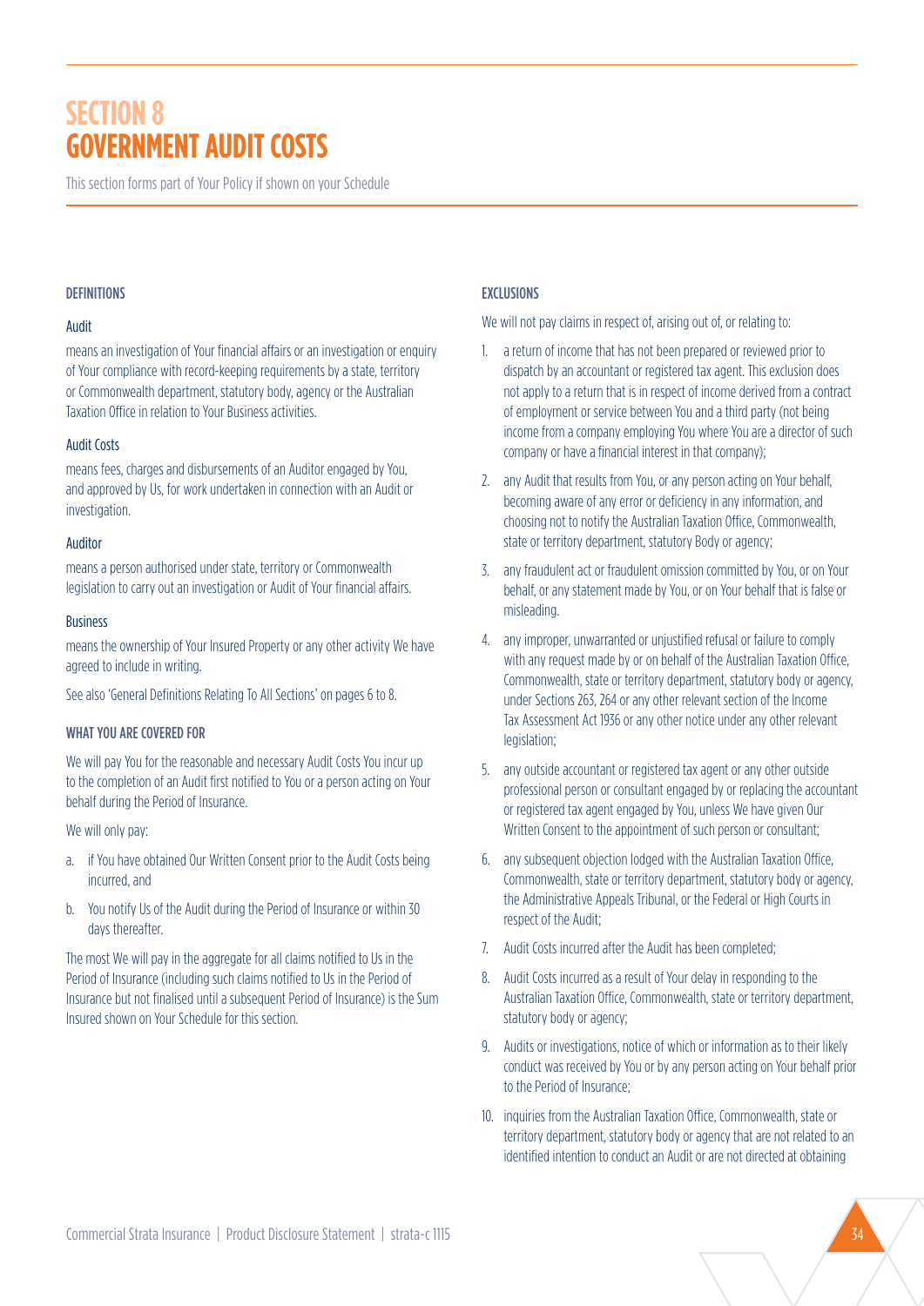# SECTION 8
# GOVERNMENT AUDIT COSTS

This section forms part of Your Policy if shown on your Schedule

### DEFINITIONS

#### Audit

means an investigation of Your financial affairs or an investigation or enquiry of Your compliance with record-keeping requirements by a state, territory or Commonwealth department, statutory body, agency or the Australian Taxation Office in relation to Your Business activities.

#### Audit Costs

means fees, charges and disbursements of an Auditor engaged by You, and approved by Us, for work undertaken in connection with an Audit or investigation.

#### Auditor

means a person authorised under state, territory or Commonwealth legislation to carry out an investigation or Audit of Your financial affairs.

#### Business

means the ownership of Your Insured Property or any other activity We have agreed to include in writing.

See also 'General Definitions Relating To All Sections' on pages 6 to 8.

### WHAT YOU ARE COVERED FOR

We will pay You for the reasonable and necessary Audit Costs You incur up to the completion of an Audit first notified to You or a person acting on Your behalf during the Period of Insurance.

We will only pay:

a. if You have obtained Our Written Consent prior to the Audit Costs being incurred, and

b. You notify Us of the Audit during the Period of Insurance or within 30 days thereafter.

The most We will pay in the aggregate for all claims notified to Us in the Period of Insurance (including such claims notified to Us in the Period of Insurance but not finalised until a subsequent Period of Insurance) is the Sum Insured shown on Your Schedule for this section.

### EXCLUSIONS

We will not pay claims in respect of, arising out of, or relating to:

1. a return of income that has not been prepared or reviewed prior to dispatch by an accountant or registered tax agent. This exclusion does not apply to a return that is in respect of income derived from a contract of employment or service between You and a third party (not being income from a company employing You where You are a director of such company or have a financial interest in that company);
2. any Audit that results from You, or any person acting on Your behalf, becoming aware of any error or deficiency in any information, and choosing not to notify the Australian Taxation Office, Commonwealth, state or territory department, statutory Body or agency;
3. any fraudulent act or fraudulent omission committed by You, or on Your behalf, or any statement made by You, or on Your behalf that is false or misleading.
4. any improper, unwarranted or unjustified refusal or failure to comply with any request made by or on behalf of the Australian Taxation Office, Commonwealth, state or territory department, statutory body or agency, under Sections 263, 264 or any other relevant section of the Income Tax Assessment Act 1936 or any other notice under any other relevant legislation;
5. any outside accountant or registered tax agent or any other outside professional person or consultant engaged by or replacing the accountant or registered tax agent engaged by You, unless We have given Our Written Consent to the appointment of such person or consultant;
6. any subsequent objection lodged with the Australian Taxation Office, Commonwealth, state or territory department, statutory body or agency, the Administrative Appeals Tribunal, or the Federal or High Courts in respect of the Audit;
7. Audit Costs incurred after the Audit has been completed;
8. Audit Costs incurred as a result of Your delay in responding to the Australian Taxation Office, Commonwealth, state or territory department, statutory body or agency;
9. Audits or investigations, notice of which or information as to their likely conduct was received by You or by any person acting on Your behalf prior to the Period of Insurance;
10. inquiries from the Australian Taxation Office, Commonwealth, state or territory department, statutory body or agency that are not related to an identified intention to conduct an Audit or are not directed at obtaining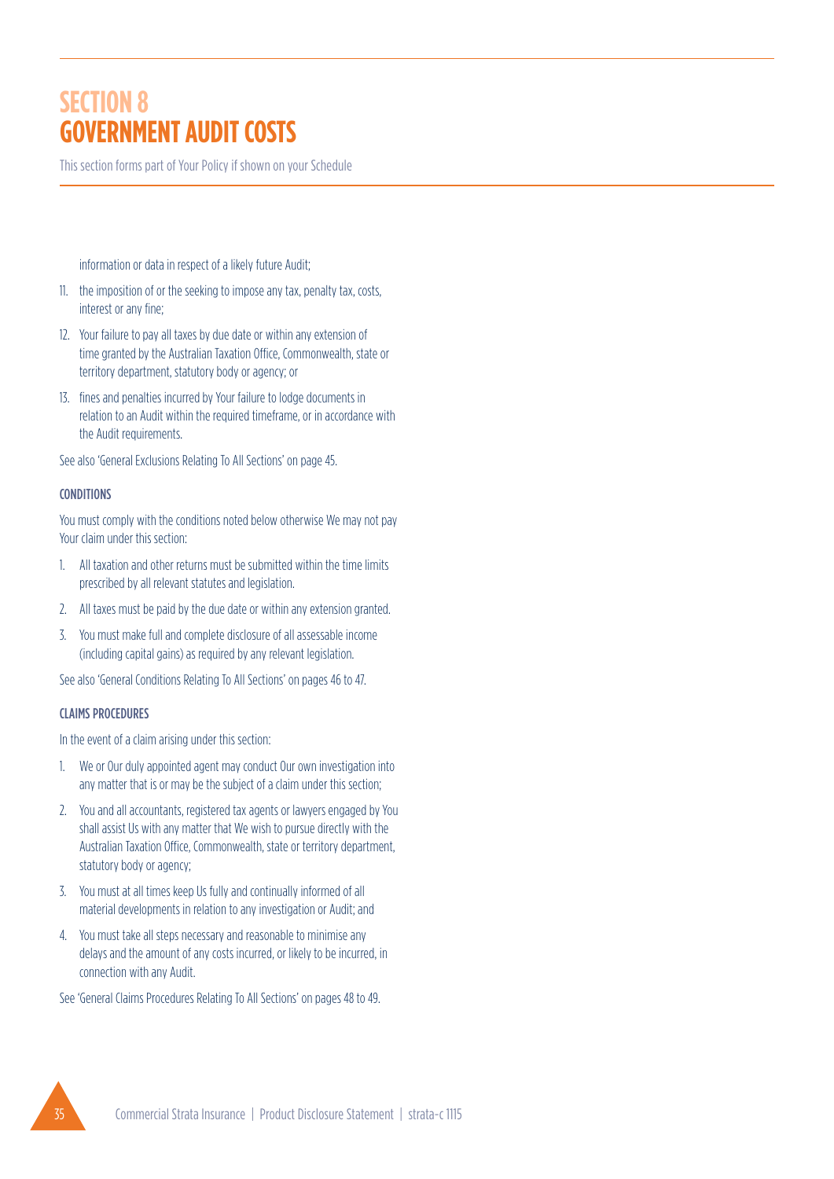# SECTION 8
# GOVERNMENT AUDIT COSTS

This section forms part of Your Policy if shown on your Schedule

information or data in respect of a likely future Audit;

11. the imposition of or the seeking to impose any tax, penalty tax, costs, interest or any fine;
12. Your failure to pay all taxes by due date or within any extension of time granted by the Australian Taxation Office, Commonwealth, state or territory department, statutory body or agency; or
13. fines and penalties incurred by Your failure to lodge documents in relation to an Audit within the required timeframe, or in accordance with the Audit requirements.

See also 'General Exclusions Relating To All Sections' on page 45.

#### CONDITIONS

You must comply with the conditions noted below otherwise We may not pay Your claim under this section:

1. All taxation and other returns must be submitted within the time limits prescribed by all relevant statutes and legislation.
2. All taxes must be paid by the due date or within any extension granted.
3. You must make full and complete disclosure of all assessable income (including capital gains) as required by any relevant legislation.

See also 'General Conditions Relating To All Sections' on pages 46 to 47.

#### CLAIMS PROCEDURES

In the event of a claim arising under this section:

1. We or Our duly appointed agent may conduct Our own investigation into any matter that is or may be the subject of a claim under this section;
2. You and all accountants, registered tax agents or lawyers engaged by You shall assist Us with any matter that We wish to pursue directly with the Australian Taxation Office, Commonwealth, state or territory department, statutory body or agency;
3. You must at all times keep Us fully and continually informed of all material developments in relation to any investigation or Audit; and
4. You must take all steps necessary and reasonable to minimise any delays and the amount of any costs incurred, or likely to be incurred, in connection with any Audit.

See 'General Claims Procedures Relating To All Sections' on pages 48 to 49.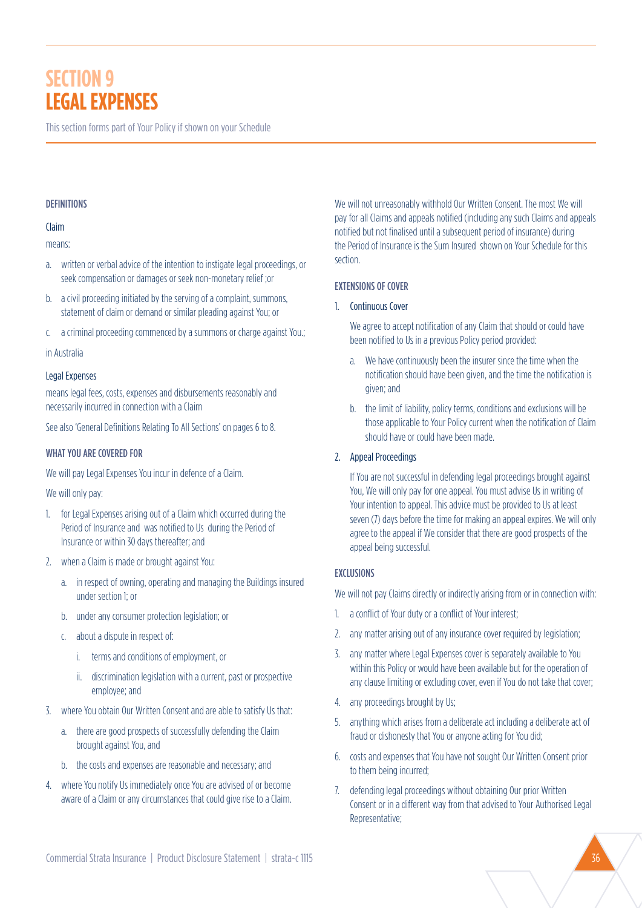# SECTION 9
# LEGAL EXPENSES

This section forms part of Your Policy if shown on your Schedule

### DEFINITIONS

**Claim**

means:

a. written or verbal advice of the intention to instigate legal proceedings, or seek compensation or damages or seek non-monetary relief ;or

b. a civil proceeding initiated by the serving of a complaint, summons, statement of claim or demand or similar pleading against You; or

c. a criminal proceeding commenced by a summons or charge against You.;

in Australia

**Legal Expenses**

means legal fees, costs, expenses and disbursements reasonably and necessarily incurred in connection with a Claim

See also 'General Definitions Relating To All Sections' on pages 6 to 8.

### WHAT YOU ARE COVERED FOR

We will pay Legal Expenses You incur in defence of a Claim.

We will only pay:

1. for Legal Expenses arising out of a Claim which occurred during the Period of Insurance and was notified to Us during the Period of Insurance or within 30 days thereafter; and
2. when a Claim is made or brought against You:
   a. in respect of owning, operating and managing the Buildings insured under section 1; or
   b. under any consumer protection legislation; or
   c. about a dispute in respect of:
      i. terms and conditions of employment, or
      ii. discrimination legislation with a current, past or prospective employee; and
3. where You obtain Our Written Consent and are able to satisfy Us that:
   a. there are good prospects of successfully defending the Claim brought against You, and
   b. the costs and expenses are reasonable and necessary; and
4. where You notify Us immediately once You are advised of or become aware of a Claim or any circumstances that could give rise to a Claim.

We will not unreasonably withhold Our Written Consent. The most We will pay for all Claims and appeals notified (including any such Claims and appeals notified but not finalised until a subsequent period of insurance) during the Period of Insurance is the Sum Insured shown on Your Schedule for this section.

### EXTENSIONS OF COVER

1. **Continuous Cover**

   We agree to accept notification of any Claim that should or could have been notified to Us in a previous Policy period provided:

   a. We have continuously been the insurer since the time when the notification should have been given, and the time the notification is given; and

   b. the limit of liability, policy terms, conditions and exclusions will be those applicable to Your Policy current when the notification of Claim should have or could have been made.

2. **Appeal Proceedings**

   If You are not successful in defending legal proceedings brought against You, We will only pay for one appeal. You must advise Us in writing of Your intention to appeal. This advice must be provided to Us at least seven (7) days before the time for making an appeal expires. We will only agree to the appeal if We consider that there are good prospects of the appeal being successful.

### EXCLUSIONS

We will not pay Claims directly or indirectly arising from or in connection with:

1. a conflict of Your duty or a conflict of Your interest;
2. any matter arising out of any insurance cover required by legislation;
3. any matter where Legal Expenses cover is separately available to You within this Policy or would have been available but for the operation of any clause limiting or excluding cover, even if You do not take that cover;
4. any proceedings brought by Us;
5. anything which arises from a deliberate act including a deliberate act of fraud or dishonesty that You or anyone acting for You did;
6. costs and expenses that You have not sought Our Written Consent prior to them being incurred;
7. defending legal proceedings without obtaining Our prior Written Consent or in a different way from that advised to Your Authorised Legal Representative;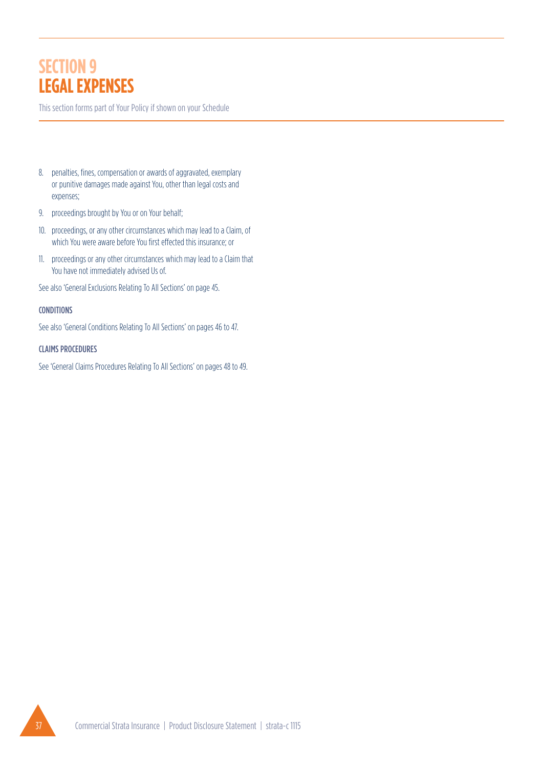# SECTION 9
# LEGAL EXPENSES

This section forms part of Your Policy if shown on your Schedule

8. penalties, fines, compensation or awards of aggravated, exemplary or punitive damages made against You, other than legal costs and expenses;
9. proceedings brought by You or on Your behalf;
10. proceedings, or any other circumstances which may lead to a Claim, of which You were aware before You first effected this insurance; or
11. proceedings or any other circumstances which may lead to a Claim that You have not immediately advised Us of.

See also 'General Exclusions Relating To All Sections' on page 45.

### CONDITIONS

See also 'General Conditions Relating To All Sections' on pages 46 to 47.

### CLAIMS PROCEDURES

See 'General Claims Procedures Relating To All Sections' on pages 48 to 49.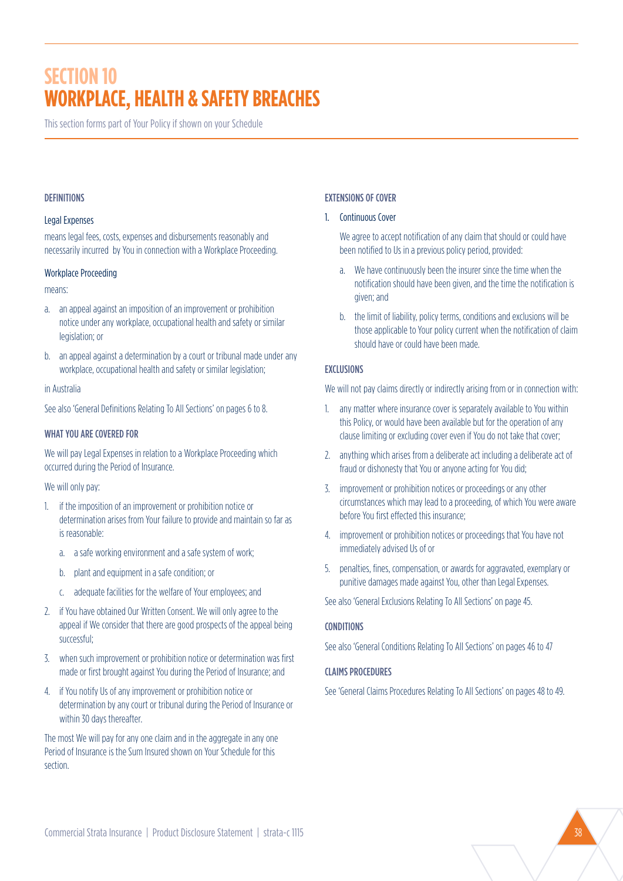# SECTION 10
# WORKPLACE, HEALTH & SAFETY BREACHES

This section forms part of Your Policy if shown on your Schedule

### DEFINITIONS

**Legal Expenses**

means legal fees, costs, expenses and disbursements reasonably and necessarily incurred by You in connection with a Workplace Proceeding.

**Workplace Proceeding**

means:

a. an appeal against an imposition of an improvement or prohibition notice under any workplace, occupational health and safety or similar legislation; or

b. an appeal against a determination by a court or tribunal made under any workplace, occupational health and safety or similar legislation;

in Australia

See also 'General Definitions Relating To All Sections' on pages 6 to 8.

### WHAT YOU ARE COVERED FOR

We will pay Legal Expenses in relation to a Workplace Proceeding which occurred during the Period of Insurance.

We will only pay:

1. if the imposition of an improvement or prohibition notice or determination arises from Your failure to provide and maintain so far as is reasonable:
   a. a safe working environment and a safe system of work;
   b. plant and equipment in a safe condition; or
   c. adequate facilities for the welfare of Your employees; and
2. if You have obtained Our Written Consent. We will only agree to the appeal if We consider that there are good prospects of the appeal being successful;
3. when such improvement or prohibition notice or determination was first made or first brought against You during the Period of Insurance; and
4. if You notify Us of any improvement or prohibition notice or determination by any court or tribunal during the Period of Insurance or within 30 days thereafter.

The most We will pay for any one claim and in the aggregate in any one Period of Insurance is the Sum Insured shown on Your Schedule for this section.

### EXTENSIONS OF COVER

1. Continuous Cover

   We agree to accept notification of any claim that should or could have been notified to Us in a previous policy period, provided:

   a. We have continuously been the insurer since the time when the notification should have been given, and the time the notification is given; and

   b. the limit of liability, policy terms, conditions and exclusions will be those applicable to Your policy current when the notification of claim should have or could have been made.

### EXCLUSIONS

We will not pay claims directly or indirectly arising from or in connection with:

1. any matter where insurance cover is separately available to You within this Policy, or would have been available but for the operation of any clause limiting or excluding cover even if You do not take that cover;
2. anything which arises from a deliberate act including a deliberate act of fraud or dishonesty that You or anyone acting for You did;
3. improvement or prohibition notices or proceedings or any other circumstances which may lead to a proceeding, of which You were aware before You first effected this insurance;
4. improvement or prohibition notices or proceedings that You have not immediately advised Us of or
5. penalties, fines, compensation, or awards for aggravated, exemplary or punitive damages made against You, other than Legal Expenses.

See also 'General Exclusions Relating To All Sections' on page 45.

### CONDITIONS

See also 'General Conditions Relating To All Sections' on pages 46 to 47

### CLAIMS PROCEDURES

See 'General Claims Procedures Relating To All Sections' on pages 48 to 49.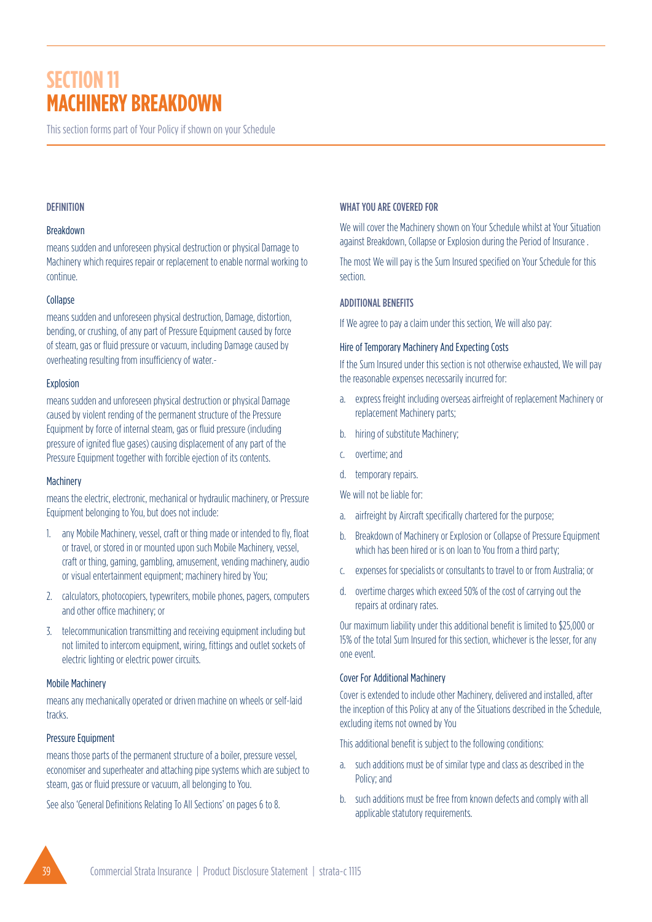# SECTION 11
# MACHINERY BREAKDOWN

This section forms part of Your Policy if shown on your Schedule

## DEFINITION

### Breakdown

means sudden and unforeseen physical destruction or physical Damage to Machinery which requires repair or replacement to enable normal working to continue.

### Collapse

means sudden and unforeseen physical destruction, Damage, distortion, bending, or crushing, of any part of Pressure Equipment caused by force of steam, gas or fluid pressure or vacuum, including Damage caused by overheating resulting from insufficiency of water.-

### Explosion

means sudden and unforeseen physical destruction or physical Damage caused by violent rending of the permanent structure of the Pressure Equipment by force of internal steam, gas or fluid pressure (including pressure of ignited flue gases) causing displacement of any part of the Pressure Equipment together with forcible ejection of its contents.

### Machinery

means the electric, electronic, mechanical or hydraulic machinery, or Pressure Equipment belonging to You, but does not include:

1. any Mobile Machinery, vessel, craft or thing made or intended to fly, float or travel, or stored in or mounted upon such Mobile Machinery, vessel, craft or thing, gaming, gambling, amusement, vending machinery, audio or visual entertainment equipment; machinery hired by You;
2. calculators, photocopiers, typewriters, mobile phones, pagers, computers and other office machinery; or
3. telecommunication transmitting and receiving equipment including but not limited to intercom equipment, wiring, fittings and outlet sockets of electric lighting or electric power circuits.

### Mobile Machinery

means any mechanically operated or driven machine on wheels or self-laid tracks.

### Pressure Equipment

means those parts of the permanent structure of a boiler, pressure vessel, economiser and superheater and attaching pipe systems which are subject to steam, gas or fluid pressure or vacuum, all belonging to You.

See also 'General Definitions Relating To All Sections' on pages 6 to 8.

## WHAT YOU ARE COVERED FOR

We will cover the Machinery shown on Your Schedule whilst at Your Situation against Breakdown, Collapse or Explosion during the Period of Insurance .

The most We will pay is the Sum Insured specified on Your Schedule for this section.

## ADDITIONAL BENEFITS

If We agree to pay a claim under this section, We will also pay:

### Hire of Temporary Machinery And Expecting Costs

If the Sum Insured under this section is not otherwise exhausted, We will pay the reasonable expenses necessarily incurred for:

a. express freight including overseas airfreight of replacement Machinery or replacement Machinery parts;
b. hiring of substitute Machinery;
c. overtime; and
d. temporary repairs.

We will not be liable for:

a. airfreight by Aircraft specifically chartered for the purpose;
b. Breakdown of Machinery or Explosion or Collapse of Pressure Equipment which has been hired or is on loan to You from a third party;
c. expenses for specialists or consultants to travel to or from Australia; or
d. overtime charges which exceed 50% of the cost of carrying out the repairs at ordinary rates.

Our maximum liability under this additional benefit is limited to $25,000 or 15% of the total Sum Insured for this section, whichever is the lesser, for any one event.

### Cover For Additional Machinery

Cover is extended to include other Machinery, delivered and installed, after the inception of this Policy at any of the Situations described in the Schedule, excluding items not owned by You

This additional benefit is subject to the following conditions:

a. such additions must be of similar type and class as described in the Policy; and
b. such additions must be free from known defects and comply with all applicable statutory requirements.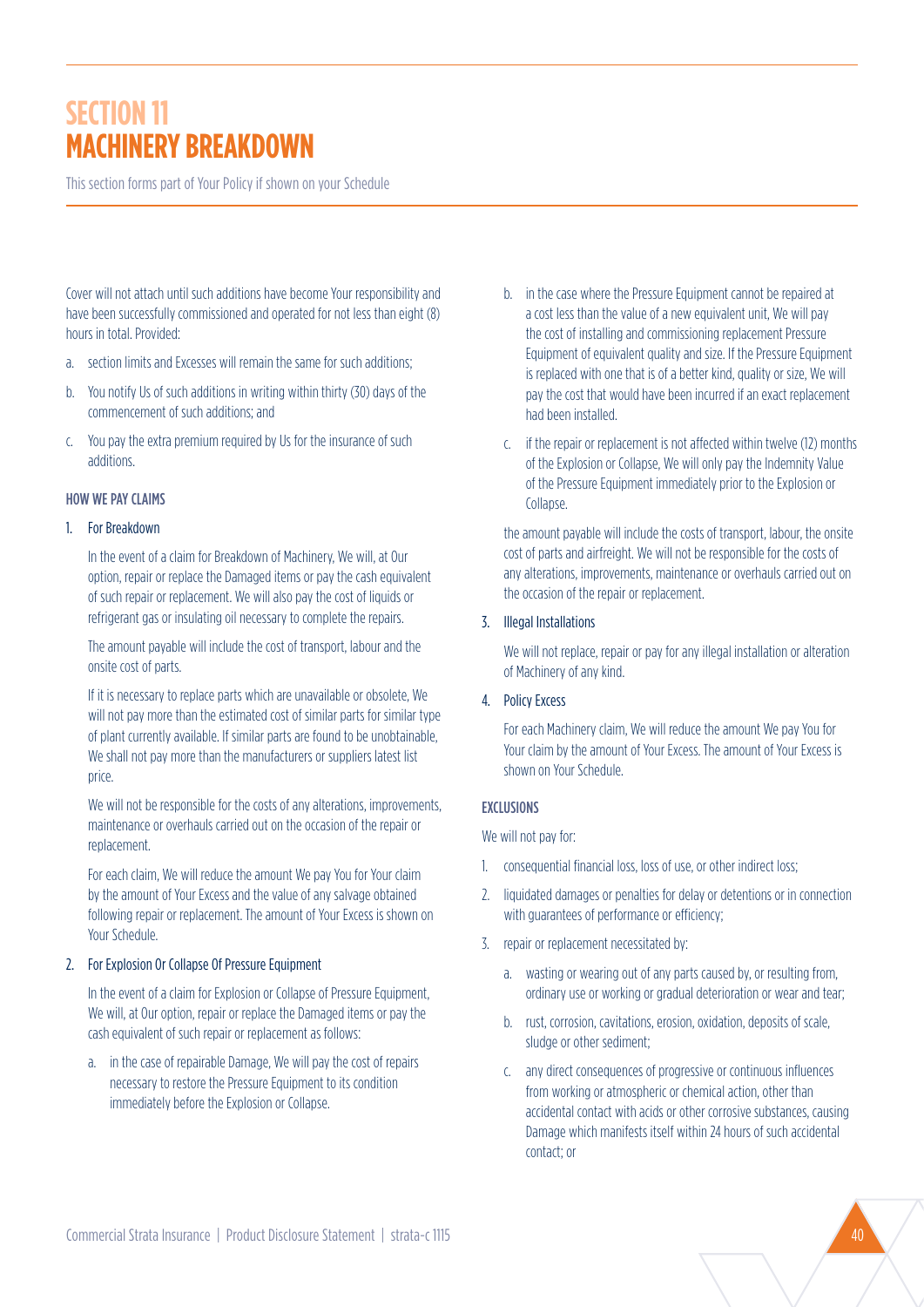# SECTION 11
# MACHINERY BREAKDOWN

This section forms part of Your Policy if shown on your Schedule

Cover will not attach until such additions have become Your responsibility and have been successfully commissioned and operated for not less than eight (8) hours in total. Provided:

a. section limits and Excesses will remain the same for such additions;

b. You notify Us of such additions in writing within thirty (30) days of the commencement of such additions; and

c. You pay the extra premium required by Us for the insurance of such additions.

### HOW WE PAY CLAIMS

1. For Breakdown

   In the event of a claim for Breakdown of Machinery, We will, at Our option, repair or replace the Damaged items or pay the cash equivalent of such repair or replacement. We will also pay the cost of liquids or refrigerant gas or insulating oil necessary to complete the repairs.

   The amount payable will include the cost of transport, labour and the onsite cost of parts.

   If it is necessary to replace parts which are unavailable or obsolete, We will not pay more than the estimated cost of similar parts for similar type of plant currently available. If similar parts are found to be unobtainable, We shall not pay more than the manufacturers or suppliers latest list price.

   We will not be responsible for the costs of any alterations, improvements, maintenance or overhauls carried out on the occasion of the repair or replacement.

   For each claim, We will reduce the amount We pay You for Your claim by the amount of Your Excess and the value of any salvage obtained following repair or replacement. The amount of Your Excess is shown on Your Schedule.

2. For Explosion Or Collapse Of Pressure Equipment

   In the event of a claim for Explosion or Collapse of Pressure Equipment, We will, at Our option, repair or replace the Damaged items or pay the cash equivalent of such repair or replacement as follows:

   a. in the case of repairable Damage, We will pay the cost of repairs necessary to restore the Pressure Equipment to its condition immediately before the Explosion or Collapse.

   b. in the case where the Pressure Equipment cannot be repaired at a cost less than the value of a new equivalent unit, We will pay the cost of installing and commissioning replacement Pressure Equipment of equivalent quality and size. If the Pressure Equipment is replaced with one that is of a better kind, quality or size, We will pay the cost that would have been incurred if an exact replacement had been installed.

   c. if the repair or replacement is not affected within twelve (12) months of the Explosion or Collapse, We will only pay the Indemnity Value of the Pressure Equipment immediately prior to the Explosion or Collapse.

   the amount payable will include the costs of transport, labour, the onsite cost of parts and airfreight. We will not be responsible for the costs of any alterations, improvements, maintenance or overhauls carried out on the occasion of the repair or replacement.

3. Illegal Installations

   We will not replace, repair or pay for any illegal installation or alteration of Machinery of any kind.

4. Policy Excess

   For each Machinery claim, We will reduce the amount We pay You for Your claim by the amount of Your Excess. The amount of Your Excess is shown on Your Schedule.

### EXCLUSIONS

We will not pay for:

1. consequential financial loss, loss of use, or other indirect loss;
2. liquidated damages or penalties for delay or detentions or in connection with guarantees of performance or efficiency;
3. repair or replacement necessitated by:
   a. wasting or wearing out of any parts caused by, or resulting from, ordinary use or working or gradual deterioration or wear and tear;
   b. rust, corrosion, cavitations, erosion, oxidation, deposits of scale, sludge or other sediment;
   c. any direct consequences of progressive or continuous influences from working or atmospheric or chemical action, other than accidental contact with acids or other corrosive substances, causing Damage which manifests itself within 24 hours of such accidental contact; or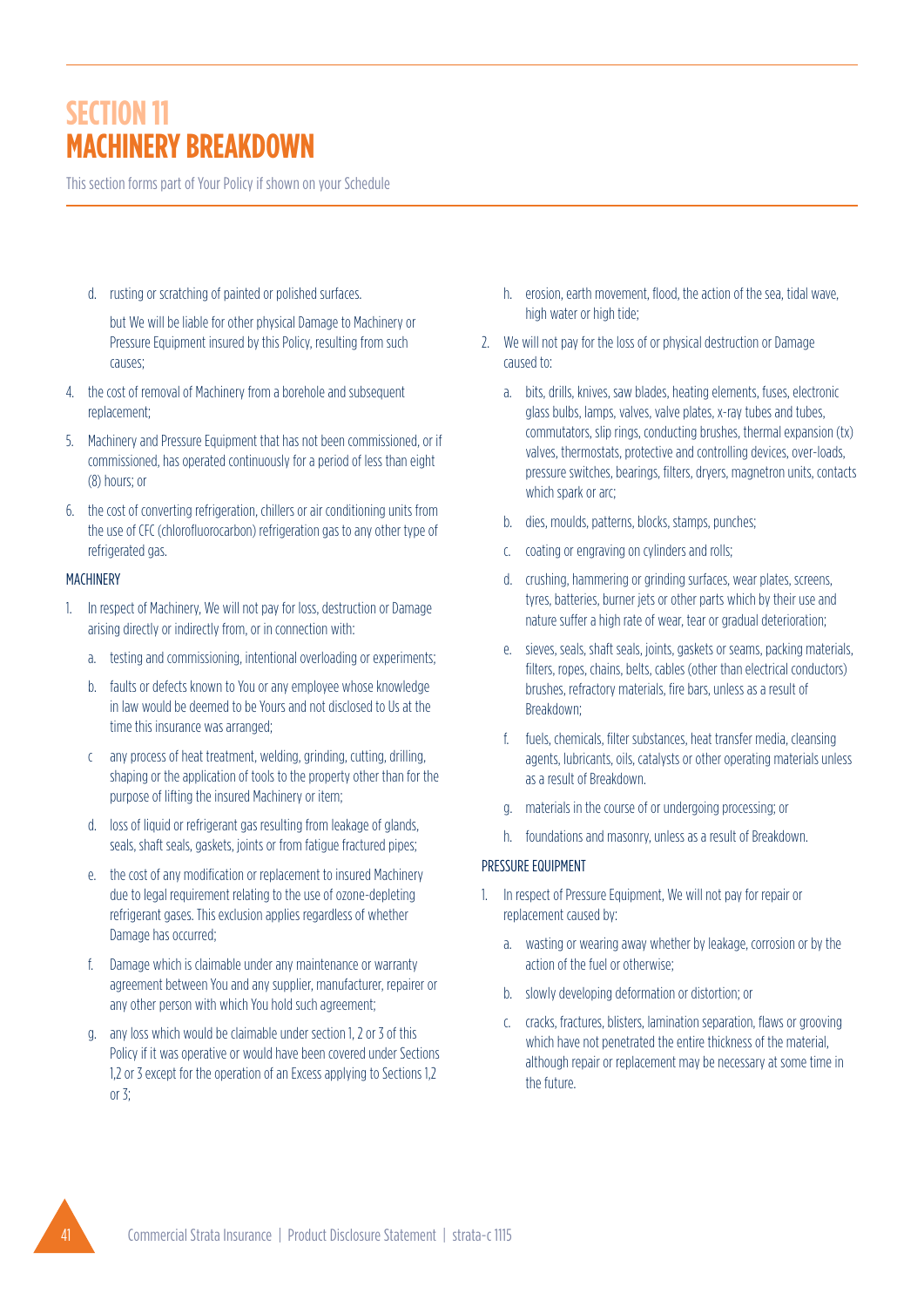# SECTION 11
# MACHINERY BREAKDOWN

This section forms part of Your Policy if shown on your Schedule

d. rusting or scratching of painted or polished surfaces.

   but We will be liable for other physical Damage to Machinery or Pressure Equipment insured by this Policy, resulting from such causes;

4. the cost of removal of Machinery from a borehole and subsequent replacement;
5. Machinery and Pressure Equipment that has not been commissioned, or if commissioned, has operated continuously for a period of less than eight (8) hours; or
6. the cost of converting refrigeration, chillers or air conditioning units from the use of CFC (chlorofluorocarbon) refrigeration gas to any other type of refrigerated gas.

MACHINERY

1. In respect of Machinery, We will not pay for loss, destruction or Damage arising directly or indirectly from, or in connection with:
   a. testing and commissioning, intentional overloading or experiments;
   b. faults or defects known to You or any employee whose knowledge in law would be deemed to be Yours and not disclosed to Us at the time this insurance was arranged;
   c any process of heat treatment, welding, grinding, cutting, drilling, shaping or the application of tools to the property other than for the purpose of lifting the insured Machinery or item;
   d. loss of liquid or refrigerant gas resulting from leakage of glands, seals, shaft seals, gaskets, joints or from fatigue fractured pipes;
   e. the cost of any modification or replacement to insured Machinery due to legal requirement relating to the use of ozone-depleting refrigerant gases. This exclusion applies regardless of whether Damage has occurred;
   f. Damage which is claimable under any maintenance or warranty agreement between You and any supplier, manufacturer, repairer or any other person with which You hold such agreement;
   g. any loss which would be claimable under section 1, 2 or 3 of this Policy if it was operative or would have been covered under Sections 1,2 or 3 except for the operation of an Excess applying to Sections 1,2 or 3;
   h. erosion, earth movement, flood, the action of the sea, tidal wave, high water or high tide;
2. We will not pay for the loss of or physical destruction or Damage caused to:
   a. bits, drills, knives, saw blades, heating elements, fuses, electronic glass bulbs, lamps, valves, valve plates, x-ray tubes and tubes, commutators, slip rings, conducting brushes, thermal expansion (tx) valves, thermostats, protective and controlling devices, over-loads, pressure switches, bearings, filters, dryers, magnetron units, contacts which spark or arc;
   b. dies, moulds, patterns, blocks, stamps, punches;
   c. coating or engraving on cylinders and rolls;
   d. crushing, hammering or grinding surfaces, wear plates, screens, tyres, batteries, burner jets or other parts which by their use and nature suffer a high rate of wear, tear or gradual deterioration;
   e. sieves, seals, shaft seals, joints, gaskets or seams, packing materials, filters, ropes, chains, belts, cables (other than electrical conductors) brushes, refractory materials, fire bars, unless as a result of Breakdown;
   f. fuels, chemicals, filter substances, heat transfer media, cleansing agents, lubricants, oils, catalysts or other operating materials unless as a result of Breakdown.
   g. materials in the course of or undergoing processing; or
   h. foundations and masonry, unless as a result of Breakdown.

PRESSURE EQUIPMENT

1. In respect of Pressure Equipment, We will not pay for repair or replacement caused by:
   a. wasting or wearing away whether by leakage, corrosion or by the action of the fuel or otherwise;
   b. slowly developing deformation or distortion; or
   c. cracks, fractures, blisters, lamination separation, flaws or grooving which have not penetrated the entire thickness of the material, although repair or replacement may be necessary at some time in the future.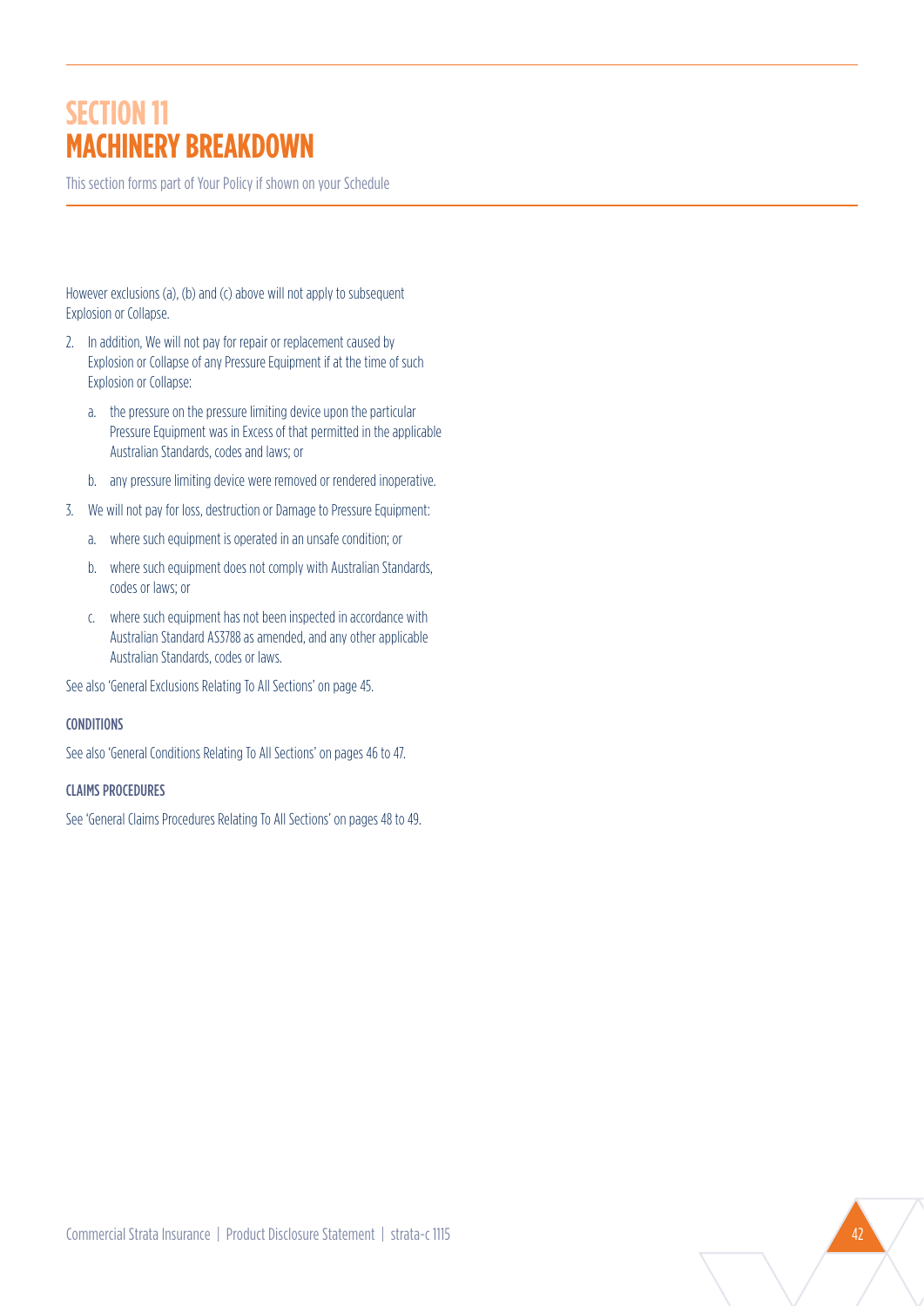# SECTION 11
# MACHINERY BREAKDOWN

This section forms part of Your Policy if shown on your Schedule

However exclusions (a), (b) and (c) above will not apply to subsequent Explosion or Collapse.

2. In addition, We will not pay for repair or replacement caused by Explosion or Collapse of any Pressure Equipment if at the time of such Explosion or Collapse:

   a. the pressure on the pressure limiting device upon the particular Pressure Equipment was in Excess of that permitted in the applicable Australian Standards, codes and laws; or

   b. any pressure limiting device were removed or rendered inoperative.

3. We will not pay for loss, destruction or Damage to Pressure Equipment:

   a. where such equipment is operated in an unsafe condition; or

   b. where such equipment does not comply with Australian Standards, codes or laws; or

   c. where such equipment has not been inspected in accordance with Australian Standard AS3788 as amended, and any other applicable Australian Standards, codes or laws.

See also 'General Exclusions Relating To All Sections' on page 45.

#### CONDITIONS

See also 'General Conditions Relating To All Sections' on pages 46 to 47.

#### CLAIMS PROCEDURES

See 'General Claims Procedures Relating To All Sections' on pages 48 to 49.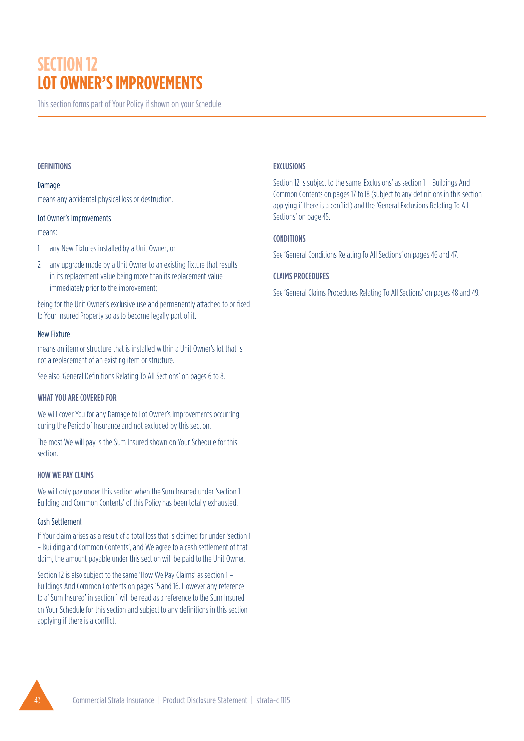# SECTION 12
# LOT OWNER'S IMPROVEMENTS

This section forms part of Your Policy if shown on your Schedule

## DEFINITIONS

### Damage

means any accidental physical loss or destruction.

### Lot Owner's Improvements

means:

1. any New Fixtures installed by a Unit Owner; or
2. any upgrade made by a Unit Owner to an existing fixture that results in its replacement value being more than its replacement value immediately prior to the improvement;

being for the Unit Owner's exclusive use and permanently attached to or fixed to Your Insured Property so as to become legally part of it.

### New Fixture

means an item or structure that is installed within a Unit Owner's lot that is not a replacement of an existing item or structure.

See also 'General Definitions Relating To All Sections' on pages 6 to 8.

## WHAT YOU ARE COVERED FOR

We will cover You for any Damage to Lot Owner's Improvements occurring during the Period of Insurance and not excluded by this section.

The most We will pay is the Sum Insured shown on Your Schedule for this section.

## HOW WE PAY CLAIMS

We will only pay under this section when the Sum Insured under 'section 1 – Building and Common Contents' of this Policy has been totally exhausted.

### Cash Settlement

If Your claim arises as a result of a total loss that is claimed for under 'section 1 – Building and Common Contents', and We agree to a cash settlement of that claim, the amount payable under this section will be paid to the Unit Owner.

Section 12 is also subject to the same 'How We Pay Claims' as section 1 – Buildings And Common Contents on pages 15 and 16. However any reference to a' Sum Insured' in section 1 will be read as a reference to the Sum Insured on Your Schedule for this section and subject to any definitions in this section applying if there is a conflict.

## EXCLUSIONS

Section 12 is subject to the same 'Exclusions' as section 1 – Buildings And Common Contents on pages 17 to 18 (subject to any definitions in this section applying if there is a conflict) and the 'General Exclusions Relating To All Sections' on page 45.

## CONDITIONS

See 'General Conditions Relating To All Sections' on pages 46 and 47.

## CLAIMS PROCEDURES

See 'General Claims Procedures Relating To All Sections' on pages 48 and 49.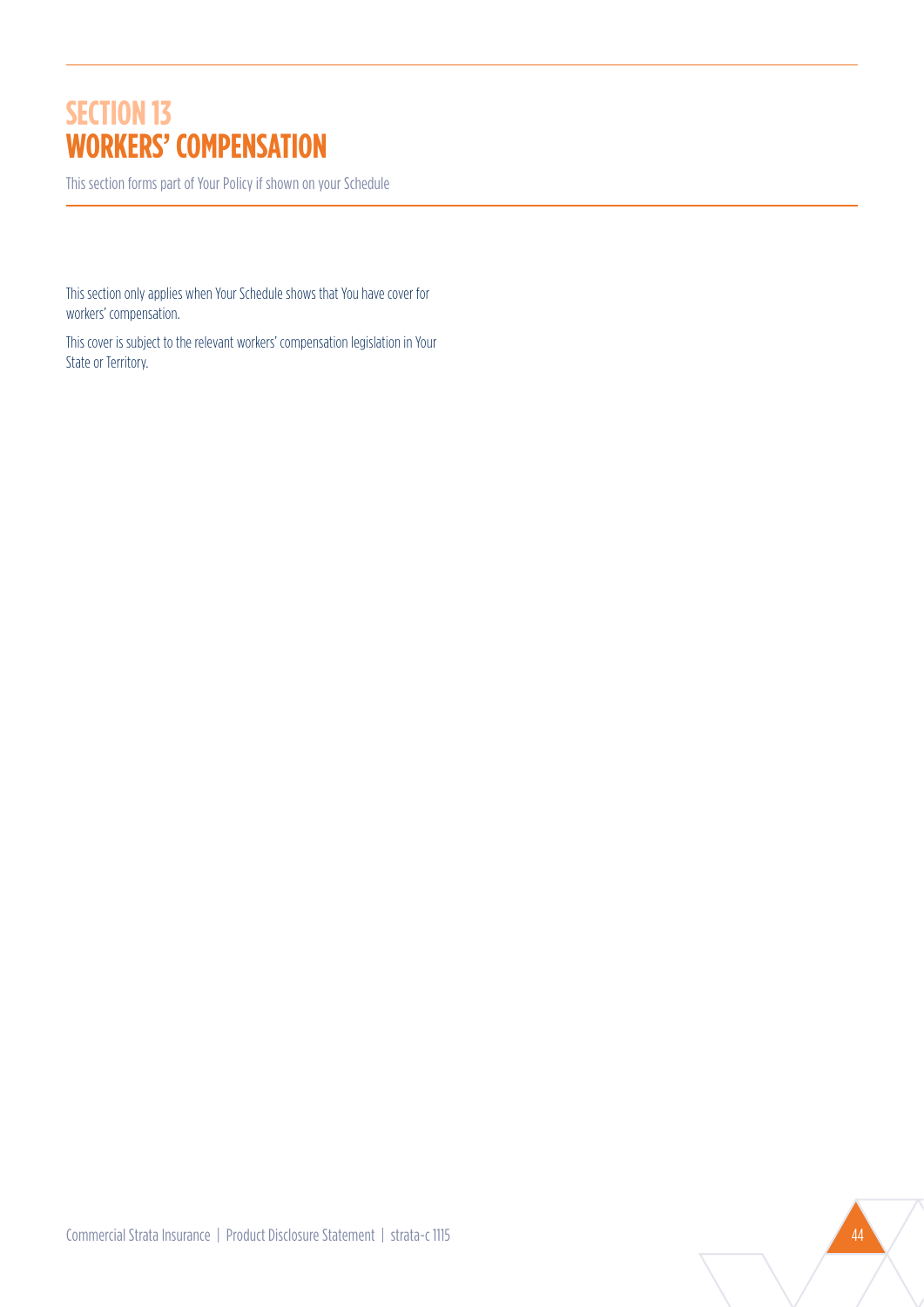# SECTION 13
# WORKERS' COMPENSATION

This section forms part of Your Policy if shown on your Schedule

This section only applies when Your Schedule shows that You have cover for workers' compensation.

This cover is subject to the relevant workers' compensation legislation in Your State or Territory.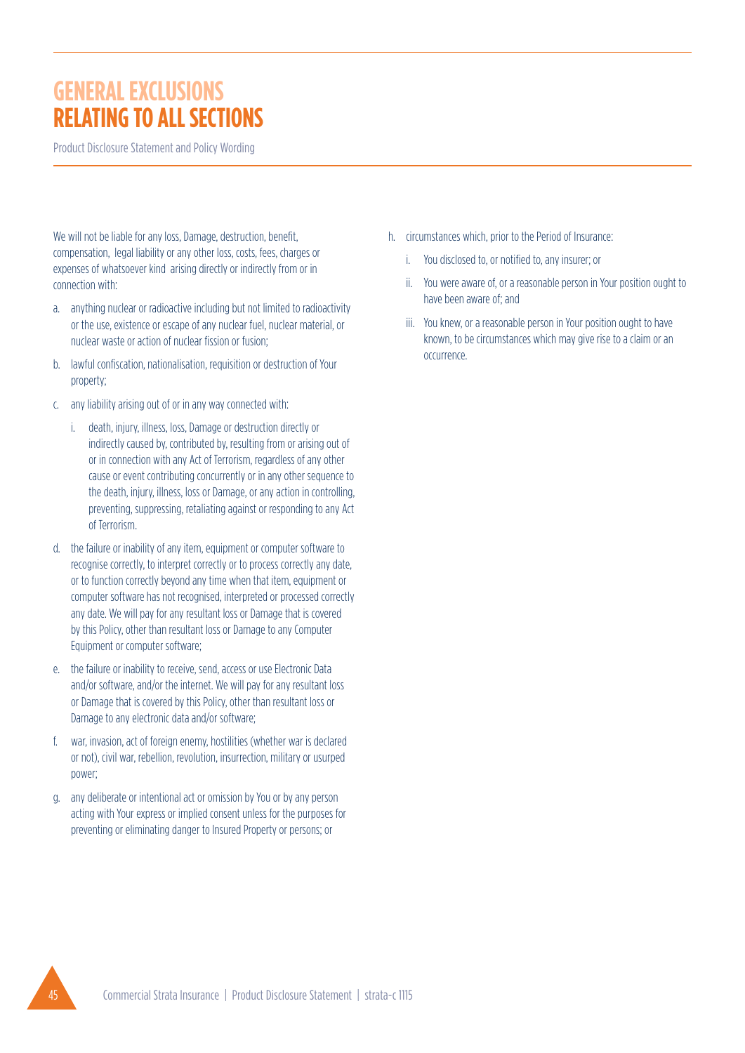# GENERAL EXCLUSIONS RELATING TO ALL SECTIONS

Product Disclosure Statement and Policy Wording

We will not be liable for any loss, Damage, destruction, benefit, compensation, legal liability or any other loss, costs, fees, charges or expenses of whatsoever kind arising directly or indirectly from or in connection with:

a. anything nuclear or radioactive including but not limited to radioactivity or the use, existence or escape of any nuclear fuel, nuclear material, or nuclear waste or action of nuclear fission or fusion;

b. lawful confiscation, nationalisation, requisition or destruction of Your property;

c. any liability arising out of or in any way connected with:

   i. death, injury, illness, loss, Damage or destruction directly or indirectly caused by, contributed by, resulting from or arising out of or in connection with any Act of Terrorism, regardless of any other cause or event contributing concurrently or in any other sequence to the death, injury, illness, loss or Damage, or any action in controlling, preventing, suppressing, retaliating against or responding to any Act of Terrorism.

d. the failure or inability of any item, equipment or computer software to recognise correctly, to interpret correctly or to process correctly any date, or to function correctly beyond any time when that item, equipment or computer software has not recognised, interpreted or processed correctly any date. We will pay for any resultant loss or Damage that is covered by this Policy, other than resultant loss or Damage to any Computer Equipment or computer software;

e. the failure or inability to receive, send, access or use Electronic Data and/or software, and/or the internet. We will pay for any resultant loss or Damage that is covered by this Policy, other than resultant loss or Damage to any electronic data and/or software;

f. war, invasion, act of foreign enemy, hostilities (whether war is declared or not), civil war, rebellion, revolution, insurrection, military or usurped power;

g. any deliberate or intentional act or omission by You or by any person acting with Your express or implied consent unless for the purposes for preventing or eliminating danger to Insured Property or persons; or

h. circumstances which, prior to the Period of Insurance:

   i. You disclosed to, or notified to, any insurer; or

   ii. You were aware of, or a reasonable person in Your position ought to have been aware of; and

   iii. You knew, or a reasonable person in Your position ought to have known, to be circumstances which may give rise to a claim or an occurrence.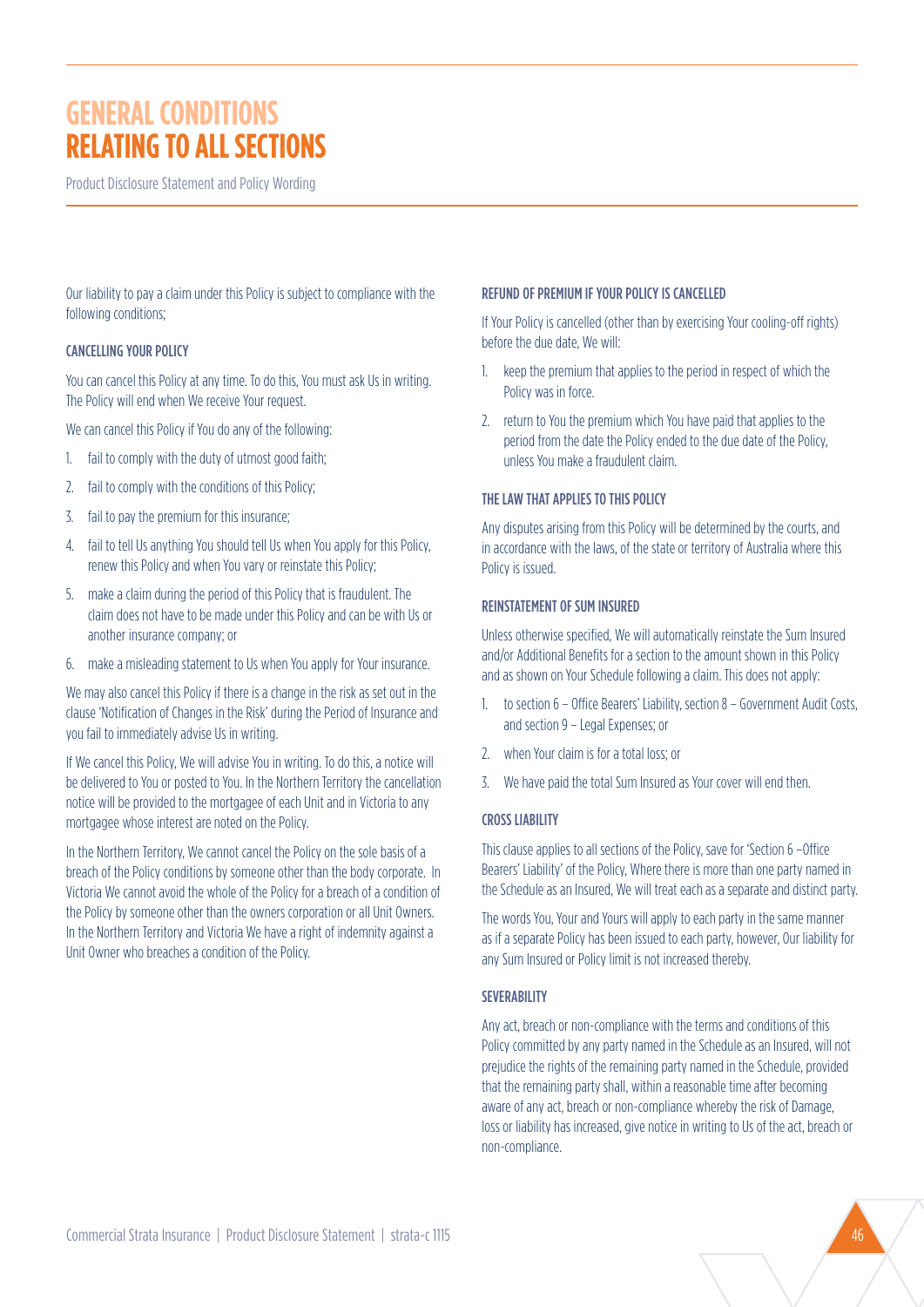# GENERAL CONDITIONS RELATING TO ALL SECTIONS

Product Disclosure Statement and Policy Wording

Our liability to pay a claim under this Policy is subject to compliance with the following conditions;

### CANCELLING YOUR POLICY

You can cancel this Policy at any time. To do this, You must ask Us in writing. The Policy will end when We receive Your request.

We can cancel this Policy if You do any of the following:

1. fail to comply with the duty of utmost good faith;
2. fail to comply with the conditions of this Policy;
3. fail to pay the premium for this insurance;
4. fail to tell Us anything You should tell Us when You apply for this Policy, renew this Policy and when You vary or reinstate this Policy;
5. make a claim during the period of this Policy that is fraudulent. The claim does not have to be made under this Policy and can be with Us or another insurance company; or
6. make a misleading statement to Us when You apply for Your insurance.

We may also cancel this Policy if there is a change in the risk as set out in the clause 'Notification of Changes in the Risk' during the Period of Insurance and you fail to immediately advise Us in writing.

If We cancel this Policy, We will advise You in writing. To do this, a notice will be delivered to You or posted to You. In the Northern Territory the cancellation notice will be provided to the mortgagee of each Unit and in Victoria to any mortgagee whose interest are noted on the Policy.

In the Northern Territory, We cannot cancel the Policy on the sole basis of a breach of the Policy conditions by someone other than the body corporate. In Victoria We cannot avoid the whole of the Policy for a breach of a condition of the Policy by someone other than the owners corporation or all Unit Owners. In the Northern Territory and Victoria We have a right of indemnity against a Unit Owner who breaches a condition of the Policy.

### REFUND OF PREMIUM IF YOUR POLICY IS CANCELLED

If Your Policy is cancelled (other than by exercising Your cooling-off rights) before the due date, We will:

1. keep the premium that applies to the period in respect of which the Policy was in force.
2. return to You the premium which You have paid that applies to the period from the date the Policy ended to the due date of the Policy, unless You make a fraudulent claim.

### THE LAW THAT APPLIES TO THIS POLICY

Any disputes arising from this Policy will be determined by the courts, and in accordance with the laws, of the state or territory of Australia where this Policy is issued.

### REINSTATEMENT OF SUM INSURED

Unless otherwise specified, We will automatically reinstate the Sum Insured and/or Additional Benefits for a section to the amount shown in this Policy and as shown on Your Schedule following a claim. This does not apply:

1. to section 6 – Office Bearers' Liability, section 8 – Government Audit Costs, and section 9 – Legal Expenses; or
2. when Your claim is for a total loss; or
3. We have paid the total Sum Insured as Your cover will end then.

### CROSS LIABILITY

This clause applies to all sections of the Policy, save for 'Section 6 –Office Bearers' Liability' of the Policy, Where there is more than one party named in the Schedule as an Insured, We will treat each as a separate and distinct party.

The words You, Your and Yours will apply to each party in the same manner as if a separate Policy has been issued to each party, however, Our liability for any Sum Insured or Policy limit is not increased thereby.

### SEVERABILITY

Any act, breach or non-compliance with the terms and conditions of this Policy committed by any party named in the Schedule as an Insured, will not prejudice the rights of the remaining party named in the Schedule, provided that the remaining party shall, within a reasonable time after becoming aware of any act, breach or non-compliance whereby the risk of Damage, loss or liability has increased, give notice in writing to Us of the act, breach or non-compliance.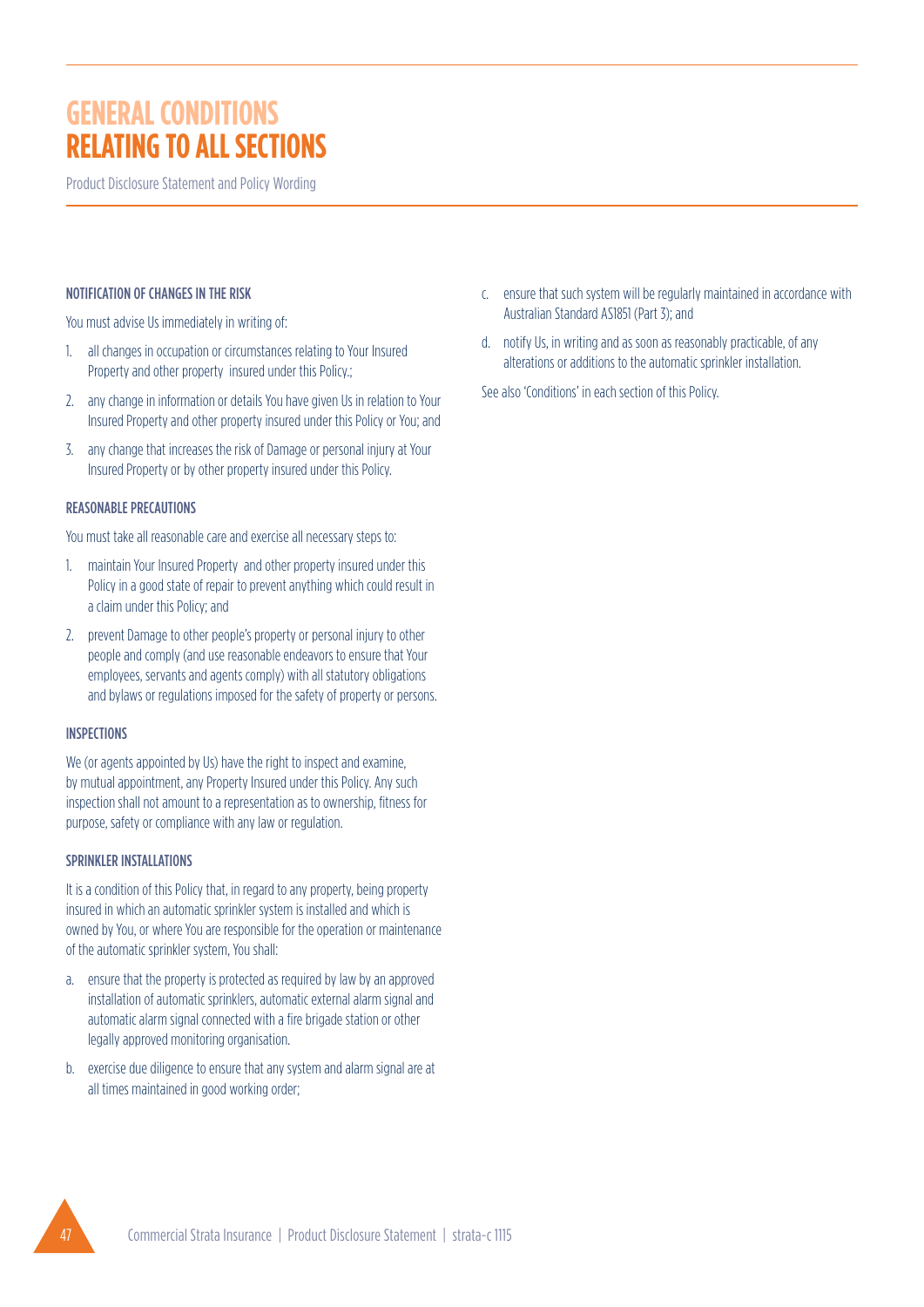# GENERAL CONDITIONS RELATING TO ALL SECTIONS

Product Disclosure Statement and Policy Wording

### NOTIFICATION OF CHANGES IN THE RISK

You must advise Us immediately in writing of:

1. all changes in occupation or circumstances relating to Your Insured Property and other property insured under this Policy.;
2. any change in information or details You have given Us in relation to Your Insured Property and other property insured under this Policy or You; and
3. any change that increases the risk of Damage or personal injury at Your Insured Property or by other property insured under this Policy.

### REASONABLE PRECAUTIONS

You must take all reasonable care and exercise all necessary steps to:

1. maintain Your Insured Property and other property insured under this Policy in a good state of repair to prevent anything which could result in a claim under this Policy; and
2. prevent Damage to other people's property or personal injury to other people and comply (and use reasonable endeavors to ensure that Your employees, servants and agents comply) with all statutory obligations and bylaws or regulations imposed for the safety of property or persons.

### INSPECTIONS

We (or agents appointed by Us) have the right to inspect and examine, by mutual appointment, any Property Insured under this Policy. Any such inspection shall not amount to a representation as to ownership, fitness for purpose, safety or compliance with any law or regulation.

### SPRINKLER INSTALLATIONS

It is a condition of this Policy that, in regard to any property, being property insured in which an automatic sprinkler system is installed and which is owned by You, or where You are responsible for the operation or maintenance of the automatic sprinkler system, You shall:

a. ensure that the property is protected as required by law by an approved installation of automatic sprinklers, automatic external alarm signal and automatic alarm signal connected with a fire brigade station or other legally approved monitoring organisation.

b. exercise due diligence to ensure that any system and alarm signal are at all times maintained in good working order;

c. ensure that such system will be regularly maintained in accordance with Australian Standard AS1851 (Part 3); and

d. notify Us, in writing and as soon as reasonably practicable, of any alterations or additions to the automatic sprinkler installation.

See also 'Conditions' in each section of this Policy.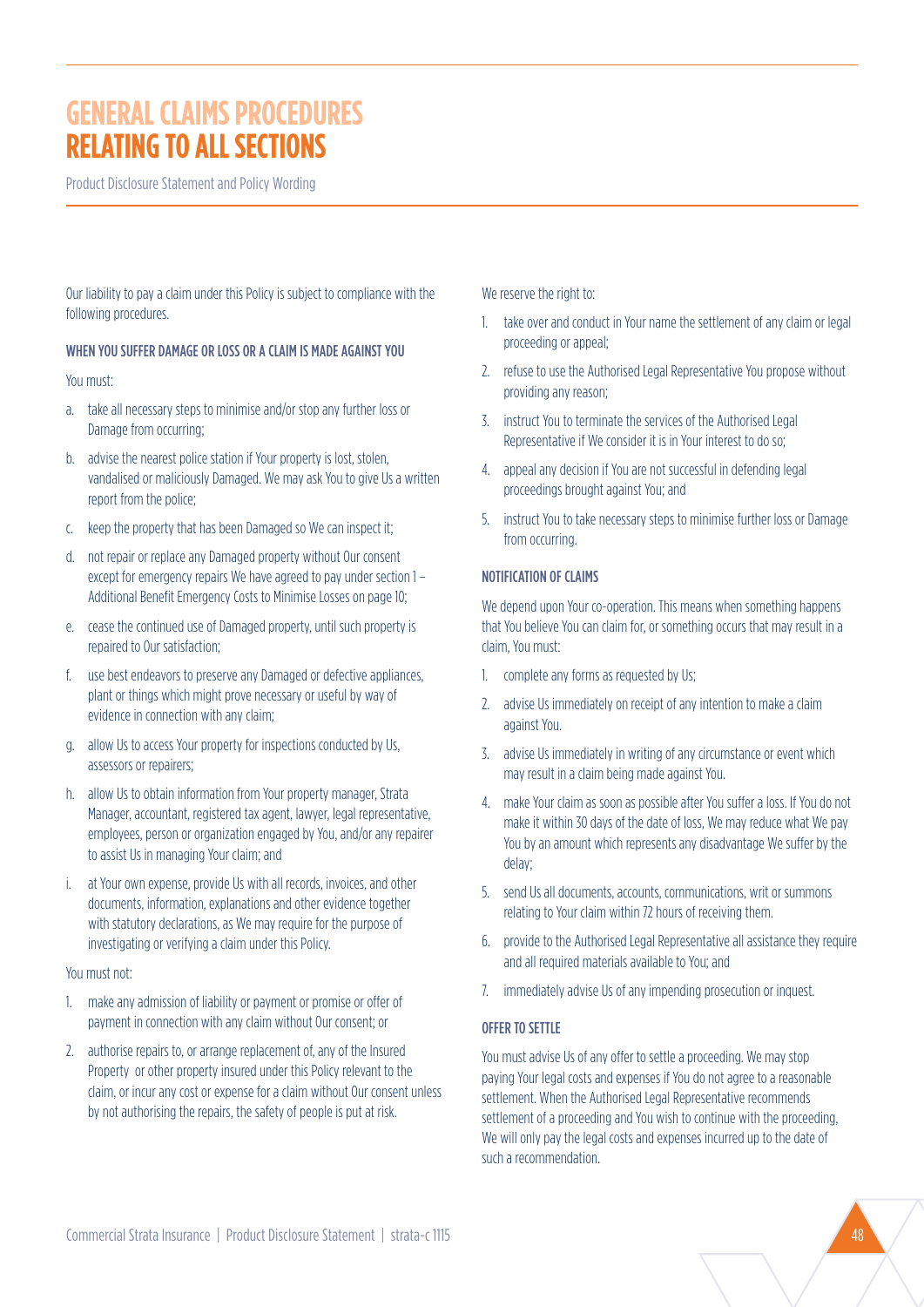# GENERAL CLAIMS PROCEDURES RELATING TO ALL SECTIONS

Product Disclosure Statement and Policy Wording

Our liability to pay a claim under this Policy is subject to compliance with the following procedures.

### WHEN YOU SUFFER DAMAGE OR LOSS OR A CLAIM IS MADE AGAINST YOU

You must:

a. take all necessary steps to minimise and/or stop any further loss or Damage from occurring;

b. advise the nearest police station if Your property is lost, stolen, vandalised or maliciously Damaged. We may ask You to give Us a written report from the police;

c. keep the property that has been Damaged so We can inspect it;

d. not repair or replace any Damaged property without Our consent except for emergency repairs We have agreed to pay under section 1 – Additional Benefit Emergency Costs to Minimise Losses on page 10;

e. cease the continued use of Damaged property, until such property is repaired to Our satisfaction;

f. use best endeavors to preserve any Damaged or defective appliances, plant or things which might prove necessary or useful by way of evidence in connection with any claim;

g. allow Us to access Your property for inspections conducted by Us, assessors or repairers;

h. allow Us to obtain information from Your property manager, Strata Manager, accountant, registered tax agent, lawyer, legal representative, employees, person or organization engaged by You, and/or any repairer to assist Us in managing Your claim; and

i. at Your own expense, provide Us with all records, invoices, and other documents, information, explanations and other evidence together with statutory declarations, as We may require for the purpose of investigating or verifying a claim under this Policy.

You must not:

1. make any admission of liability or payment or promise or offer of payment in connection with any claim without Our consent; or
2. authorise repairs to, or arrange replacement of, any of the Insured Property or other property insured under this Policy relevant to the claim, or incur any cost or expense for a claim without Our consent unless by not authorising the repairs, the safety of people is put at risk.

We reserve the right to:

1. take over and conduct in Your name the settlement of any claim or legal proceeding or appeal;
2. refuse to use the Authorised Legal Representative You propose without providing any reason;
3. instruct You to terminate the services of the Authorised Legal Representative if We consider it is in Your interest to do so;
4. appeal any decision if You are not successful in defending legal proceedings brought against You; and
5. instruct You to take necessary steps to minimise further loss or Damage from occurring.

### NOTIFICATION OF CLAIMS

We depend upon Your co-operation. This means when something happens that You believe You can claim for, or something occurs that may result in a claim, You must:

1. complete any forms as requested by Us;
2. advise Us immediately on receipt of any intention to make a claim against You.
3. advise Us immediately in writing of any circumstance or event which may result in a claim being made against You.
4. make Your claim as soon as possible after You suffer a loss. If You do not make it within 30 days of the date of loss, We may reduce what We pay You by an amount which represents any disadvantage We suffer by the delay;
5. send Us all documents, accounts, communications, writ or summons relating to Your claim within 72 hours of receiving them.
6. provide to the Authorised Legal Representative all assistance they require and all required materials available to You; and
7. immediately advise Us of any impending prosecution or inquest.

### OFFER TO SETTLE

You must advise Us of any offer to settle a proceeding. We may stop paying Your legal costs and expenses if You do not agree to a reasonable settlement. When the Authorised Legal Representative recommends settlement of a proceeding and You wish to continue with the proceeding, We will only pay the legal costs and expenses incurred up to the date of such a recommendation.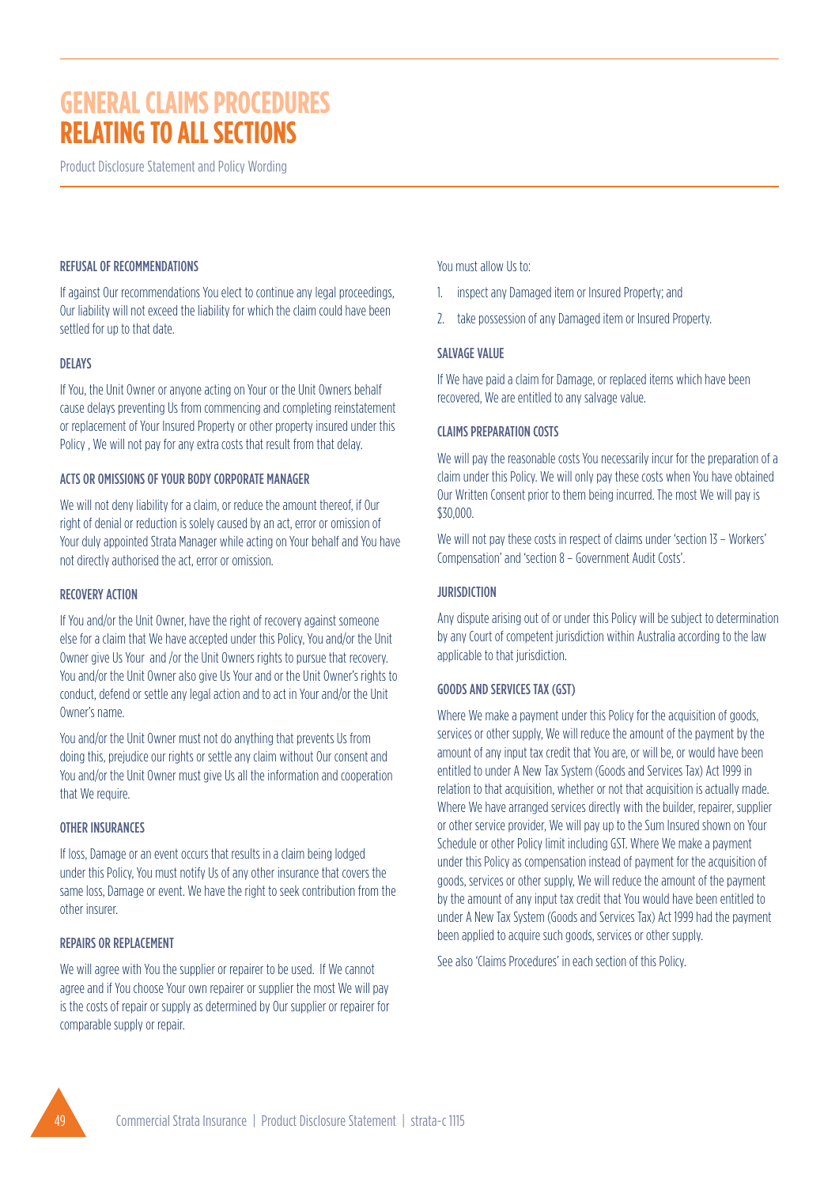# GENERAL CLAIMS PROCEDURES RELATING TO ALL SECTIONS

Product Disclosure Statement and Policy Wording

### REFUSAL OF RECOMMENDATIONS

If against Our recommendations You elect to continue any legal proceedings, Our liability will not exceed the liability for which the claim could have been settled for up to that date.

### DELAYS

If You, the Unit Owner or anyone acting on Your or the Unit Owners behalf cause delays preventing Us from commencing and completing reinstatement or replacement of Your Insured Property or other property insured under this Policy , We will not pay for any extra costs that result from that delay.

### ACTS OR OMISSIONS OF YOUR BODY CORPORATE MANAGER

We will not deny liability for a claim, or reduce the amount thereof, if Our right of denial or reduction is solely caused by an act, error or omission of Your duly appointed Strata Manager while acting on Your behalf and You have not directly authorised the act, error or omission.

### RECOVERY ACTION

If You and/or the Unit Owner, have the right of recovery against someone else for a claim that We have accepted under this Policy, You and/or the Unit Owner give Us Your and /or the Unit Owners rights to pursue that recovery. You and/or the Unit Owner also give Us Your and or the Unit Owner's rights to conduct, defend or settle any legal action and to act in Your and/or the Unit Owner's name.

You and/or the Unit Owner must not do anything that prevents Us from doing this, prejudice our rights or settle any claim without Our consent and You and/or the Unit Owner must give Us all the information and cooperation that We require.

### OTHER INSURANCES

If loss, Damage or an event occurs that results in a claim being lodged under this Policy, You must notify Us of any other insurance that covers the same loss, Damage or event. We have the right to seek contribution from the other insurer.

### REPAIRS OR REPLACEMENT

We will agree with You the supplier or repairer to be used. If We cannot agree and if You choose Your own repairer or supplier the most We will pay is the costs of repair or supply as determined by Our supplier or repairer for comparable supply or repair.

You must allow Us to:

1. inspect any Damaged item or Insured Property; and
2. take possession of any Damaged item or Insured Property.

### SALVAGE VALUE

If We have paid a claim for Damage, or replaced items which have been recovered, We are entitled to any salvage value.

### CLAIMS PREPARATION COSTS

We will pay the reasonable costs You necessarily incur for the preparation of a claim under this Policy. We will only pay these costs when You have obtained Our Written Consent prior to them being incurred. The most We will pay is $30,000.

We will not pay these costs in respect of claims under 'section 13 – Workers' Compensation' and 'section 8 – Government Audit Costs'.

### JURISDICTION

Any dispute arising out of or under this Policy will be subject to determination by any Court of competent jurisdiction within Australia according to the law applicable to that jurisdiction.

### GOODS AND SERVICES TAX (GST)

Where We make a payment under this Policy for the acquisition of goods, services or other supply, We will reduce the amount of the payment by the amount of any input tax credit that You are, or will be, or would have been entitled to under A New Tax System (Goods and Services Tax) Act 1999 in relation to that acquisition, whether or not that acquisition is actually made. Where We have arranged services directly with the builder, repairer, supplier or other service provider, We will pay up to the Sum Insured shown on Your Schedule or other Policy limit including GST. Where We make a payment under this Policy as compensation instead of payment for the acquisition of goods, services or other supply, We will reduce the amount of the payment by the amount of any input tax credit that You would have been entitled to under A New Tax System (Goods and Services Tax) Act 1999 had the payment been applied to acquire such goods, services or other supply.

See also 'Claims Procedures' in each section of this Policy.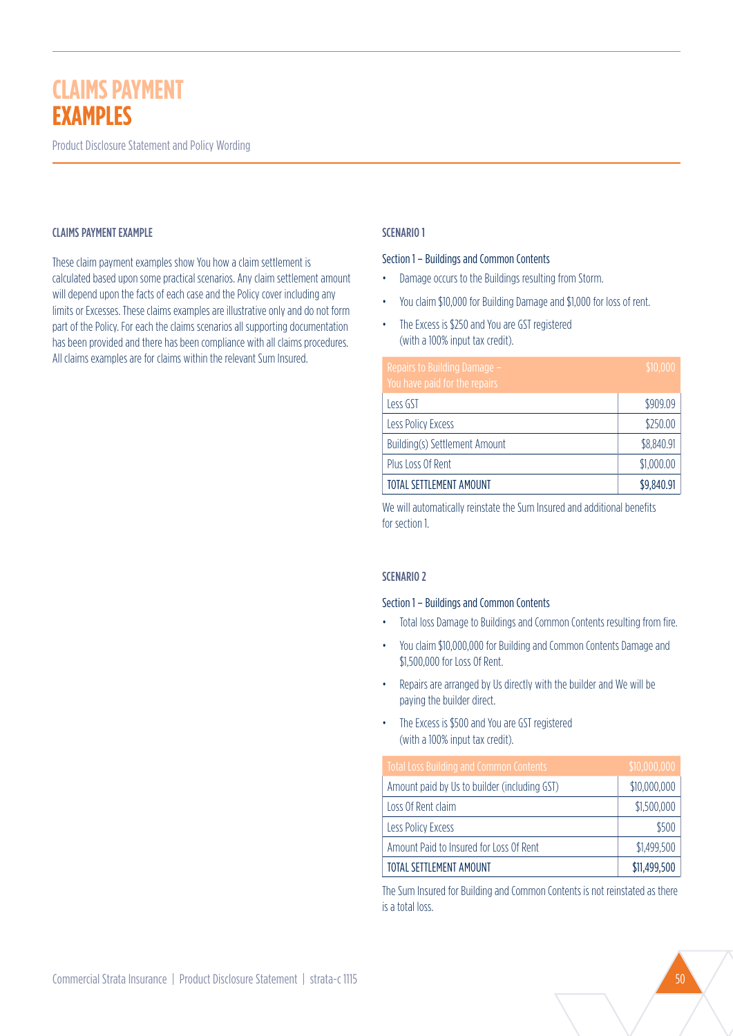# CLAIMS PAYMENT EXAMPLES

Product Disclosure Statement and Policy Wording

### CLAIMS PAYMENT EXAMPLE

These claim payment examples show You how a claim settlement is calculated based upon some practical scenarios. Any claim settlement amount will depend upon the facts of each case and the Policy cover including any limits or Excesses. These claims examples are illustrative only and do not form part of the Policy. For each the claims scenarios all supporting documentation has been provided and there has been compliance with all claims procedures. All claims examples are for claims within the relevant Sum Insured.

### SCENARIO 1

Section 1 – Buildings and Common Contents

- Damage occurs to the Buildings resulting from Storm.
- You claim $10,000 for Building Damage and $1,000 for loss of rent.
- The Excess is $250 and You are GST registered (with a 100% input tax credit).

| Repairs to Building Damage – You have paid for the repairs | $10,000 |
|---|---|
| Less GST | $909.09 |
| Less Policy Excess | $250.00 |
| Building(s) Settlement Amount | $8,840.91 |
| Plus Loss Of Rent | $1,000.00 |
| TOTAL SETTLEMENT AMOUNT | $9,840.91 |

We will automatically reinstate the Sum Insured and additional benefits for section 1.

### SCENARIO 2

Section 1 – Buildings and Common Contents

- Total loss Damage to Buildings and Common Contents resulting from fire.
- You claim $10,000,000 for Building and Common Contents Damage and $1,500,000 for Loss Of Rent.
- Repairs are arranged by Us directly with the builder and We will be paying the builder direct.
- The Excess is $500 and You are GST registered (with a 100% input tax credit).

| Total Loss Building and Common Contents | $10,000,000 |
|---|---|
| Amount paid by Us to builder (including GST) | $10,000,000 |
| Loss Of Rent claim | $1,500,000 |
| Less Policy Excess | $500 |
| Amount Paid to Insured for Loss Of Rent | $1,499,500 |
| TOTAL SETTLEMENT AMOUNT | $11,499,500 |

The Sum Insured for Building and Common Contents is not reinstated as there is a total loss.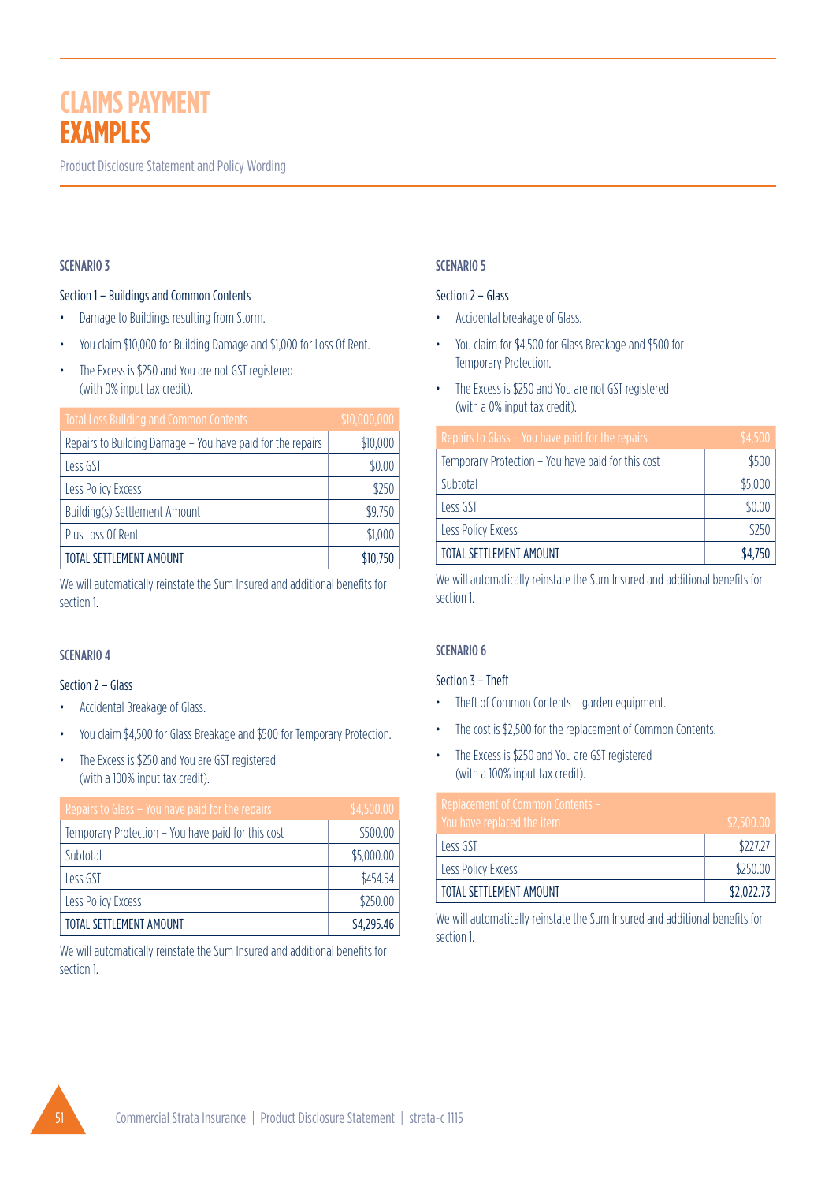# CLAIMS PAYMENT EXAMPLES

Product Disclosure Statement and Policy Wording

### SCENARIO 3

Section 1 – Buildings and Common Contents

- Damage to Buildings resulting from Storm.
- You claim $10,000 for Building Damage and $1,000 for Loss Of Rent.
- The Excess is $250 and You are not GST registered (with 0% input tax credit).

| Total Loss Building and Common Contents | $10,000,000 |
|---|---|
| Repairs to Building Damage – You have paid for the repairs | $10,000 |
| Less GST | $0.00 |
| Less Policy Excess | $250 |
| Building(s) Settlement Amount | $9,750 |
| Plus Loss Of Rent | $1,000 |
| **TOTAL SETTLEMENT AMOUNT** | **$10,750** |

We will automatically reinstate the Sum Insured and additional benefits for section 1.

### SCENARIO 4

Section 2 – Glass

- Accidental Breakage of Glass.
- You claim $4,500 for Glass Breakage and $500 for Temporary Protection.
- The Excess is $250 and You are GST registered (with a 100% input tax credit).

| Repairs to Glass – You have paid for the repairs | $4,500.00 |
|---|---|
| Temporary Protection – You have paid for this cost | $500.00 |
| Subtotal | $5,000.00 |
| Less GST | $454.54 |
| Less Policy Excess | $250.00 |
| **TOTAL SETTLEMENT AMOUNT** | **$4,295.46** |

We will automatically reinstate the Sum Insured and additional benefits for section 1.

### SCENARIO 5

Section 2 – Glass

- Accidental breakage of Glass.
- You claim for $4,500 for Glass Breakage and $500 for Temporary Protection.
- The Excess is $250 and You are not GST registered (with a 0% input tax credit).

| Repairs to Glass – You have paid for the repairs | $4,500 |
|---|---|
| Temporary Protection – You have paid for this cost | $500 |
| Subtotal | $5,000 |
| Less GST | $0.00 |
| Less Policy Excess | $250 |
| **TOTAL SETTLEMENT AMOUNT** | **$4,750** |

We will automatically reinstate the Sum Insured and additional benefits for section 1.

### SCENARIO 6

Section 3 – Theft

- Theft of Common Contents – garden equipment.
- The cost is $2,500 for the replacement of Common Contents.
- The Excess is $250 and You are GST registered (with a 100% input tax credit).

| Replacement of Common Contents – You have replaced the item | $2,500.00 |
|---|---|
| Less GST | $227.27 |
| Less Policy Excess | $250.00 |
| **TOTAL SETTLEMENT AMOUNT** | **$2,022.73** |

We will automatically reinstate the Sum Insured and additional benefits for section 1.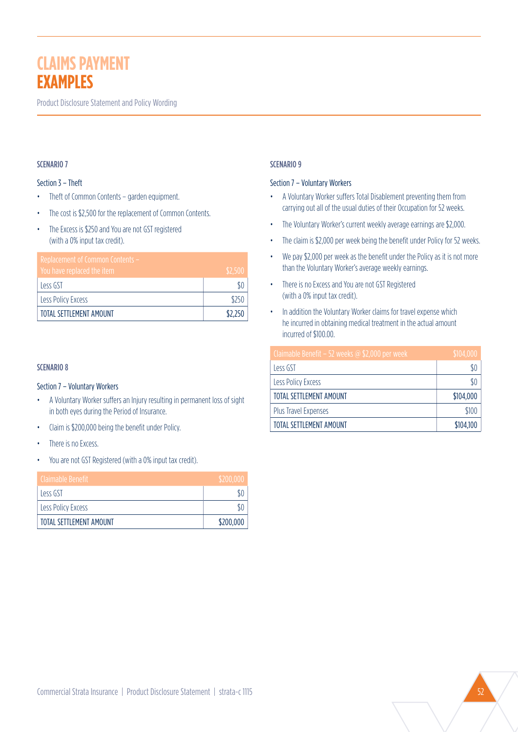# CLAIMS PAYMENT EXAMPLES

Product Disclosure Statement and Policy Wording

### SCENARIO 7

Section 3 – Theft

- Theft of Common Contents – garden equipment.
- The cost is $2,500 for the replacement of Common Contents.
- The Excess is $250 and You are not GST registered (with a 0% input tax credit).

| Replacement of Common Contents – You have replaced the item | $2,500 |
|---|---|
| Less GST | $0 |
| Less Policy Excess | $250 |
| TOTAL SETTLEMENT AMOUNT | $2,250 |

### SCENARIO 8

Section 7 – Voluntary Workers

- A Voluntary Worker suffers an Injury resulting in permanent loss of sight in both eyes during the Period of Insurance.
- Claim is $200,000 being the benefit under Policy.
- There is no Excess.
- You are not GST Registered (with a 0% input tax credit).

| Claimable Benefit | $200,000 |
|---|---|
| Less GST | $0 |
| Less Policy Excess | $0 |
| TOTAL SETTLEMENT AMOUNT | $200,000 |

### SCENARIO 9

Section 7 – Voluntary Workers

- A Voluntary Worker suffers Total Disablement preventing them from carrying out all of the usual duties of their Occupation for 52 weeks.
- The Voluntary Worker's current weekly average earnings are $2,000.
- The claim is $2,000 per week being the benefit under Policy for 52 weeks.
- We pay $2,000 per week as the benefit under the Policy as it is not more than the Voluntary Worker's average weekly earnings.
- There is no Excess and You are not GST Registered (with a 0% input tax credit).
- In addition the Voluntary Worker claims for travel expense which he incurred in obtaining medical treatment in the actual amount incurred of $100.00.

| Claimable Benefit – 52 weeks @ $2,000 per week | $104,000 |
|---|---|
| Less GST | $0 |
| Less Policy Excess | $0 |
| TOTAL SETTLEMENT AMOUNT | $104,000 |
| Plus Travel Expenses | $100 |
| TOTAL SETTLEMENT AMOUNT | $104,100 |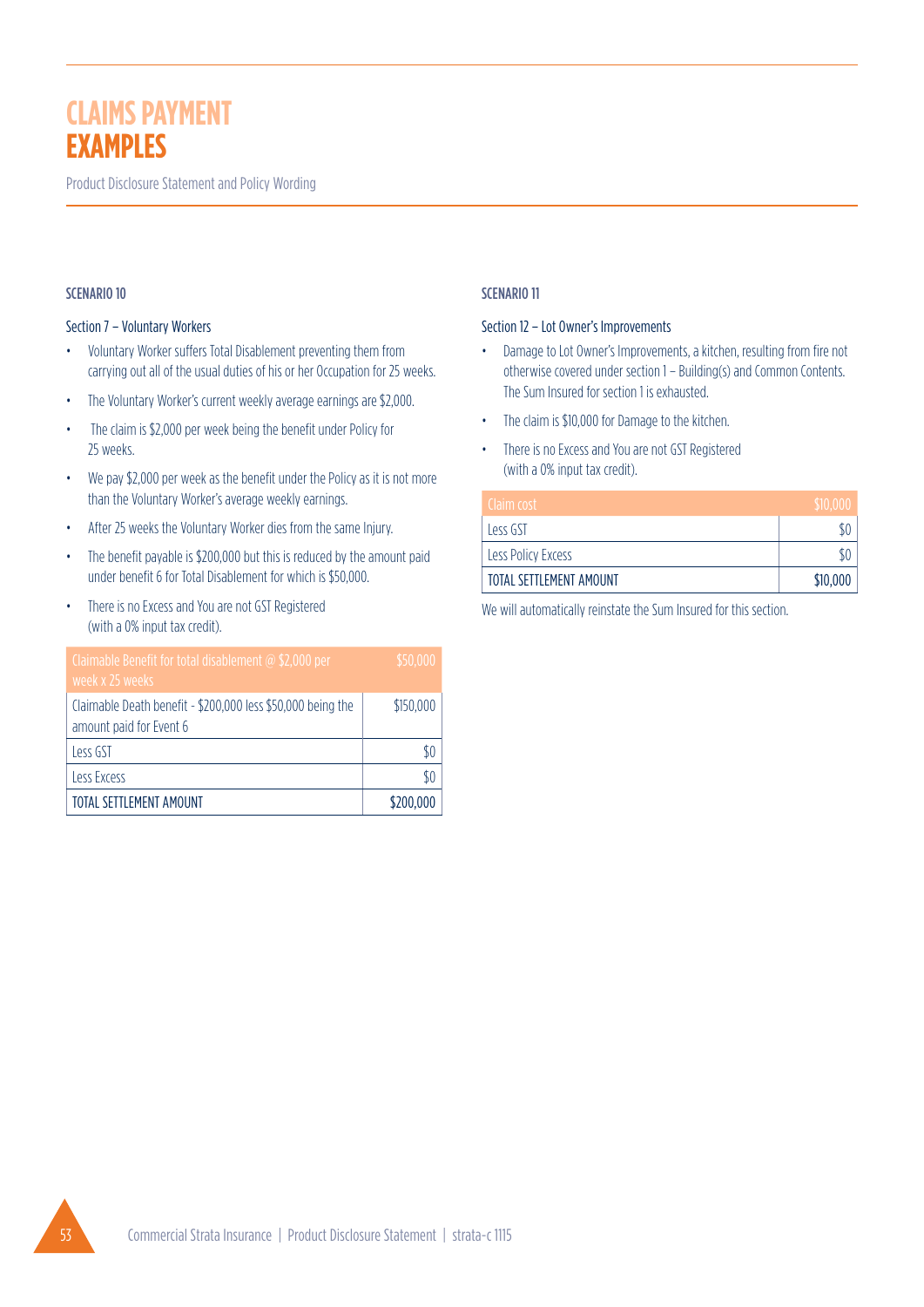# CLAIMS PAYMENT EXAMPLES

Product Disclosure Statement and Policy Wording

### SCENARIO 10

Section 7 – Voluntary Workers

- Voluntary Worker suffers Total Disablement preventing them from carrying out all of the usual duties of his or her Occupation for 25 weeks.
- The Voluntary Worker's current weekly average earnings are $2,000.
- The claim is $2,000 per week being the benefit under Policy for 25 weeks.
- We pay $2,000 per week as the benefit under the Policy as it is not more than the Voluntary Worker's average weekly earnings.
- After 25 weeks the Voluntary Worker dies from the same Injury.
- The benefit payable is $200,000 but this is reduced by the amount paid under benefit 6 for Total Disablement for which is $50,000.
- There is no Excess and You are not GST Registered (with a 0% input tax credit).

| Claimable Benefit for total disablement @ $2,000 per week x 25 weeks | $50,000 |
|---|---|
| Claimable Death benefit - $200,000 less $50,000 being the amount paid for Event 6 | $150,000 |
| Less GST | $0 |
| Less Excess | $0 |
| TOTAL SETTLEMENT AMOUNT | $200,000 |

### SCENARIO 11

Section 12 – Lot Owner's Improvements

- Damage to Lot Owner's Improvements, a kitchen, resulting from fire not otherwise covered under section 1 – Building(s) and Common Contents. The Sum Insured for section 1 is exhausted.
- The claim is $10,000 for Damage to the kitchen.
- There is no Excess and You are not GST Registered (with a 0% input tax credit).

| Claim cost | $10,000 |
|---|---|
| Less GST | $0 |
| Less Policy Excess | $0 |
| TOTAL SETTLEMENT AMOUNT | $10,000 |

We will automatically reinstate the Sum Insured for this section.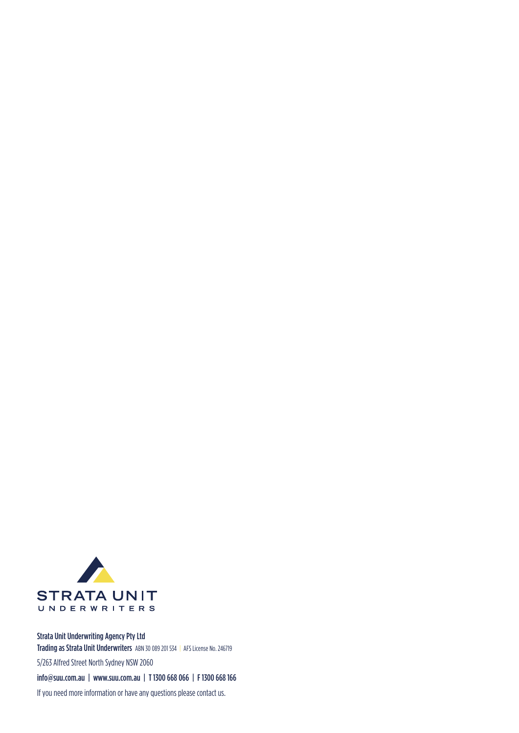STRATA UNIT
UNDERWRITERS

Strata Unit Underwriting Agency Pty Ltd

**Trading as Strata Unit Underwriters** ABN 30 089 201 534 | AFS License No. 246719

5/263 Alfred Street North Sydney NSW 2060

info@suu.com.au | www.suu.com.au | T 1300 668 066 | F 1300 668 166

If you need more information or have any questions please contact us.